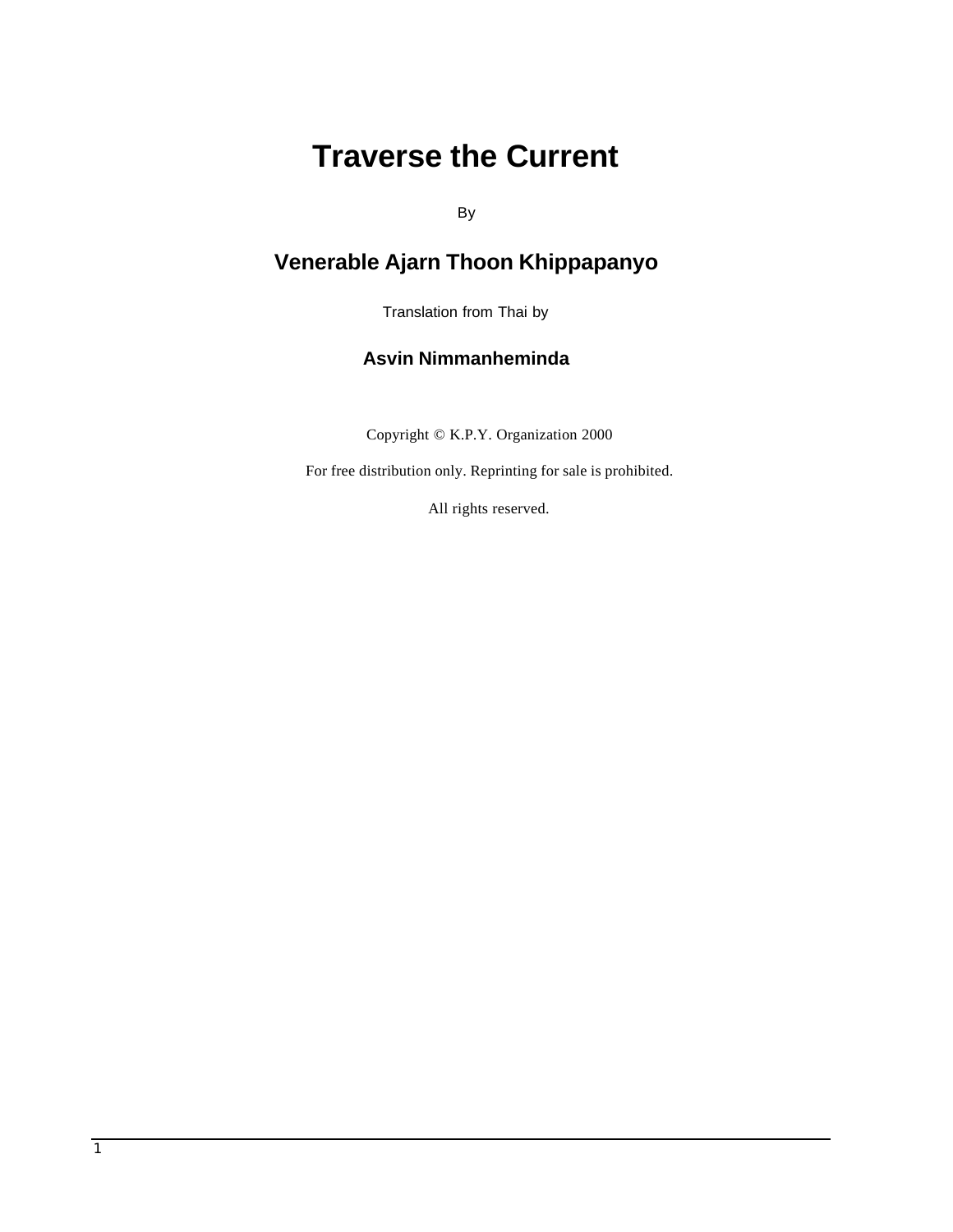# Traverse the Current

By

## Venerable Ajarn Thoon Khippapanyo

Translation from Thai by

**Asvin Nimmanheminda**

Copyright © K.P.Y. Organization 2000

For free distribution only. Reprinting for sale is prohibited.

All rights reserved.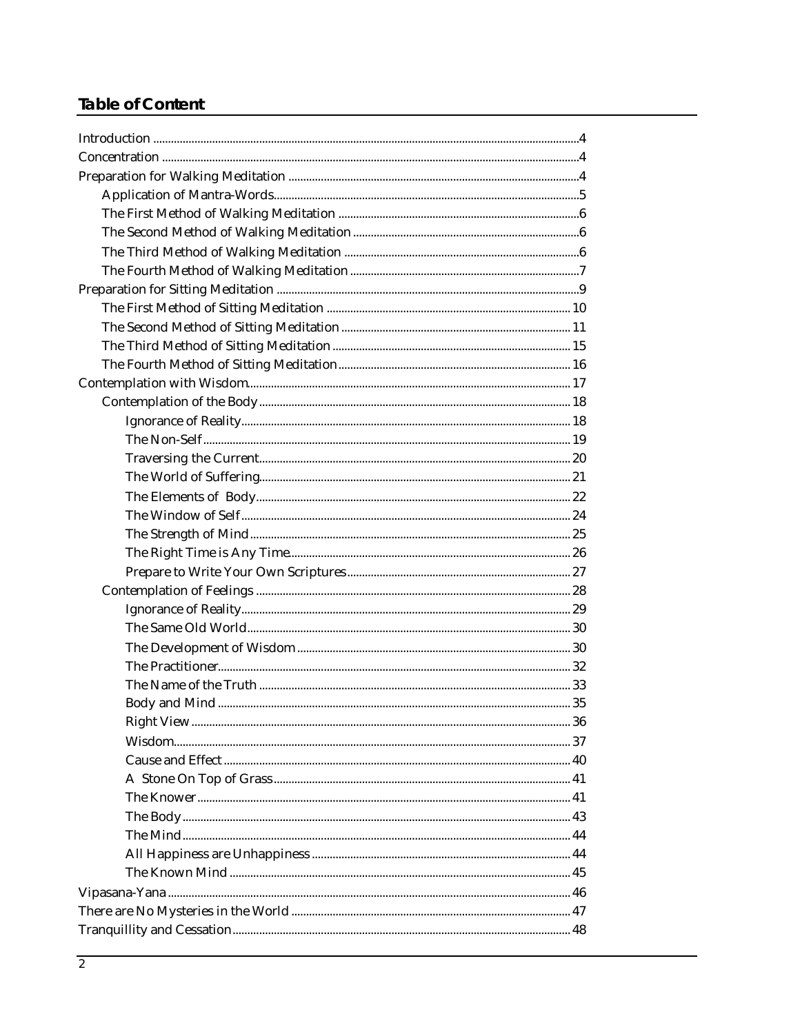## Table of Content

- Introduction ... 4
- Concentration ... 4
- Preparation for Walking Meditation ... 4
  - Application of Mantra-Words ... 5
  - The First Method of Walking Meditation ... 6
  - The Second Method of Walking Meditation ... 6
  - The Third Method of Walking Meditation ... 6
  - The Fourth Method of Walking Meditation ... 7
- Preparation for Sitting Meditation ... 9
  - The First Method of Sitting Meditation ... 10
  - The Second Method of Sitting Meditation ... 11
  - The Third Method of Sitting Meditation ... 15
  - The Fourth Method of Sitting Meditation ... 16
- Contemplation with Wisdom ... 17
  - Contemplation of the Body ... 18
    - Ignorance of Reality ... 18
    - The Non-Self ... 19
    - Traversing the Current ... 20
    - The World of Suffering ... 21
    - The Elements of Body ... 22
    - The Window of Self ... 24
    - The Strength of Mind ... 25
    - The Right Time is Any Time ... 26
    - Prepare to Write Your Own Scriptures ... 27
  - Contemplation of Feelings ... 28
    - Ignorance of Reality ... 29
    - The Same Old World ... 30
    - The Development of Wisdom ... 30
    - The Practitioner ... 32
    - The Name of the Truth ... 33
    - Body and Mind ... 35
    - Right View ... 36
    - Wisdom ... 37
    - Cause and Effect ... 40
    - A Stone On Top of Grass ... 41
    - The Knower ... 41
    - The Body ... 43
    - The Mind ... 44
    - All Happiness are Unhappiness ... 44
    - The Known Mind ... 45
- Vipasana-Yana ... 46
- There are No Mysteries in the World ... 47
- Tranquillity and Cessation ... 48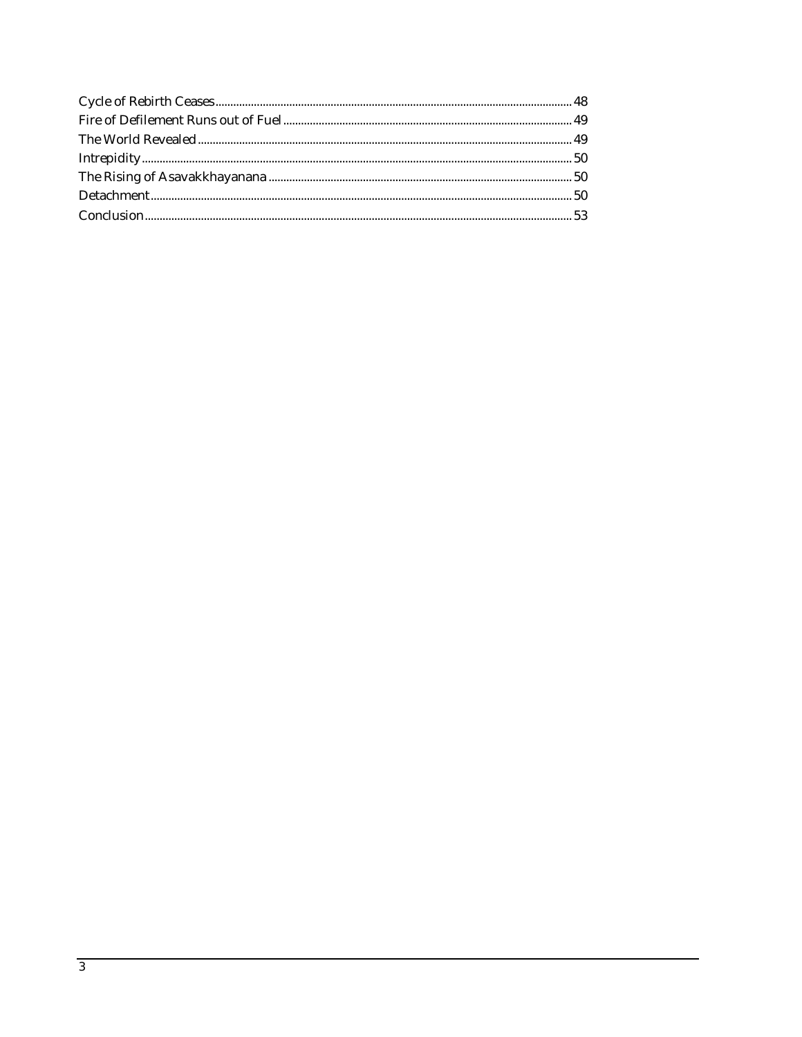Cycle of Rebirth Ceases ........ 48
Fire of Defilement Runs out of Fuel ........ 49
The World Revealed ........ 49
Intrepidity ........ 50
The Rising of Asavakkhayanana ........ 50
Detachment ........ 50
Conclusion ........ 53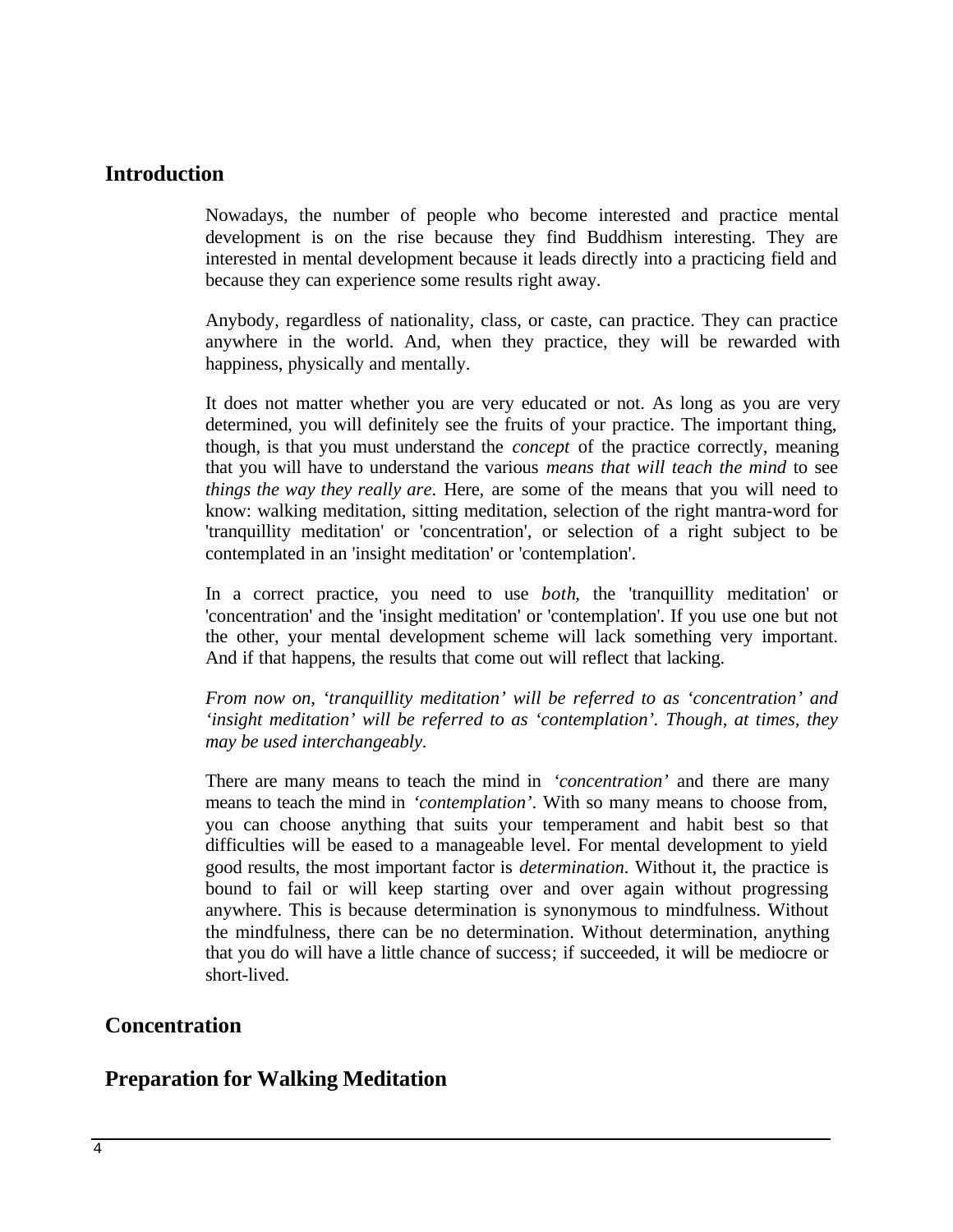## Introduction

Nowadays, the number of people who become interested and practice mental development is on the rise because they find Buddhism interesting. They are interested in mental development because it leads directly into a practicing field and because they can experience some results right away.

Anybody, regardless of nationality, class, or caste, can practice. They can practice anywhere in the world. And, when they practice, they will be rewarded with happiness, physically and mentally.

It does not matter whether you are very educated or not. As long as you are very determined, you will definitely see the fruits of your practice. The important thing, though, is that you must understand the *concept* of the practice correctly, meaning that you will have to understand the various *means that will teach the mind* to see *things the way they really are*. Here, are some of the means that you will need to know: walking meditation, sitting meditation, selection of the right mantra-word for 'tranquillity meditation' or 'concentration', or selection of a right subject to be contemplated in an 'insight meditation' or 'contemplation'.

In a correct practice, you need to use *both*, the 'tranquillity meditation' or 'concentration' and the 'insight meditation' or 'contemplation'. If you use one but not the other, your mental development scheme will lack something very important. And if that happens, the results that come out will reflect that lacking.

*From now on, 'tranquillity meditation' will be referred to as 'concentration' and 'insight meditation' will be referred to as 'contemplation'. Though, at times, they may be used interchangeably.*

There are many means to teach the mind in *'concentration'* and there are many means to teach the mind in *'contemplation'*. With so many means to choose from, you can choose anything that suits your temperament and habit best so that difficulties will be eased to a manageable level. For mental development to yield good results, the most important factor is *determination*. Without it, the practice is bound to fail or will keep starting over and over again without progressing anywhere. This is because determination is synonymous to mindfulness. Without the mindfulness, there can be no determination. Without determination, anything that you do will have a little chance of success; if succeeded, it will be mediocre or short-lived.

## Concentration

## Preparation for Walking Meditation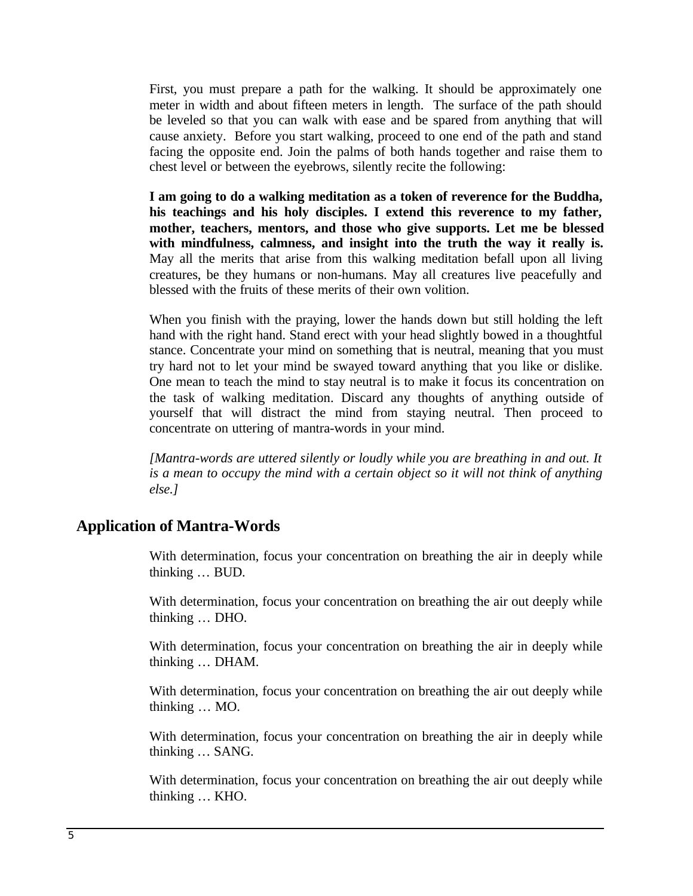First, you must prepare a path for the walking. It should be approximately one meter in width and about fifteen meters in length. The surface of the path should be leveled so that you can walk with ease and be spared from anything that will cause anxiety. Before you start walking, proceed to one end of the path and stand facing the opposite end. Join the palms of both hands together and raise them to chest level or between the eyebrows, silently recite the following:

**I am going to do a walking meditation as a token of reverence for the Buddha, his teachings and his holy disciples. I extend this reverence to my father, mother, teachers, mentors, and those who give supports. Let me be blessed with mindfulness, calmness, and insight into the truth the way it really is.** May all the merits that arise from this walking meditation befall upon all living creatures, be they humans or non-humans. May all creatures live peacefully and blessed with the fruits of these merits of their own volition.

When you finish with the praying, lower the hands down but still holding the left hand with the right hand. Stand erect with your head slightly bowed in a thoughtful stance. Concentrate your mind on something that is neutral, meaning that you must try hard not to let your mind be swayed toward anything that you like or dislike. One mean to teach the mind to stay neutral is to make it focus its concentration on the task of walking meditation. Discard any thoughts of anything outside of yourself that will distract the mind from staying neutral. Then proceed to concentrate on uttering of mantra-words in your mind.

*[Mantra-words are uttered silently or loudly while you are breathing in and out. It is a mean to occupy the mind with a certain object so it will not think of anything else.]*

## Application of Mantra-Words

With determination, focus your concentration on breathing the air in deeply while thinking … BUD.

With determination, focus your concentration on breathing the air out deeply while thinking … DHO.

With determination, focus your concentration on breathing the air in deeply while thinking … DHAM.

With determination, focus your concentration on breathing the air out deeply while thinking … MO.

With determination, focus your concentration on breathing the air in deeply while thinking … SANG.

With determination, focus your concentration on breathing the air out deeply while thinking … KHO.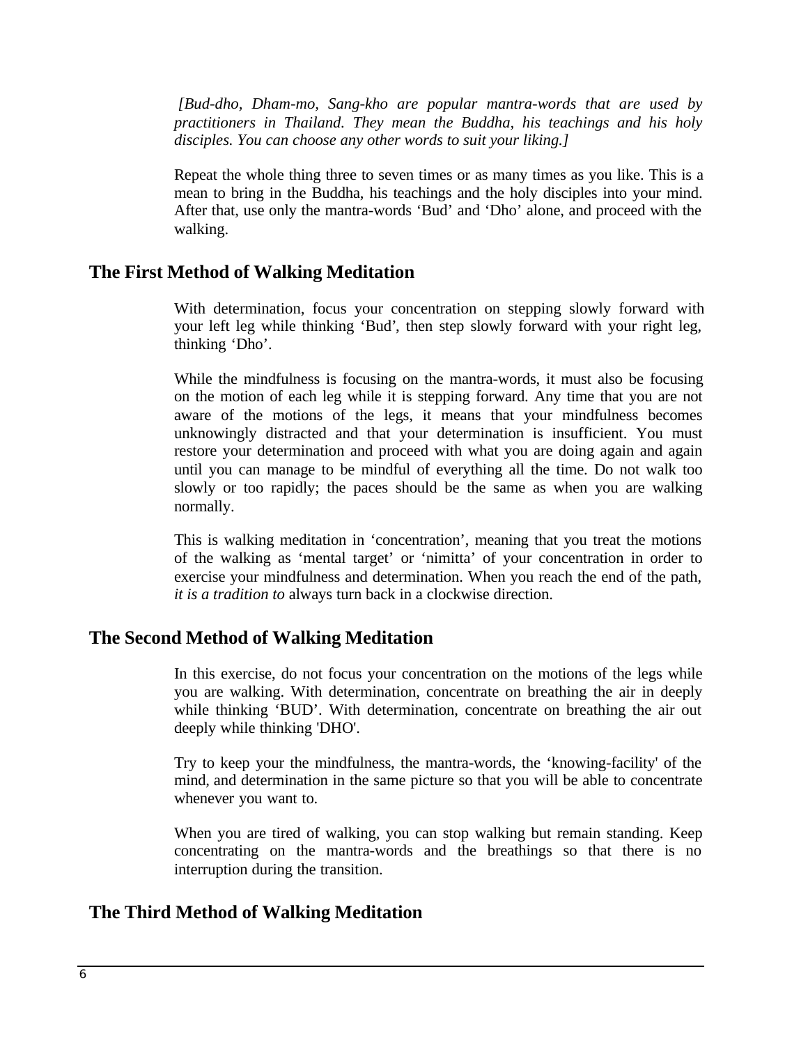*[Bud-dho, Dham-mo, Sang-kho are popular mantra-words that are used by practitioners in Thailand. They mean the Buddha, his teachings and his holy disciples. You can choose any other words to suit your liking.]*

Repeat the whole thing three to seven times or as many times as you like. This is a mean to bring in the Buddha, his teachings and the holy disciples into your mind. After that, use only the mantra-words 'Bud' and 'Dho' alone, and proceed with the walking.

## The First Method of Walking Meditation

With determination, focus your concentration on stepping slowly forward with your left leg while thinking 'Bud', then step slowly forward with your right leg, thinking 'Dho'.

While the mindfulness is focusing on the mantra-words, it must also be focusing on the motion of each leg while it is stepping forward. Any time that you are not aware of the motions of the legs, it means that your mindfulness becomes unknowingly distracted and that your determination is insufficient. You must restore your determination and proceed with what you are doing again and again until you can manage to be mindful of everything all the time. Do not walk too slowly or too rapidly; the paces should be the same as when you are walking normally.

This is walking meditation in 'concentration', meaning that you treat the motions of the walking as 'mental target' or 'nimitta' of your concentration in order to exercise your mindfulness and determination. When you reach the end of the path, *it is a tradition to* always turn back in a clockwise direction.

## The Second Method of Walking Meditation

In this exercise, do not focus your concentration on the motions of the legs while you are walking. With determination, concentrate on breathing the air in deeply while thinking 'BUD'. With determination, concentrate on breathing the air out deeply while thinking 'DHO'.

Try to keep your the mindfulness, the mantra-words, the 'knowing-facility' of the mind, and determination in the same picture so that you will be able to concentrate whenever you want to.

When you are tired of walking, you can stop walking but remain standing. Keep concentrating on the mantra-words and the breathings so that there is no interruption during the transition.

## The Third Method of Walking Meditation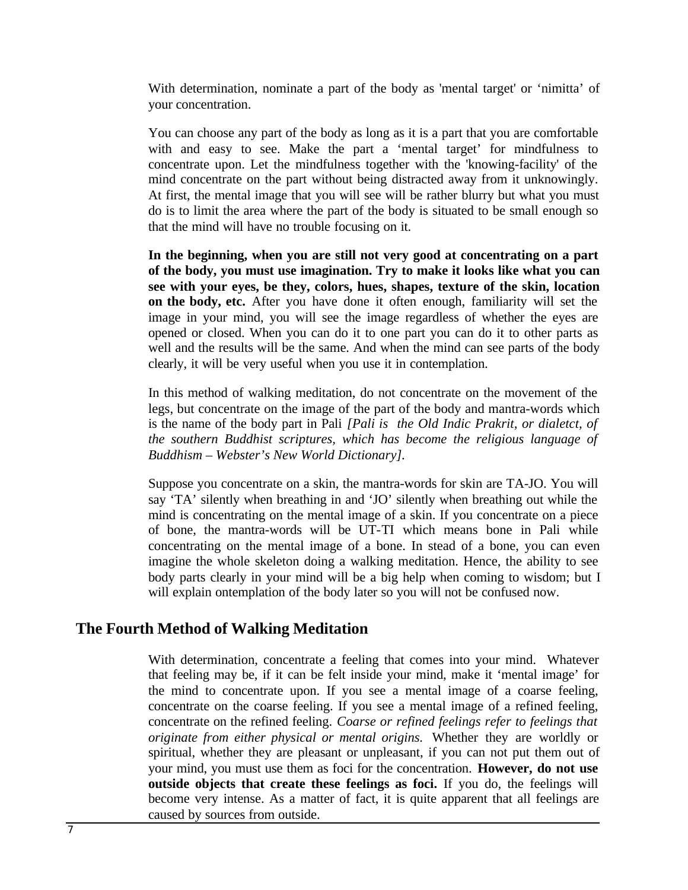With determination, nominate a part of the body as 'mental target' or 'nimitta' of your concentration.

You can choose any part of the body as long as it is a part that you are comfortable with and easy to see. Make the part a 'mental target' for mindfulness to concentrate upon. Let the mindfulness together with the 'knowing-facility' of the mind concentrate on the part without being distracted away from it unknowingly. At first, the mental image that you will see will be rather blurry but what you must do is to limit the area where the part of the body is situated to be small enough so that the mind will have no trouble focusing on it.

**In the beginning, when you are still not very good at concentrating on a part of the body, you must use imagination. Try to make it looks like what you can see with your eyes, be they, colors, hues, shapes, texture of the skin, location on the body, etc.** After you have done it often enough, familiarity will set the image in your mind, you will see the image regardless of whether the eyes are opened or closed. When you can do it to one part you can do it to other parts as well and the results will be the same. And when the mind can see parts of the body clearly, it will be very useful when you use it in contemplation.

In this method of walking meditation, do not concentrate on the movement of the legs, but concentrate on the image of the part of the body and mantra-words which is the name of the body part in Pali *[Pali is the Old Indic Prakrit, or dialetct, of the southern Buddhist scriptures, which has become the religious language of Buddhism – Webster's New World Dictionary]*.

Suppose you concentrate on a skin, the mantra-words for skin are TA-JO. You will say 'TA' silently when breathing in and 'JO' silently when breathing out while the mind is concentrating on the mental image of a skin. If you concentrate on a piece of bone, the mantra-words will be UT-TI which means bone in Pali while concentrating on the mental image of a bone. In stead of a bone, you can even imagine the whole skeleton doing a walking meditation. Hence, the ability to see body parts clearly in your mind will be a big help when coming to wisdom; but I will explain ontemplation of the body later so you will not be confused now.

## The Fourth Method of Walking Meditation

With determination, concentrate a feeling that comes into your mind. Whatever that feeling may be, if it can be felt inside your mind, make it 'mental image' for the mind to concentrate upon. If you see a mental image of a coarse feeling, concentrate on the coarse feeling. If you see a mental image of a refined feeling, concentrate on the refined feeling. *Coarse or refined feelings refer to feelings that originate from either physical or mental origins.* Whether they are worldly or spiritual, whether they are pleasant or unpleasant, if you can not put them out of your mind, you must use them as foci for the concentration. **However, do not use outside objects that create these feelings as foci.** If you do, the feelings will become very intense. As a matter of fact, it is quite apparent that all feelings are caused by sources from outside.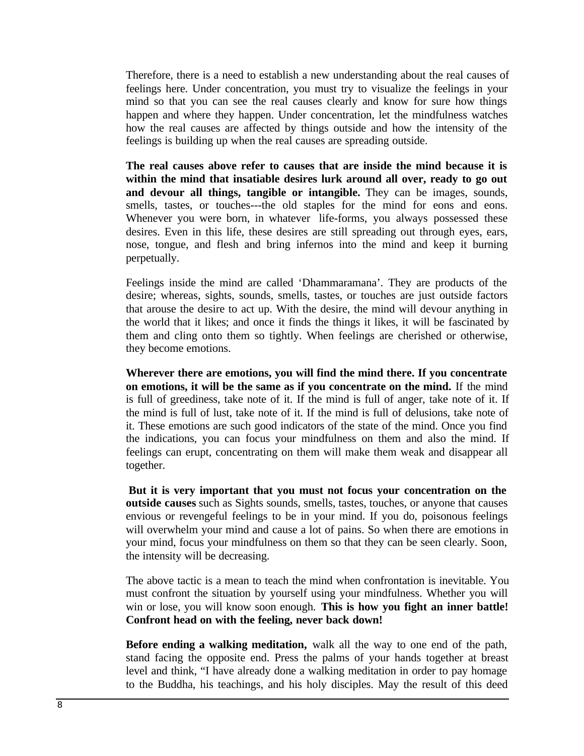Therefore, there is a need to establish a new understanding about the real causes of feelings here. Under concentration, you must try to visualize the feelings in your mind so that you can see the real causes clearly and know for sure how things happen and where they happen. Under concentration, let the mindfulness watches how the real causes are affected by things outside and how the intensity of the feelings is building up when the real causes are spreading outside.

**The real causes above refer to causes that are inside the mind because it is within the mind that insatiable desires lurk around all over, ready to go out and devour all things, tangible or intangible.** They can be images, sounds, smells, tastes, or touches---the old staples for the mind for eons and eons. Whenever you were born, in whatever life-forms, you always possessed these desires. Even in this life, these desires are still spreading out through eyes, ears, nose, tongue, and flesh and bring infernos into the mind and keep it burning perpetually.

Feelings inside the mind are called 'Dhammaramana'. They are products of the desire; whereas, sights, sounds, smells, tastes, or touches are just outside factors that arouse the desire to act up. With the desire, the mind will devour anything in the world that it likes; and once it finds the things it likes, it will be fascinated by them and cling onto them so tightly. When feelings are cherished or otherwise, they become emotions.

**Wherever there are emotions, you will find the mind there. If you concentrate on emotions, it will be the same as if you concentrate on the mind.** If the mind is full of greediness, take note of it. If the mind is full of anger, take note of it. If the mind is full of lust, take note of it. If the mind is full of delusions, take note of it. These emotions are such good indicators of the state of the mind. Once you find the indications, you can focus your mindfulness on them and also the mind. If feelings can erupt, concentrating on them will make them weak and disappear all together.

**But it is very important that you must not focus your concentration on the outside causes** such as Sights sounds, smells, tastes, touches, or anyone that causes envious or revengeful feelings to be in your mind. If you do, poisonous feelings will overwhelm your mind and cause a lot of pains. So when there are emotions in your mind, focus your mindfulness on them so that they can be seen clearly. Soon, the intensity will be decreasing.

The above tactic is a mean to teach the mind when confrontation is inevitable. You must confront the situation by yourself using your mindfulness. Whether you will win or lose, you will know soon enough. **This is how you fight an inner battle! Confront head on with the feeling, never back down!**

**Before ending a walking meditation,** walk all the way to one end of the path, stand facing the opposite end. Press the palms of your hands together at breast level and think, "I have already done a walking meditation in order to pay homage to the Buddha, his teachings, and his holy disciples. May the result of this deed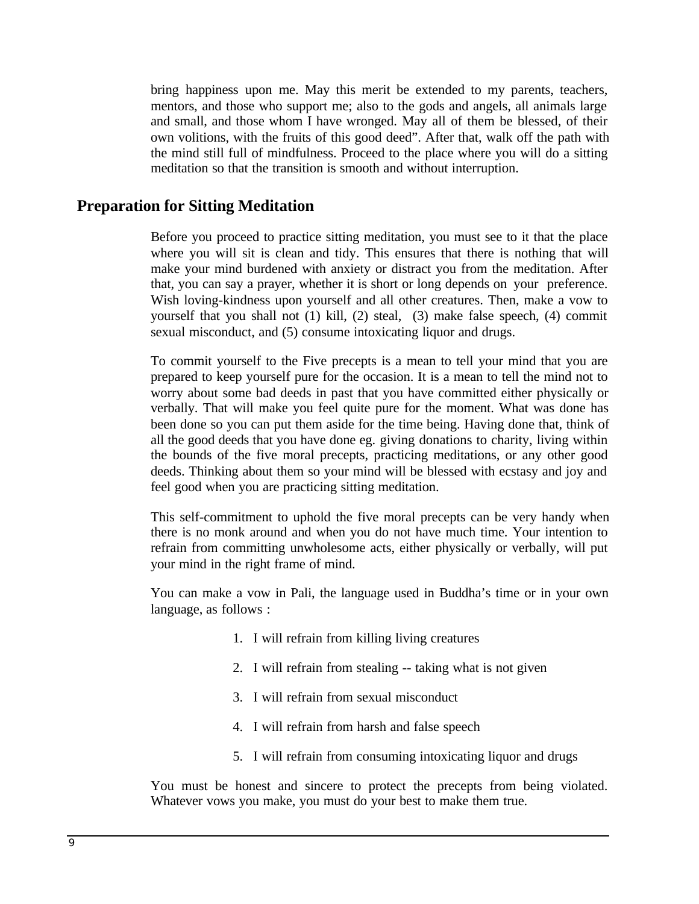bring happiness upon me. May this merit be extended to my parents, teachers, mentors, and those who support me; also to the gods and angels, all animals large and small, and those whom I have wronged. May all of them be blessed, of their own volitions, with the fruits of this good deed". After that, walk off the path with the mind still full of mindfulness. Proceed to the place where you will do a sitting meditation so that the transition is smooth and without interruption.

## Preparation for Sitting Meditation

Before you proceed to practice sitting meditation, you must see to it that the place where you will sit is clean and tidy. This ensures that there is nothing that will make your mind burdened with anxiety or distract you from the meditation. After that, you can say a prayer, whether it is short or long depends on your preference. Wish loving-kindness upon yourself and all other creatures. Then, make a vow to yourself that you shall not (1) kill, (2) steal, (3) make false speech, (4) commit sexual misconduct, and (5) consume intoxicating liquor and drugs.

To commit yourself to the Five precepts is a mean to tell your mind that you are prepared to keep yourself pure for the occasion. It is a mean to tell the mind not to worry about some bad deeds in past that you have committed either physically or verbally. That will make you feel quite pure for the moment. What was done has been done so you can put them aside for the time being. Having done that, think of all the good deeds that you have done eg. giving donations to charity, living within the bounds of the five moral precepts, practicing meditations, or any other good deeds. Thinking about them so your mind will be blessed with ecstasy and joy and feel good when you are practicing sitting meditation.

This self-commitment to uphold the five moral precepts can be very handy when there is no monk around and when you do not have much time. Your intention to refrain from committing unwholesome acts, either physically or verbally, will put your mind in the right frame of mind.

You can make a vow in Pali, the language used in Buddha's time or in your own language, as follows :

1. I will refrain from killing living creatures
2. I will refrain from stealing -- taking what is not given
3. I will refrain from sexual misconduct
4. I will refrain from harsh and false speech
5. I will refrain from consuming intoxicating liquor and drugs

You must be honest and sincere to protect the precepts from being violated. Whatever vows you make, you must do your best to make them true.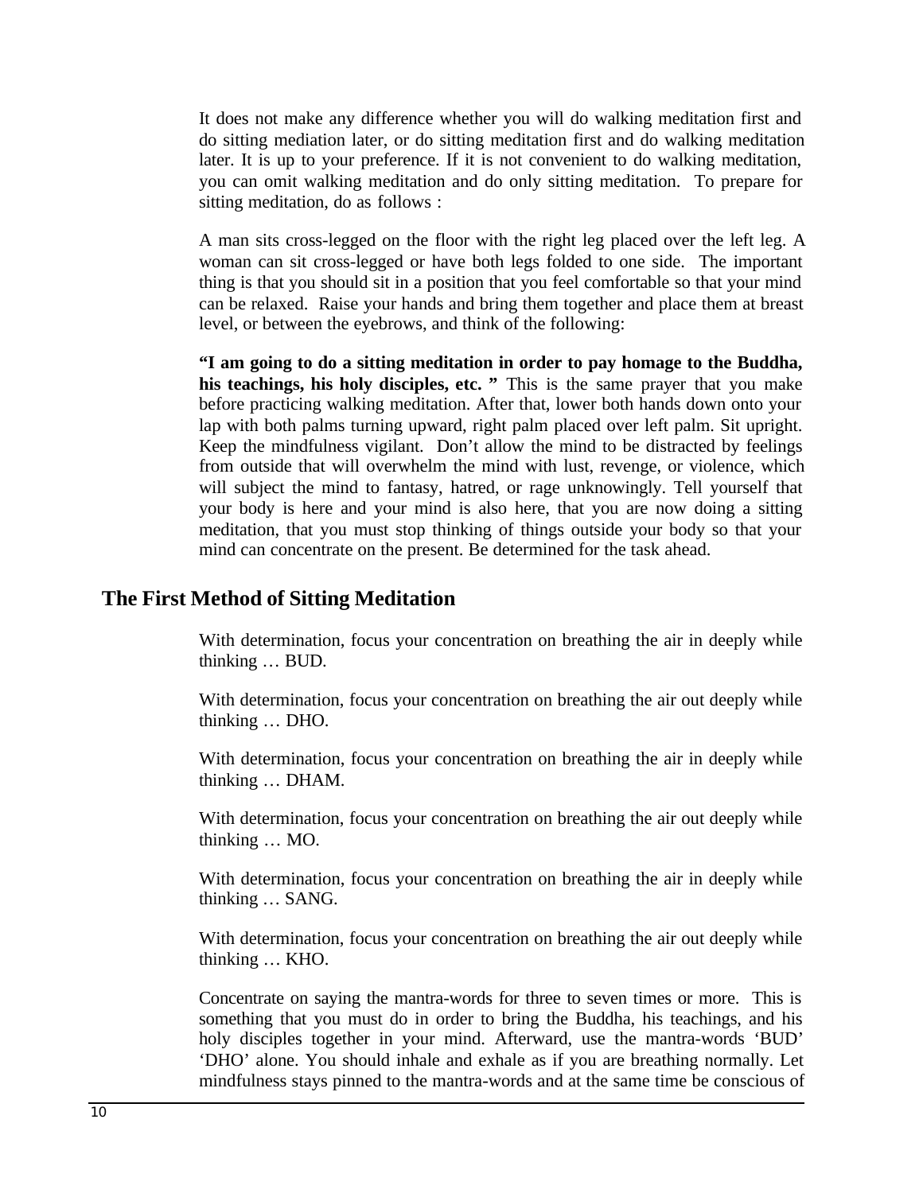It does not make any difference whether you will do walking meditation first and do sitting mediation later, or do sitting meditation first and do walking meditation later. It is up to your preference. If it is not convenient to do walking meditation, you can omit walking meditation and do only sitting meditation. To prepare for sitting meditation, do as follows :

A man sits cross-legged on the floor with the right leg placed over the left leg. A woman can sit cross-legged or have both legs folded to one side. The important thing is that you should sit in a position that you feel comfortable so that your mind can be relaxed. Raise your hands and bring them together and place them at breast level, or between the eyebrows, and think of the following:

**"I am going to do a sitting meditation in order to pay homage to the Buddha, his teachings, his holy disciples, etc. "** This is the same prayer that you make before practicing walking meditation. After that, lower both hands down onto your lap with both palms turning upward, right palm placed over left palm. Sit upright. Keep the mindfulness vigilant. Don't allow the mind to be distracted by feelings from outside that will overwhelm the mind with lust, revenge, or violence, which will subject the mind to fantasy, hatred, or rage unknowingly. Tell yourself that your body is here and your mind is also here, that you are now doing a sitting meditation, that you must stop thinking of things outside your body so that your mind can concentrate on the present. Be determined for the task ahead.

## The First Method of Sitting Meditation

With determination, focus your concentration on breathing the air in deeply while thinking … BUD.

With determination, focus your concentration on breathing the air out deeply while thinking … DHO.

With determination, focus your concentration on breathing the air in deeply while thinking … DHAM.

With determination, focus your concentration on breathing the air out deeply while thinking … MO.

With determination, focus your concentration on breathing the air in deeply while thinking … SANG.

With determination, focus your concentration on breathing the air out deeply while thinking … KHO.

Concentrate on saying the mantra-words for three to seven times or more. This is something that you must do in order to bring the Buddha, his teachings, and his holy disciples together in your mind. Afterward, use the mantra-words 'BUD' 'DHO' alone. You should inhale and exhale as if you are breathing normally. Let mindfulness stays pinned to the mantra-words and at the same time be conscious of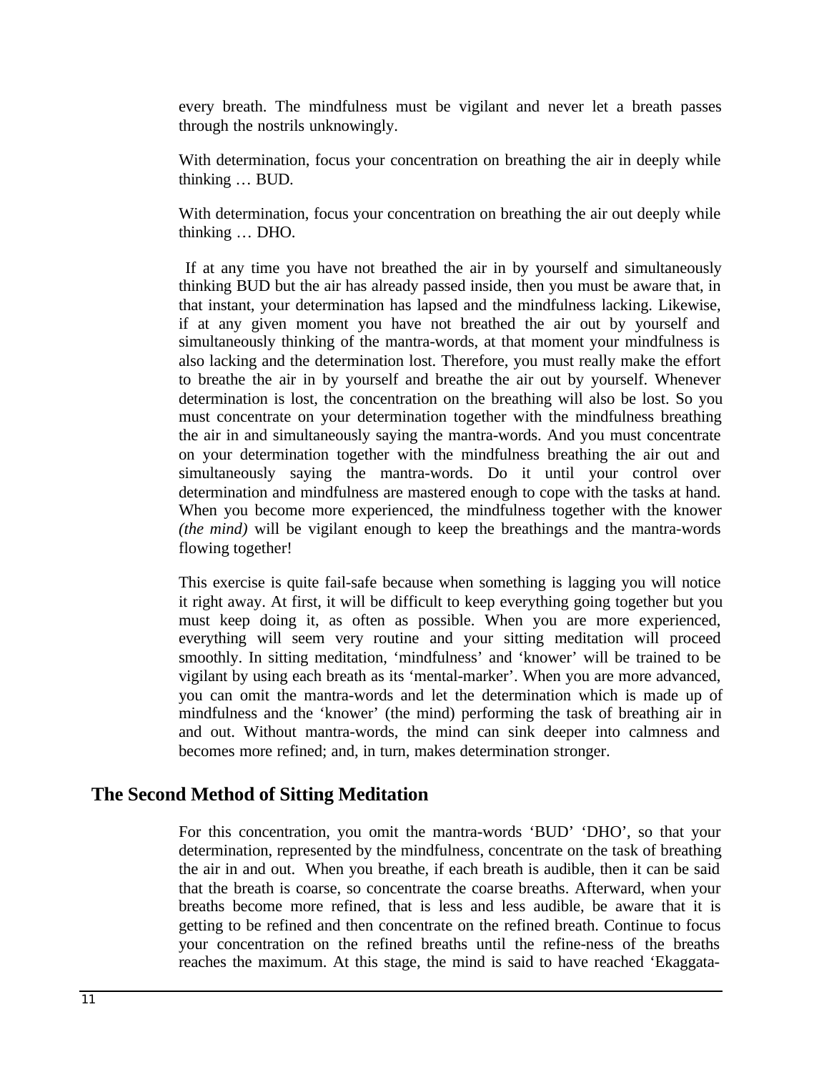every breath. The mindfulness must be vigilant and never let a breath passes through the nostrils unknowingly.

With determination, focus your concentration on breathing the air in deeply while thinking … BUD.

With determination, focus your concentration on breathing the air out deeply while thinking … DHO.

If at any time you have not breathed the air in by yourself and simultaneously thinking BUD but the air has already passed inside, then you must be aware that, in that instant, your determination has lapsed and the mindfulness lacking. Likewise, if at any given moment you have not breathed the air out by yourself and simultaneously thinking of the mantra-words, at that moment your mindfulness is also lacking and the determination lost. Therefore, you must really make the effort to breathe the air in by yourself and breathe the air out by yourself. Whenever determination is lost, the concentration on the breathing will also be lost. So you must concentrate on your determination together with the mindfulness breathing the air in and simultaneously saying the mantra-words. And you must concentrate on your determination together with the mindfulness breathing the air out and simultaneously saying the mantra-words. Do it until your control over determination and mindfulness are mastered enough to cope with the tasks at hand. When you become more experienced, the mindfulness together with the knower *(the mind)* will be vigilant enough to keep the breathings and the mantra-words flowing together!

This exercise is quite fail-safe because when something is lagging you will notice it right away. At first, it will be difficult to keep everything going together but you must keep doing it, as often as possible. When you are more experienced, everything will seem very routine and your sitting meditation will proceed smoothly. In sitting meditation, 'mindfulness' and 'knower' will be trained to be vigilant by using each breath as its 'mental-marker'. When you are more advanced, you can omit the mantra-words and let the determination which is made up of mindfulness and the 'knower' (the mind) performing the task of breathing air in and out. Without mantra-words, the mind can sink deeper into calmness and becomes more refined; and, in turn, makes determination stronger.

## The Second Method of Sitting Meditation

For this concentration, you omit the mantra-words 'BUD' 'DHO', so that your determination, represented by the mindfulness, concentrate on the task of breathing the air in and out. When you breathe, if each breath is audible, then it can be said that the breath is coarse, so concentrate the coarse breaths. Afterward, when your breaths become more refined, that is less and less audible, be aware that it is getting to be refined and then concentrate on the refined breath. Continue to focus your concentration on the refined breaths until the refine-ness of the breaths reaches the maximum. At this stage, the mind is said to have reached 'Ekaggata-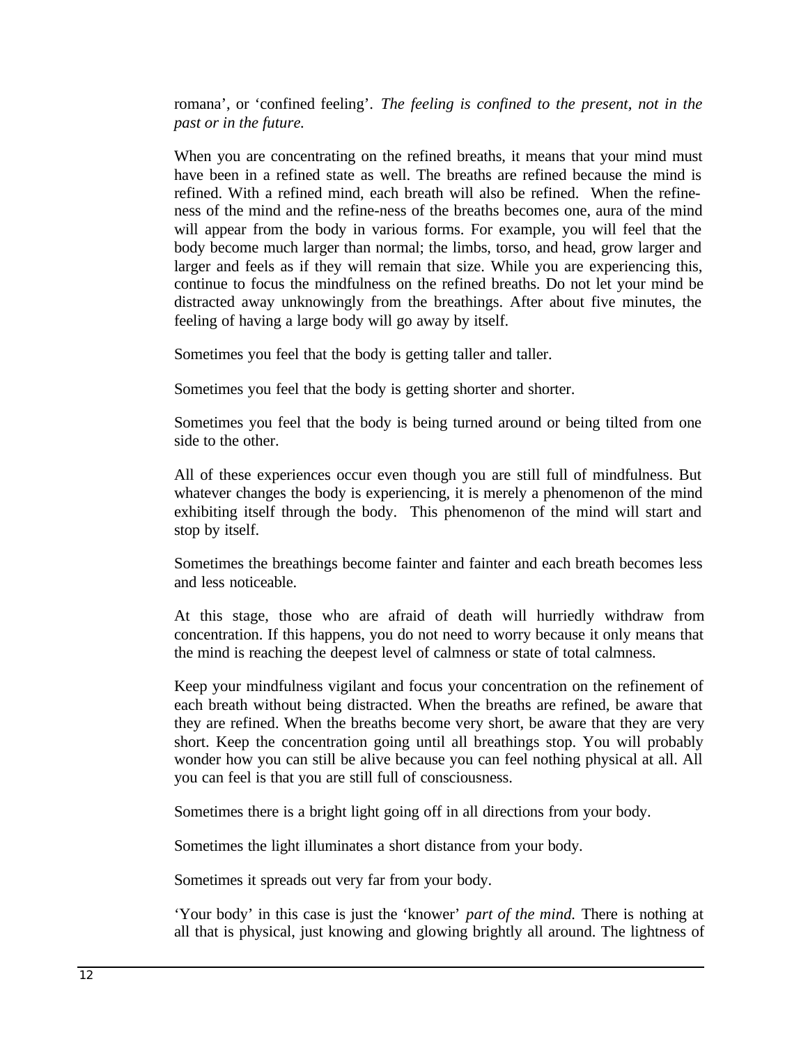romana', or 'confined feeling'. *The feeling is confined to the present, not in the past or in the future.*

When you are concentrating on the refined breaths, it means that your mind must have been in a refined state as well. The breaths are refined because the mind is refined. With a refined mind, each breath will also be refined. When the refine-ness of the mind and the refine-ness of the breaths becomes one, aura of the mind will appear from the body in various forms. For example, you will feel that the body become much larger than normal; the limbs, torso, and head, grow larger and larger and feels as if they will remain that size. While you are experiencing this, continue to focus the mindfulness on the refined breaths. Do not let your mind be distracted away unknowingly from the breathings. After about five minutes, the feeling of having a large body will go away by itself.

Sometimes you feel that the body is getting taller and taller.

Sometimes you feel that the body is getting shorter and shorter.

Sometimes you feel that the body is being turned around or being tilted from one side to the other.

All of these experiences occur even though you are still full of mindfulness. But whatever changes the body is experiencing, it is merely a phenomenon of the mind exhibiting itself through the body. This phenomenon of the mind will start and stop by itself.

Sometimes the breathings become fainter and fainter and each breath becomes less and less noticeable.

At this stage, those who are afraid of death will hurriedly withdraw from concentration. If this happens, you do not need to worry because it only means that the mind is reaching the deepest level of calmness or state of total calmness.

Keep your mindfulness vigilant and focus your concentration on the refinement of each breath without being distracted. When the breaths are refined, be aware that they are refined. When the breaths become very short, be aware that they are very short. Keep the concentration going until all breathings stop. You will probably wonder how you can still be alive because you can feel nothing physical at all. All you can feel is that you are still full of consciousness.

Sometimes there is a bright light going off in all directions from your body.

Sometimes the light illuminates a short distance from your body.

Sometimes it spreads out very far from your body.

'Your body' in this case is just the 'knower' *part of the mind.* There is nothing at all that is physical, just knowing and glowing brightly all around. The lightness of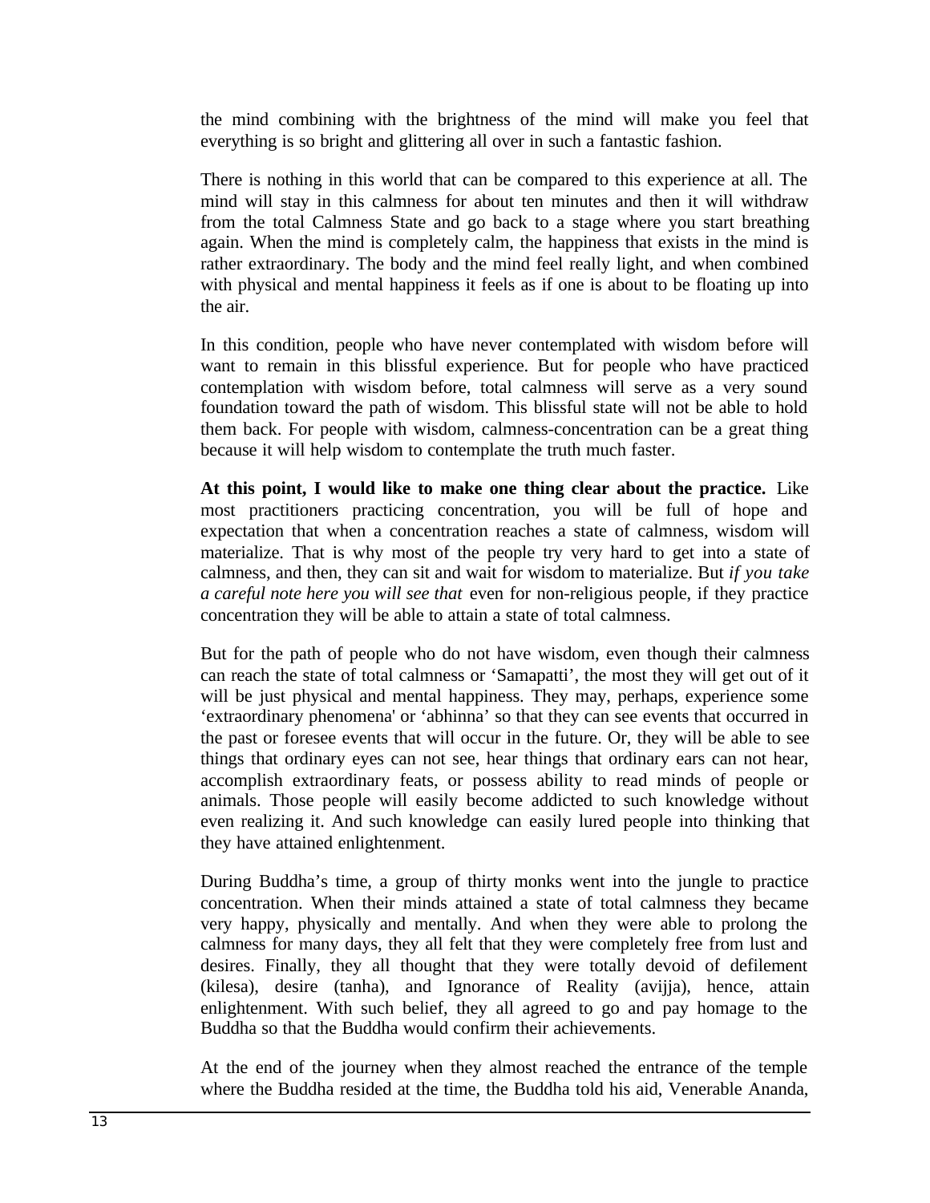the mind combining with the brightness of the mind will make you feel that everything is so bright and glittering all over in such a fantastic fashion.

There is nothing in this world that can be compared to this experience at all. The mind will stay in this calmness for about ten minutes and then it will withdraw from the total Calmness State and go back to a stage where you start breathing again. When the mind is completely calm, the happiness that exists in the mind is rather extraordinary. The body and the mind feel really light, and when combined with physical and mental happiness it feels as if one is about to be floating up into the air.

In this condition, people who have never contemplated with wisdom before will want to remain in this blissful experience. But for people who have practiced contemplation with wisdom before, total calmness will serve as a very sound foundation toward the path of wisdom. This blissful state will not be able to hold them back. For people with wisdom, calmness-concentration can be a great thing because it will help wisdom to contemplate the truth much faster.

**At this point, I would like to make one thing clear about the practice.** Like most practitioners practicing concentration, you will be full of hope and expectation that when a concentration reaches a state of calmness, wisdom will materialize. That is why most of the people try very hard to get into a state of calmness, and then, they can sit and wait for wisdom to materialize. But *if you take a careful note here you will see that* even for non-religious people, if they practice concentration they will be able to attain a state of total calmness.

But for the path of people who do not have wisdom, even though their calmness can reach the state of total calmness or 'Samapatti', the most they will get out of it will be just physical and mental happiness. They may, perhaps, experience some 'extraordinary phenomena' or 'abhinna' so that they can see events that occurred in the past or foresee events that will occur in the future. Or, they will be able to see things that ordinary eyes can not see, hear things that ordinary ears can not hear, accomplish extraordinary feats, or possess ability to read minds of people or animals. Those people will easily become addicted to such knowledge without even realizing it. And such knowledge can easily lured people into thinking that they have attained enlightenment.

During Buddha's time, a group of thirty monks went into the jungle to practice concentration. When their minds attained a state of total calmness they became very happy, physically and mentally. And when they were able to prolong the calmness for many days, they all felt that they were completely free from lust and desires. Finally, they all thought that they were totally devoid of defilement (kilesa), desire (tanha), and Ignorance of Reality (avijja), hence, attain enlightenment. With such belief, they all agreed to go and pay homage to the Buddha so that the Buddha would confirm their achievements.

At the end of the journey when they almost reached the entrance of the temple where the Buddha resided at the time, the Buddha told his aid, Venerable Ananda,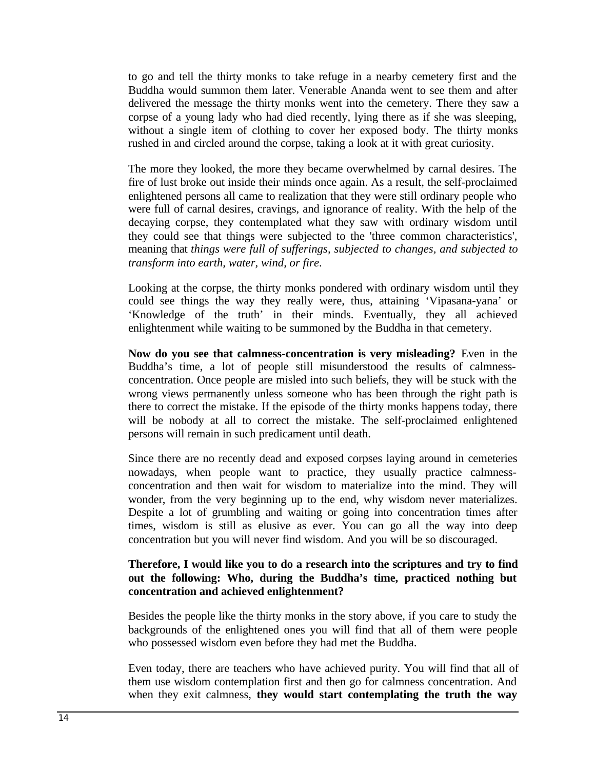to go and tell the thirty monks to take refuge in a nearby cemetery first and the Buddha would summon them later. Venerable Ananda went to see them and after delivered the message the thirty monks went into the cemetery. There they saw a corpse of a young lady who had died recently, lying there as if she was sleeping, without a single item of clothing to cover her exposed body. The thirty monks rushed in and circled around the corpse, taking a look at it with great curiosity.

The more they looked, the more they became overwhelmed by carnal desires. The fire of lust broke out inside their minds once again. As a result, the self-proclaimed enlightened persons all came to realization that they were still ordinary people who were full of carnal desires, cravings, and ignorance of reality. With the help of the decaying corpse, they contemplated what they saw with ordinary wisdom until they could see that things were subjected to the 'three common characteristics', meaning that *things were full of sufferings, subjected to changes, and subjected to transform into earth, water, wind, or fire*.

Looking at the corpse, the thirty monks pondered with ordinary wisdom until they could see things the way they really were, thus, attaining 'Vipasana-yana' or 'Knowledge of the truth' in their minds. Eventually, they all achieved enlightenment while waiting to be summoned by the Buddha in that cemetery.

**Now do you see that calmness-concentration is very misleading?** Even in the Buddha's time, a lot of people still misunderstood the results of calmness-concentration. Once people are misled into such beliefs, they will be stuck with the wrong views permanently unless someone who has been through the right path is there to correct the mistake. If the episode of the thirty monks happens today, there will be nobody at all to correct the mistake. The self-proclaimed enlightened persons will remain in such predicament until death.

Since there are no recently dead and exposed corpses laying around in cemeteries nowadays, when people want to practice, they usually practice calmness-concentration and then wait for wisdom to materialize into the mind. They will wonder, from the very beginning up to the end, why wisdom never materializes. Despite a lot of grumbling and waiting or going into concentration times after times, wisdom is still as elusive as ever. You can go all the way into deep concentration but you will never find wisdom. And you will be so discouraged.

**Therefore, I would like you to do a research into the scriptures and try to find out the following: Who, during the Buddha's time, practiced nothing but concentration and achieved enlightenment?**

Besides the people like the thirty monks in the story above, if you care to study the backgrounds of the enlightened ones you will find that all of them were people who possessed wisdom even before they had met the Buddha.

Even today, there are teachers who have achieved purity. You will find that all of them use wisdom contemplation first and then go for calmness concentration. And when they exit calmness, **they would start contemplating the truth the way**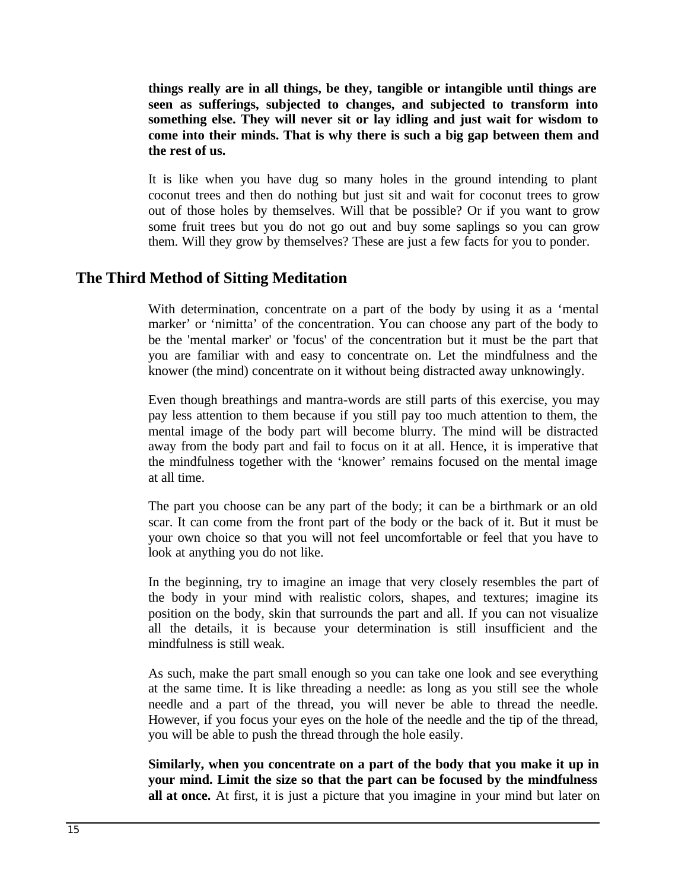**things really are in all things, be they, tangible or intangible until things are seen as sufferings, subjected to changes, and subjected to transform into something else. They will never sit or lay idling and just wait for wisdom to come into their minds. That is why there is such a big gap between them and the rest of us.**

It is like when you have dug so many holes in the ground intending to plant coconut trees and then do nothing but just sit and wait for coconut trees to grow out of those holes by themselves. Will that be possible? Or if you want to grow some fruit trees but you do not go out and buy some saplings so you can grow them. Will they grow by themselves? These are just a few facts for you to ponder.

## The Third Method of Sitting Meditation

With determination, concentrate on a part of the body by using it as a 'mental marker' or 'nimitta' of the concentration. You can choose any part of the body to be the 'mental marker' or 'focus' of the concentration but it must be the part that you are familiar with and easy to concentrate on. Let the mindfulness and the knower (the mind) concentrate on it without being distracted away unknowingly.

Even though breathings and mantra-words are still parts of this exercise, you may pay less attention to them because if you still pay too much attention to them, the mental image of the body part will become blurry. The mind will be distracted away from the body part and fail to focus on it at all. Hence, it is imperative that the mindfulness together with the 'knower' remains focused on the mental image at all time.

The part you choose can be any part of the body; it can be a birthmark or an old scar. It can come from the front part of the body or the back of it. But it must be your own choice so that you will not feel uncomfortable or feel that you have to look at anything you do not like.

In the beginning, try to imagine an image that very closely resembles the part of the body in your mind with realistic colors, shapes, and textures; imagine its position on the body, skin that surrounds the part and all. If you can not visualize all the details, it is because your determination is still insufficient and the mindfulness is still weak.

As such, make the part small enough so you can take one look and see everything at the same time. It is like threading a needle: as long as you still see the whole needle and a part of the thread, you will never be able to thread the needle. However, if you focus your eyes on the hole of the needle and the tip of the thread, you will be able to push the thread through the hole easily.

**Similarly, when you concentrate on a part of the body that you make it up in your mind. Limit the size so that the part can be focused by the mindfulness all at once.** At first, it is just a picture that you imagine in your mind but later on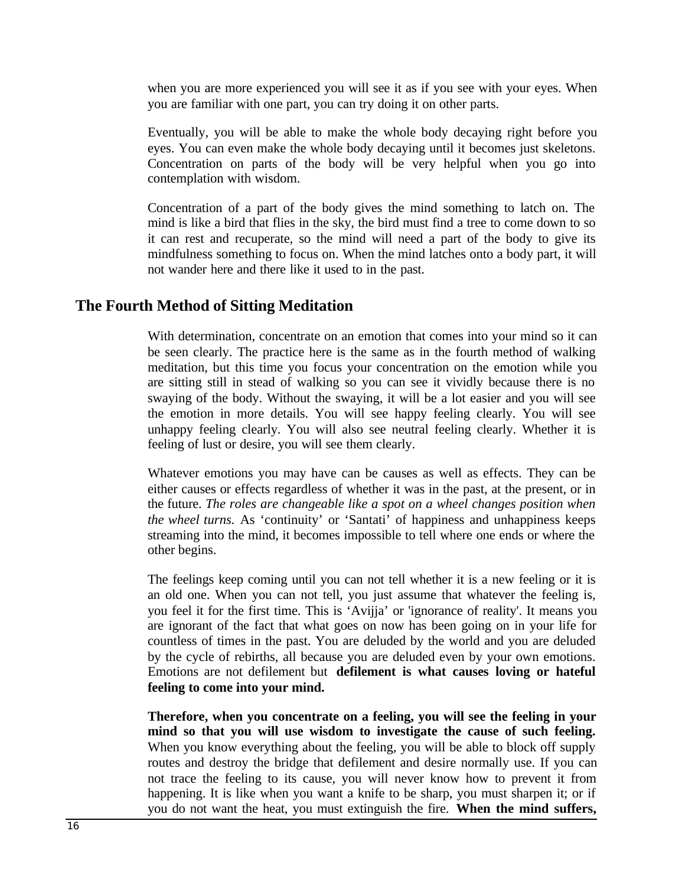when you are more experienced you will see it as if you see with your eyes. When you are familiar with one part, you can try doing it on other parts.

Eventually, you will be able to make the whole body decaying right before you eyes. You can even make the whole body decaying until it becomes just skeletons. Concentration on parts of the body will be very helpful when you go into contemplation with wisdom.

Concentration of a part of the body gives the mind something to latch on. The mind is like a bird that flies in the sky, the bird must find a tree to come down to so it can rest and recuperate, so the mind will need a part of the body to give its mindfulness something to focus on. When the mind latches onto a body part, it will not wander here and there like it used to in the past.

## The Fourth Method of Sitting Meditation

With determination, concentrate on an emotion that comes into your mind so it can be seen clearly. The practice here is the same as in the fourth method of walking meditation, but this time you focus your concentration on the emotion while you are sitting still in stead of walking so you can see it vividly because there is no swaying of the body. Without the swaying, it will be a lot easier and you will see the emotion in more details. You will see happy feeling clearly. You will see unhappy feeling clearly. You will also see neutral feeling clearly. Whether it is feeling of lust or desire, you will see them clearly.

Whatever emotions you may have can be causes as well as effects. They can be either causes or effects regardless of whether it was in the past, at the present, or in the future. *The roles are changeable like a spot on a wheel changes position when the wheel turns*. As 'continuity' or 'Santati' of happiness and unhappiness keeps streaming into the mind, it becomes impossible to tell where one ends or where the other begins.

The feelings keep coming until you can not tell whether it is a new feeling or it is an old one. When you can not tell, you just assume that whatever the feeling is, you feel it for the first time. This is 'Avijja' or 'ignorance of reality'. It means you are ignorant of the fact that what goes on now has been going on in your life for countless of times in the past. You are deluded by the world and you are deluded by the cycle of rebirths, all because you are deluded even by your own emotions. Emotions are not defilement but **defilement is what causes loving or hateful feeling to come into your mind.**

**Therefore, when you concentrate on a feeling, you will see the feeling in your mind so that you will use wisdom to investigate the cause of such feeling.** When you know everything about the feeling, you will be able to block off supply routes and destroy the bridge that defilement and desire normally use. If you can not trace the feeling to its cause, you will never know how to prevent it from happening. It is like when you want a knife to be sharp, you must sharpen it; or if you do not want the heat, you must extinguish the fire. **When the mind suffers,**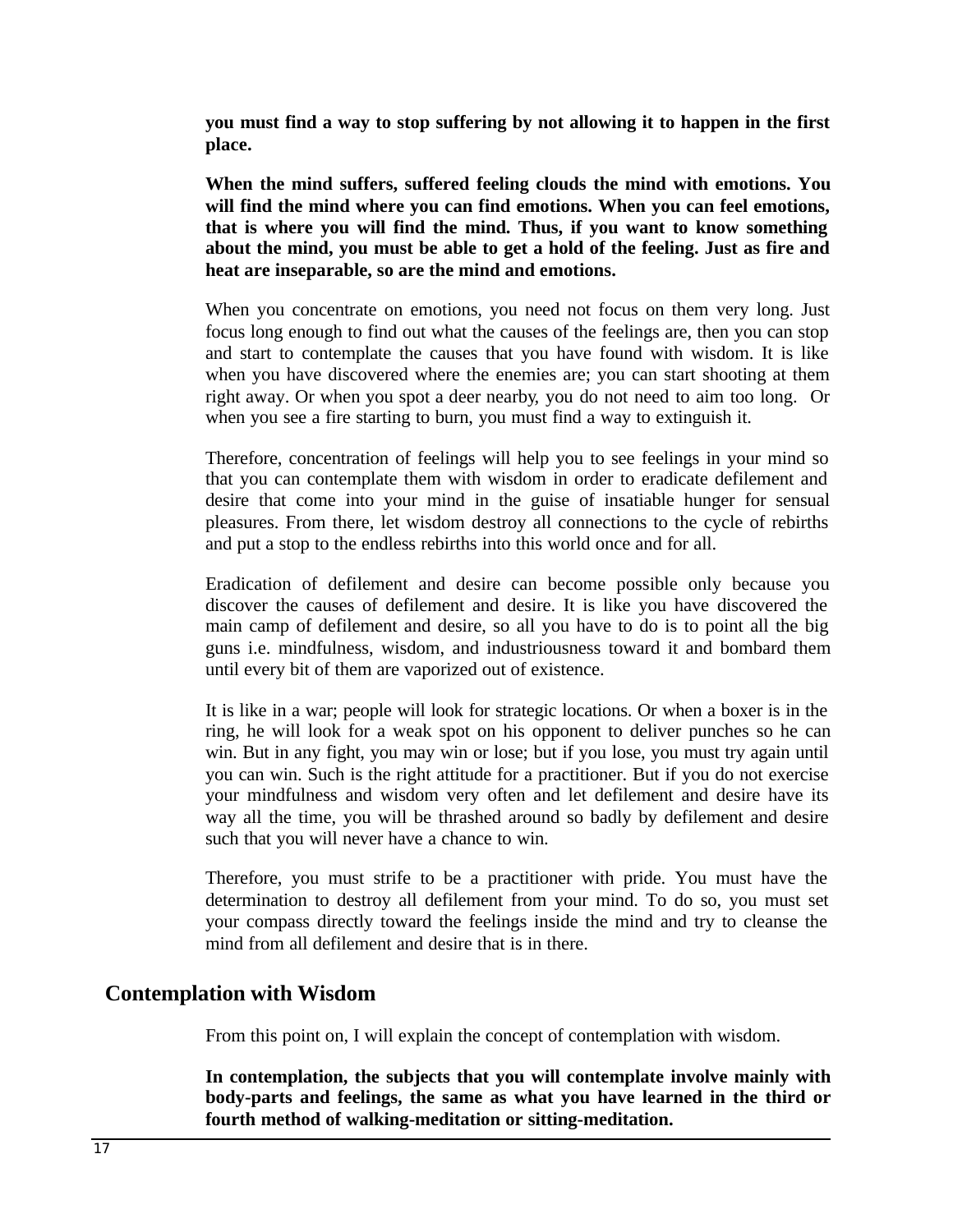**you must find a way to stop suffering by not allowing it to happen in the first place.**

**When the mind suffers, suffered feeling clouds the mind with emotions. You will find the mind where you can find emotions. When you can feel emotions, that is where you will find the mind. Thus, if you want to know something about the mind, you must be able to get a hold of the feeling. Just as fire and heat are inseparable, so are the mind and emotions.**

When you concentrate on emotions, you need not focus on them very long. Just focus long enough to find out what the causes of the feelings are, then you can stop and start to contemplate the causes that you have found with wisdom. It is like when you have discovered where the enemies are; you can start shooting at them right away. Or when you spot a deer nearby, you do not need to aim too long. Or when you see a fire starting to burn, you must find a way to extinguish it.

Therefore, concentration of feelings will help you to see feelings in your mind so that you can contemplate them with wisdom in order to eradicate defilement and desire that come into your mind in the guise of insatiable hunger for sensual pleasures. From there, let wisdom destroy all connections to the cycle of rebirths and put a stop to the endless rebirths into this world once and for all.

Eradication of defilement and desire can become possible only because you discover the causes of defilement and desire. It is like you have discovered the main camp of defilement and desire, so all you have to do is to point all the big guns i.e. mindfulness, wisdom, and industriousness toward it and bombard them until every bit of them are vaporized out of existence.

It is like in a war; people will look for strategic locations. Or when a boxer is in the ring, he will look for a weak spot on his opponent to deliver punches so he can win. But in any fight, you may win or lose; but if you lose, you must try again until you can win. Such is the right attitude for a practitioner. But if you do not exercise your mindfulness and wisdom very often and let defilement and desire have its way all the time, you will be thrashed around so badly by defilement and desire such that you will never have a chance to win.

Therefore, you must strife to be a practitioner with pride. You must have the determination to destroy all defilement from your mind. To do so, you must set your compass directly toward the feelings inside the mind and try to cleanse the mind from all defilement and desire that is in there.

## Contemplation with Wisdom

From this point on, I will explain the concept of contemplation with wisdom.

**In contemplation, the subjects that you will contemplate involve mainly with body-parts and feelings, the same as what you have learned in the third or fourth method of walking-meditation or sitting-meditation.**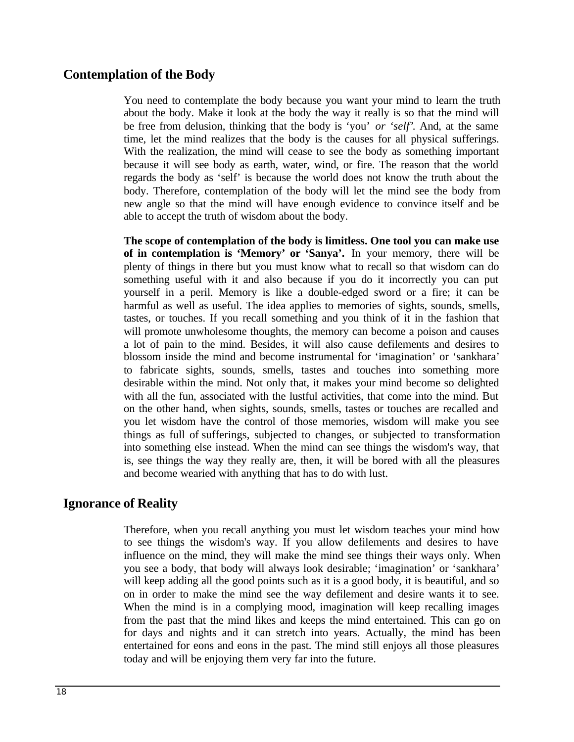## Contemplation of the Body

You need to contemplate the body because you want your mind to learn the truth about the body. Make it look at the body the way it really is so that the mind will be free from delusion, thinking that the body is 'you' *or 'self'*. And, at the same time, let the mind realizes that the body is the causes for all physical sufferings. With the realization, the mind will cease to see the body as something important because it will see body as earth, water, wind, or fire. The reason that the world regards the body as 'self' is because the world does not know the truth about the body. Therefore, contemplation of the body will let the mind see the body from new angle so that the mind will have enough evidence to convince itself and be able to accept the truth of wisdom about the body.

**The scope of contemplation of the body is limitless. One tool you can make use of in contemplation is 'Memory' or 'Sanya'.** In your memory, there will be plenty of things in there but you must know what to recall so that wisdom can do something useful with it and also because if you do it incorrectly you can put yourself in a peril. Memory is like a double-edged sword or a fire; it can be harmful as well as useful. The idea applies to memories of sights, sounds, smells, tastes, or touches. If you recall something and you think of it in the fashion that will promote unwholesome thoughts, the memory can become a poison and causes a lot of pain to the mind. Besides, it will also cause defilements and desires to blossom inside the mind and become instrumental for 'imagination' or 'sankhara' to fabricate sights, sounds, smells, tastes and touches into something more desirable within the mind. Not only that, it makes your mind become so delighted with all the fun, associated with the lustful activities, that come into the mind. But on the other hand, when sights, sounds, smells, tastes or touches are recalled and you let wisdom have the control of those memories, wisdom will make you see things as full of sufferings, subjected to changes, or subjected to transformation into something else instead. When the mind can see things the wisdom's way, that is, see things the way they really are, then, it will be bored with all the pleasures and become wearied with anything that has to do with lust.

## Ignorance of Reality

Therefore, when you recall anything you must let wisdom teaches your mind how to see things the wisdom's way. If you allow defilements and desires to have influence on the mind, they will make the mind see things their ways only. When you see a body, that body will always look desirable; 'imagination' or 'sankhara' will keep adding all the good points such as it is a good body, it is beautiful, and so on in order to make the mind see the way defilement and desire wants it to see. When the mind is in a complying mood, imagination will keep recalling images from the past that the mind likes and keeps the mind entertained. This can go on for days and nights and it can stretch into years. Actually, the mind has been entertained for eons and eons in the past. The mind still enjoys all those pleasures today and will be enjoying them very far into the future.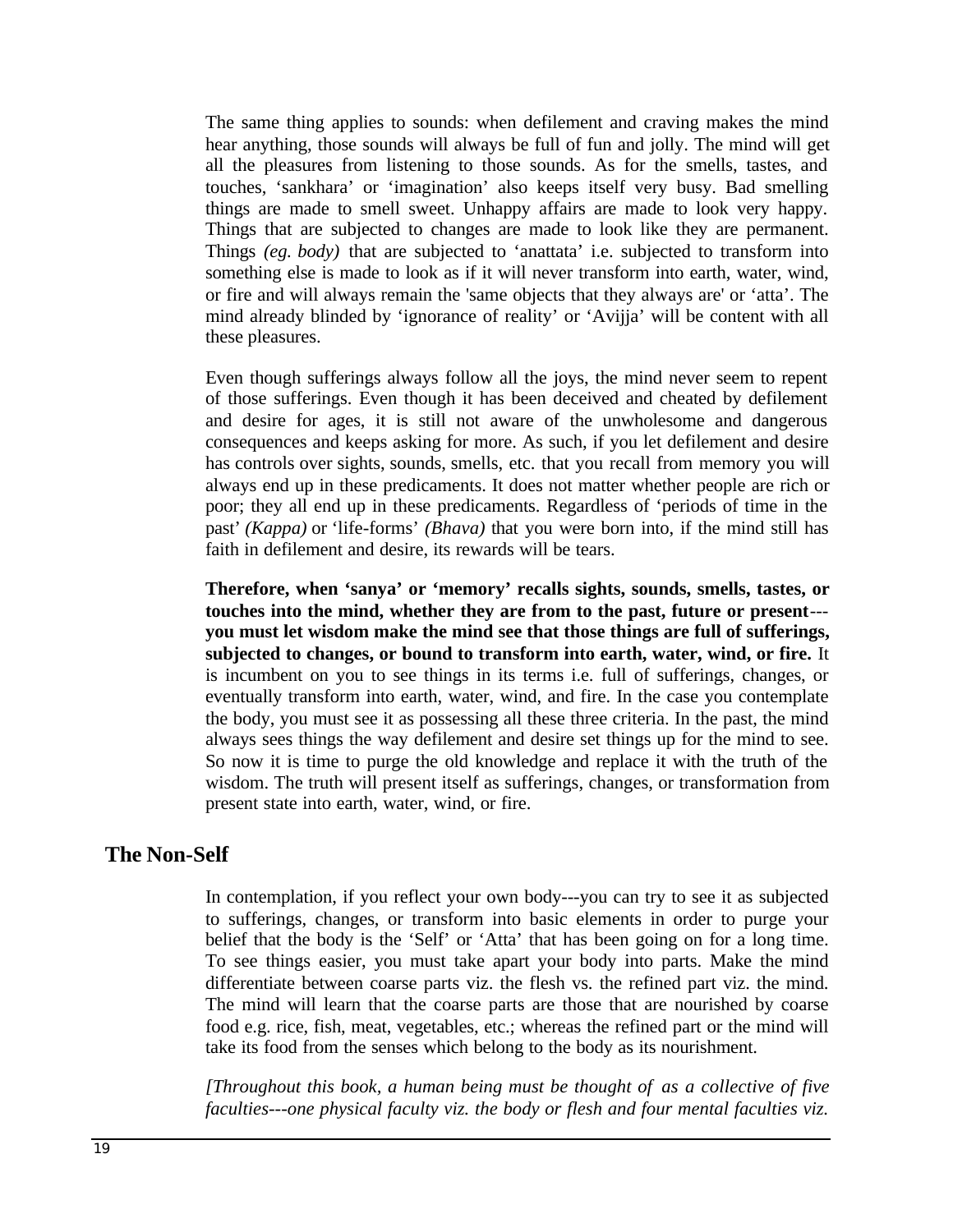The same thing applies to sounds: when defilement and craving makes the mind hear anything, those sounds will always be full of fun and jolly. The mind will get all the pleasures from listening to those sounds. As for the smells, tastes, and touches, 'sankhara' or 'imagination' also keeps itself very busy. Bad smelling things are made to smell sweet. Unhappy affairs are made to look very happy. Things that are subjected to changes are made to look like they are permanent. Things *(eg. body)* that are subjected to 'anattata' i.e. subjected to transform into something else is made to look as if it will never transform into earth, water, wind, or fire and will always remain the 'same objects that they always are' or 'atta'. The mind already blinded by 'ignorance of reality' or 'Avijja' will be content with all these pleasures.

Even though sufferings always follow all the joys, the mind never seem to repent of those sufferings. Even though it has been deceived and cheated by defilement and desire for ages, it is still not aware of the unwholesome and dangerous consequences and keeps asking for more. As such, if you let defilement and desire has controls over sights, sounds, smells, etc. that you recall from memory you will always end up in these predicaments. It does not matter whether people are rich or poor; they all end up in these predicaments. Regardless of 'periods of time in the past' *(Kappa)* or 'life-forms' *(Bhava)* that you were born into, if the mind still has faith in defilement and desire, its rewards will be tears.

**Therefore, when 'sanya' or 'memory' recalls sights, sounds, smells, tastes, or touches into the mind, whether they are from to the past, future or present---you must let wisdom make the mind see that those things are full of sufferings, subjected to changes, or bound to transform into earth, water, wind, or fire.** It is incumbent on you to see things in its terms i.e. full of sufferings, changes, or eventually transform into earth, water, wind, and fire. In the case you contemplate the body, you must see it as possessing all these three criteria. In the past, the mind always sees things the way defilement and desire set things up for the mind to see. So now it is time to purge the old knowledge and replace it with the truth of the wisdom. The truth will present itself as sufferings, changes, or transformation from present state into earth, water, wind, or fire.

## The Non-Self

In contemplation, if you reflect your own body---you can try to see it as subjected to sufferings, changes, or transform into basic elements in order to purge your belief that the body is the 'Self' or 'Atta' that has been going on for a long time. To see things easier, you must take apart your body into parts. Make the mind differentiate between coarse parts viz. the flesh vs. the refined part viz. the mind. The mind will learn that the coarse parts are those that are nourished by coarse food e.g. rice, fish, meat, vegetables, etc.; whereas the refined part or the mind will take its food from the senses which belong to the body as its nourishment.

*[Throughout this book, a human being must be thought of as a collective of five faculties---one physical faculty viz. the body or flesh and four mental faculties viz.*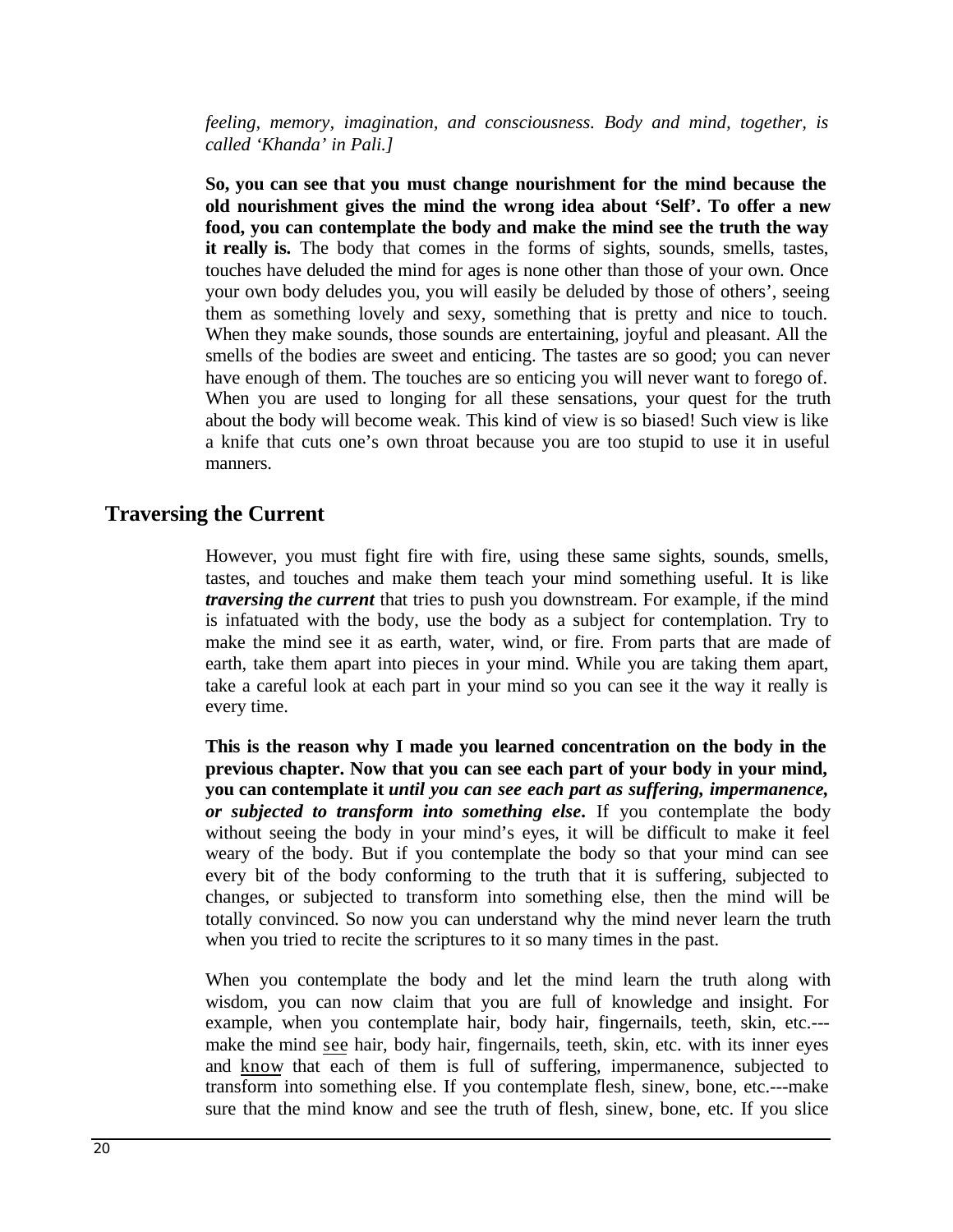*feeling, memory, imagination, and consciousness. Body and mind, together, is called 'Khanda' in Pali.]*

**So, you can see that you must change nourishment for the mind because the old nourishment gives the mind the wrong idea about 'Self'. To offer a new food, you can contemplate the body and make the mind see the truth the way it really is.** The body that comes in the forms of sights, sounds, smells, tastes, touches have deluded the mind for ages is none other than those of your own. Once your own body deludes you, you will easily be deluded by those of others', seeing them as something lovely and sexy, something that is pretty and nice to touch. When they make sounds, those sounds are entertaining, joyful and pleasant. All the smells of the bodies are sweet and enticing. The tastes are so good; you can never have enough of them. The touches are so enticing you will never want to forego of. When you are used to longing for all these sensations, your quest for the truth about the body will become weak. This kind of view is so biased! Such view is like a knife that cuts one's own throat because you are too stupid to use it in useful manners.

## Traversing the Current

However, you must fight fire with fire, using these same sights, sounds, smells, tastes, and touches and make them teach your mind something useful. It is like ***traversing the current*** that tries to push you downstream. For example, if the mind is infatuated with the body, use the body as a subject for contemplation. Try to make the mind see it as earth, water, wind, or fire. From parts that are made of earth, take them apart into pieces in your mind. While you are taking them apart, take a careful look at each part in your mind so you can see it the way it really is every time.

**This is the reason why I made you learned concentration on the body in the previous chapter. Now that you can see each part of your body in your mind, you can contemplate it *until you can see each part as suffering, impermanence, or subjected to transform into something else*.** If you contemplate the body without seeing the body in your mind's eyes, it will be difficult to make it feel weary of the body. But if you contemplate the body so that your mind can see every bit of the body conforming to the truth that it is suffering, subjected to changes, or subjected to transform into something else, then the mind will be totally convinced. So now you can understand why the mind never learn the truth when you tried to recite the scriptures to it so many times in the past.

When you contemplate the body and let the mind learn the truth along with wisdom, you can now claim that you are full of knowledge and insight. For example, when you contemplate hair, body hair, fingernails, teeth, skin, etc.---make the mind <u>see</u> hair, body hair, fingernails, teeth, skin, etc. with its inner eyes and <u>know</u> that each of them is full of suffering, impermanence, subjected to transform into something else. If you contemplate flesh, sinew, bone, etc.---make sure that the mind know and see the truth of flesh, sinew, bone, etc. If you slice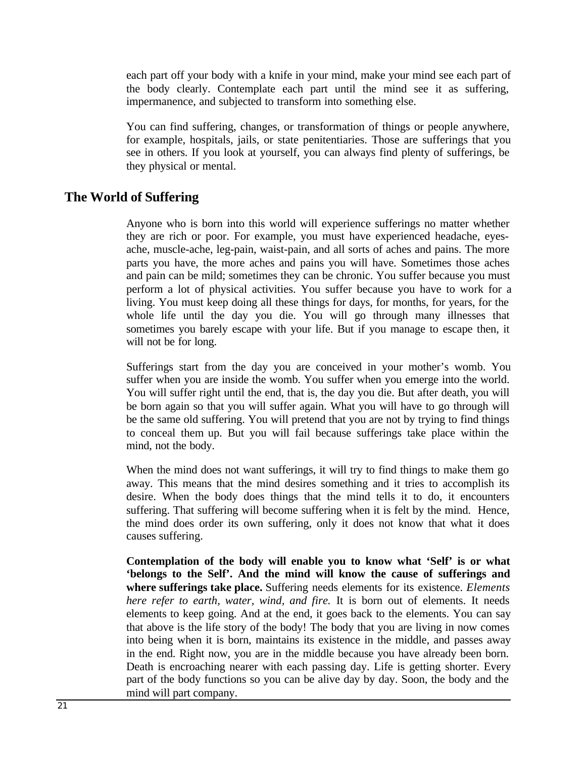each part off your body with a knife in your mind, make your mind see each part of the body clearly. Contemplate each part until the mind see it as suffering, impermanence, and subjected to transform into something else.

You can find suffering, changes, or transformation of things or people anywhere, for example, hospitals, jails, or state penitentiaries. Those are sufferings that you see in others. If you look at yourself, you can always find plenty of sufferings, be they physical or mental.

## The World of Suffering

Anyone who is born into this world will experience sufferings no matter whether they are rich or poor. For example, you must have experienced headache, eyes-ache, muscle-ache, leg-pain, waist-pain, and all sorts of aches and pains. The more parts you have, the more aches and pains you will have. Sometimes those aches and pain can be mild; sometimes they can be chronic. You suffer because you must perform a lot of physical activities. You suffer because you have to work for a living. You must keep doing all these things for days, for months, for years, for the whole life until the day you die. You will go through many illnesses that sometimes you barely escape with your life. But if you manage to escape then, it will not be for long.

Sufferings start from the day you are conceived in your mother's womb. You suffer when you are inside the womb. You suffer when you emerge into the world. You will suffer right until the end, that is, the day you die. But after death, you will be born again so that you will suffer again. What you will have to go through will be the same old suffering. You will pretend that you are not by trying to find things to conceal them up. But you will fail because sufferings take place within the mind, not the body.

When the mind does not want sufferings, it will try to find things to make them go away. This means that the mind desires something and it tries to accomplish its desire. When the body does things that the mind tells it to do, it encounters suffering. That suffering will become suffering when it is felt by the mind. Hence, the mind does order its own suffering, only it does not know that what it does causes suffering.

**Contemplation of the body will enable you to know what 'Self' is or what 'belongs to the Self'. And the mind will know the cause of sufferings and where sufferings take place.** Suffering needs elements for its existence. *Elements here refer to earth, water, wind, and fire.* It is born out of elements. It needs elements to keep going. And at the end, it goes back to the elements. You can say that above is the life story of the body! The body that you are living in now comes into being when it is born, maintains its existence in the middle, and passes away in the end. Right now, you are in the middle because you have already been born. Death is encroaching nearer with each passing day. Life is getting shorter. Every part of the body functions so you can be alive day by day. Soon, the body and the mind will part company.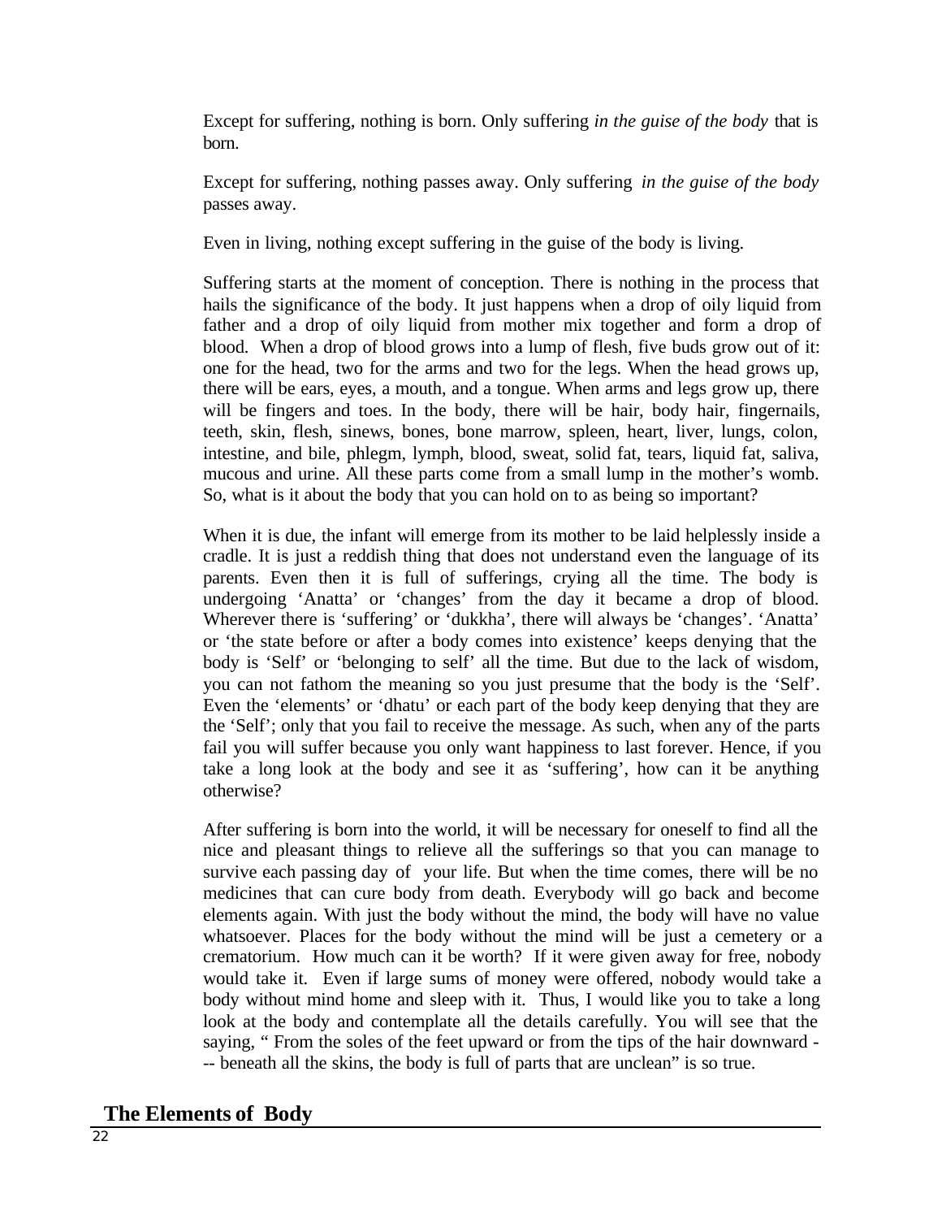Except for suffering, nothing is born. Only suffering *in the guise of the body* that is born.

Except for suffering, nothing passes away. Only suffering *in the guise of the body* passes away.

Even in living, nothing except suffering in the guise of the body is living.

Suffering starts at the moment of conception. There is nothing in the process that hails the significance of the body. It just happens when a drop of oily liquid from father and a drop of oily liquid from mother mix together and form a drop of blood. When a drop of blood grows into a lump of flesh, five buds grow out of it: one for the head, two for the arms and two for the legs. When the head grows up, there will be ears, eyes, a mouth, and a tongue. When arms and legs grow up, there will be fingers and toes. In the body, there will be hair, body hair, fingernails, teeth, skin, flesh, sinews, bones, bone marrow, spleen, heart, liver, lungs, colon, intestine, and bile, phlegm, lymph, blood, sweat, solid fat, tears, liquid fat, saliva, mucous and urine. All these parts come from a small lump in the mother's womb. So, what is it about the body that you can hold on to as being so important?

When it is due, the infant will emerge from its mother to be laid helplessly inside a cradle. It is just a reddish thing that does not understand even the language of its parents. Even then it is full of sufferings, crying all the time. The body is undergoing 'Anatta' or 'changes' from the day it became a drop of blood. Wherever there is 'suffering' or 'dukkha', there will always be 'changes'. 'Anatta' or 'the state before or after a body comes into existence' keeps denying that the body is 'Self' or 'belonging to self' all the time. But due to the lack of wisdom, you can not fathom the meaning so you just presume that the body is the 'Self'. Even the 'elements' or 'dhatu' or each part of the body keep denying that they are the 'Self'; only that you fail to receive the message. As such, when any of the parts fail you will suffer because you only want happiness to last forever. Hence, if you take a long look at the body and see it as 'suffering', how can it be anything otherwise?

After suffering is born into the world, it will be necessary for oneself to find all the nice and pleasant things to relieve all the sufferings so that you can manage to survive each passing day of your life. But when the time comes, there will be no medicines that can cure body from death. Everybody will go back and become elements again. With just the body without the mind, the body will have no value whatsoever. Places for the body without the mind will be just a cemetery or a crematorium. How much can it be worth? If it were given away for free, nobody would take it. Even if large sums of money were offered, nobody would take a body without mind home and sleep with it. Thus, I would like you to take a long look at the body and contemplate all the details carefully. You will see that the saying, " From the soles of the feet upward or from the tips of the hair downward --- beneath all the skins, the body is full of parts that are unclean" is so true.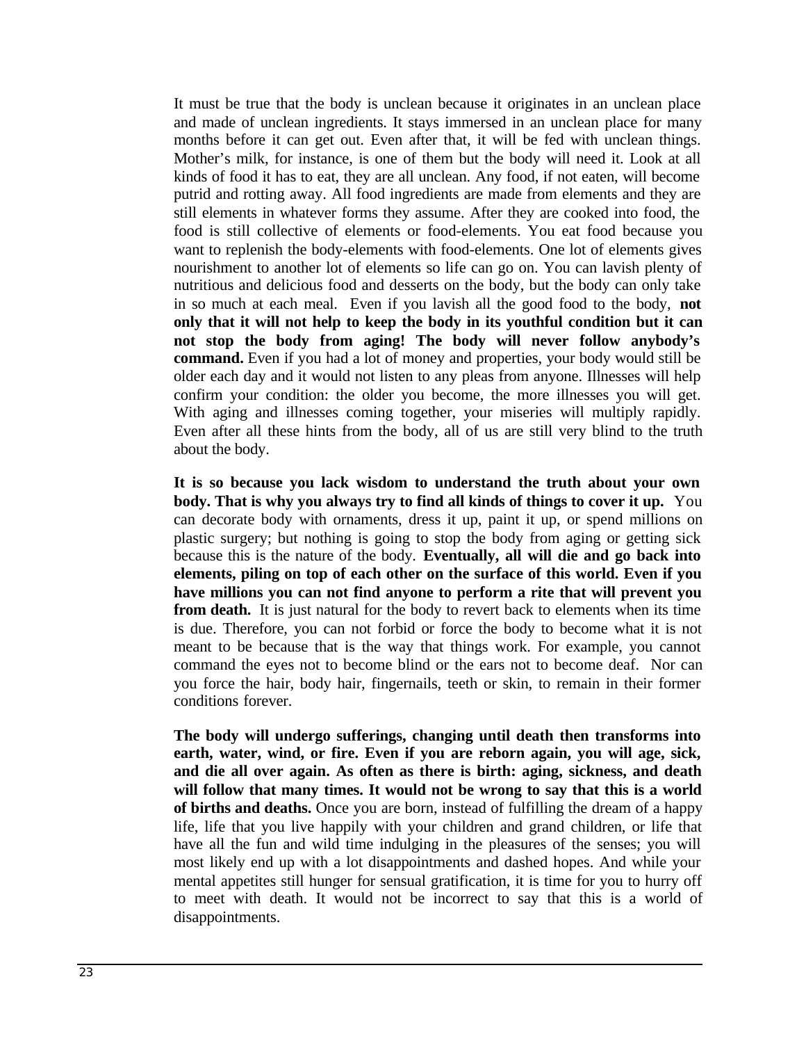It must be true that the body is unclean because it originates in an unclean place and made of unclean ingredients. It stays immersed in an unclean place for many months before it can get out. Even after that, it will be fed with unclean things. Mother's milk, for instance, is one of them but the body will need it. Look at all kinds of food it has to eat, they are all unclean. Any food, if not eaten, will become putrid and rotting away. All food ingredients are made from elements and they are still elements in whatever forms they assume. After they are cooked into food, the food is still collective of elements or food-elements. You eat food because you want to replenish the body-elements with food-elements. One lot of elements gives nourishment to another lot of elements so life can go on. You can lavish plenty of nutritious and delicious food and desserts on the body, but the body can only take in so much at each meal. Even if you lavish all the good food to the body, **not only that it will not help to keep the body in its youthful condition but it can not stop the body from aging! The body will never follow anybody's command.** Even if you had a lot of money and properties, your body would still be older each day and it would not listen to any pleas from anyone. Illnesses will help confirm your condition: the older you become, the more illnesses you will get. With aging and illnesses coming together, your miseries will multiply rapidly. Even after all these hints from the body, all of us are still very blind to the truth about the body.

**It is so because you lack wisdom to understand the truth about your own body. That is why you always try to find all kinds of things to cover it up.** You can decorate body with ornaments, dress it up, paint it up, or spend millions on plastic surgery; but nothing is going to stop the body from aging or getting sick because this is the nature of the body. **Eventually, all will die and go back into elements, piling on top of each other on the surface of this world. Even if you have millions you can not find anyone to perform a rite that will prevent you from death.** It is just natural for the body to revert back to elements when its time is due. Therefore, you can not forbid or force the body to become what it is not meant to be because that is the way that things work. For example, you cannot command the eyes not to become blind or the ears not to become deaf. Nor can you force the hair, body hair, fingernails, teeth or skin, to remain in their former conditions forever.

**The body will undergo sufferings, changing until death then transforms into earth, water, wind, or fire. Even if you are reborn again, you will age, sick, and die all over again. As often as there is birth: aging, sickness, and death will follow that many times. It would not be wrong to say that this is a world of births and deaths.** Once you are born, instead of fulfilling the dream of a happy life, life that you live happily with your children and grand children, or life that have all the fun and wild time indulging in the pleasures of the senses; you will most likely end up with a lot disappointments and dashed hopes. And while your mental appetites still hunger for sensual gratification, it is time for you to hurry off to meet with death. It would not be incorrect to say that this is a world of disappointments.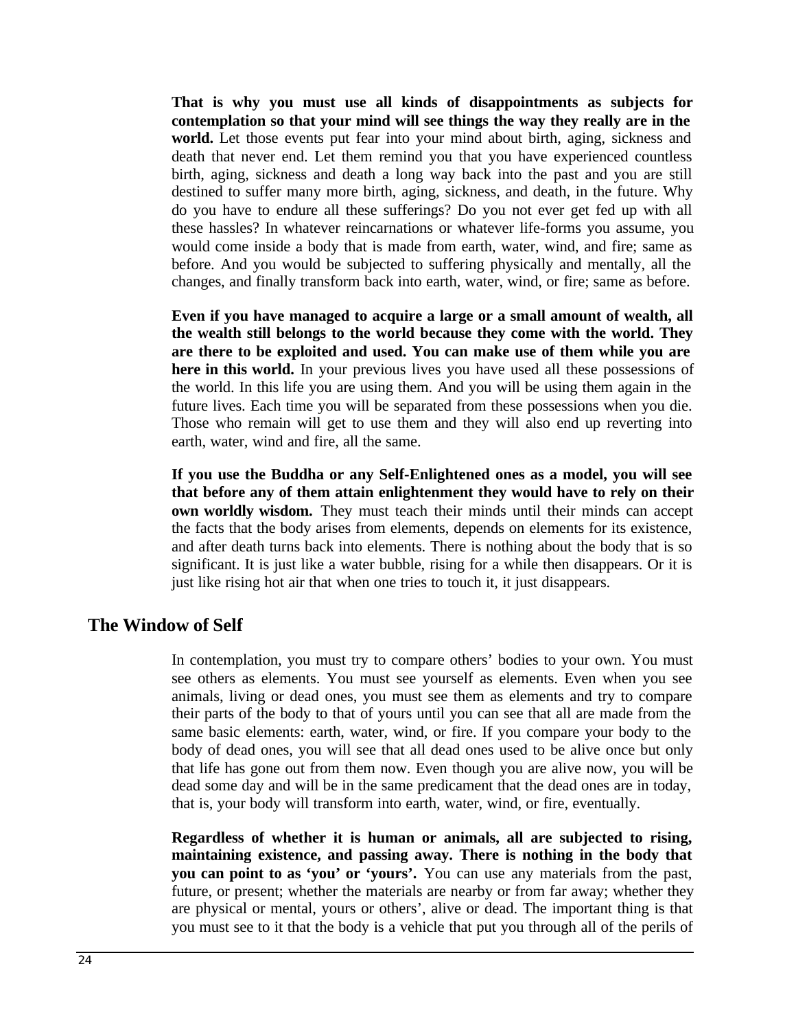**That is why you must use all kinds of disappointments as subjects for contemplation so that your mind will see things the way they really are in the world.** Let those events put fear into your mind about birth, aging, sickness and death that never end. Let them remind you that you have experienced countless birth, aging, sickness and death a long way back into the past and you are still destined to suffer many more birth, aging, sickness, and death, in the future. Why do you have to endure all these sufferings? Do you not ever get fed up with all these hassles? In whatever reincarnations or whatever life-forms you assume, you would come inside a body that is made from earth, water, wind, and fire; same as before. And you would be subjected to suffering physically and mentally, all the changes, and finally transform back into earth, water, wind, or fire; same as before.

**Even if you have managed to acquire a large or a small amount of wealth, all the wealth still belongs to the world because they come with the world. They are there to be exploited and used. You can make use of them while you are here in this world.** In your previous lives you have used all these possessions of the world. In this life you are using them. And you will be using them again in the future lives. Each time you will be separated from these possessions when you die. Those who remain will get to use them and they will also end up reverting into earth, water, wind and fire, all the same.

**If you use the Buddha or any Self-Enlightened ones as a model, you will see that before any of them attain enlightenment they would have to rely on their own worldly wisdom.** They must teach their minds until their minds can accept the facts that the body arises from elements, depends on elements for its existence, and after death turns back into elements. There is nothing about the body that is so significant. It is just like a water bubble, rising for a while then disappears. Or it is just like rising hot air that when one tries to touch it, it just disappears.

## The Window of Self

In contemplation, you must try to compare others' bodies to your own. You must see others as elements. You must see yourself as elements. Even when you see animals, living or dead ones, you must see them as elements and try to compare their parts of the body to that of yours until you can see that all are made from the same basic elements: earth, water, wind, or fire. If you compare your body to the body of dead ones, you will see that all dead ones used to be alive once but only that life has gone out from them now. Even though you are alive now, you will be dead some day and will be in the same predicament that the dead ones are in today, that is, your body will transform into earth, water, wind, or fire, eventually.

**Regardless of whether it is human or animals, all are subjected to rising, maintaining existence, and passing away. There is nothing in the body that you can point to as 'you' or 'yours'.** You can use any materials from the past, future, or present; whether the materials are nearby or from far away; whether they are physical or mental, yours or others', alive or dead. The important thing is that you must see to it that the body is a vehicle that put you through all of the perils of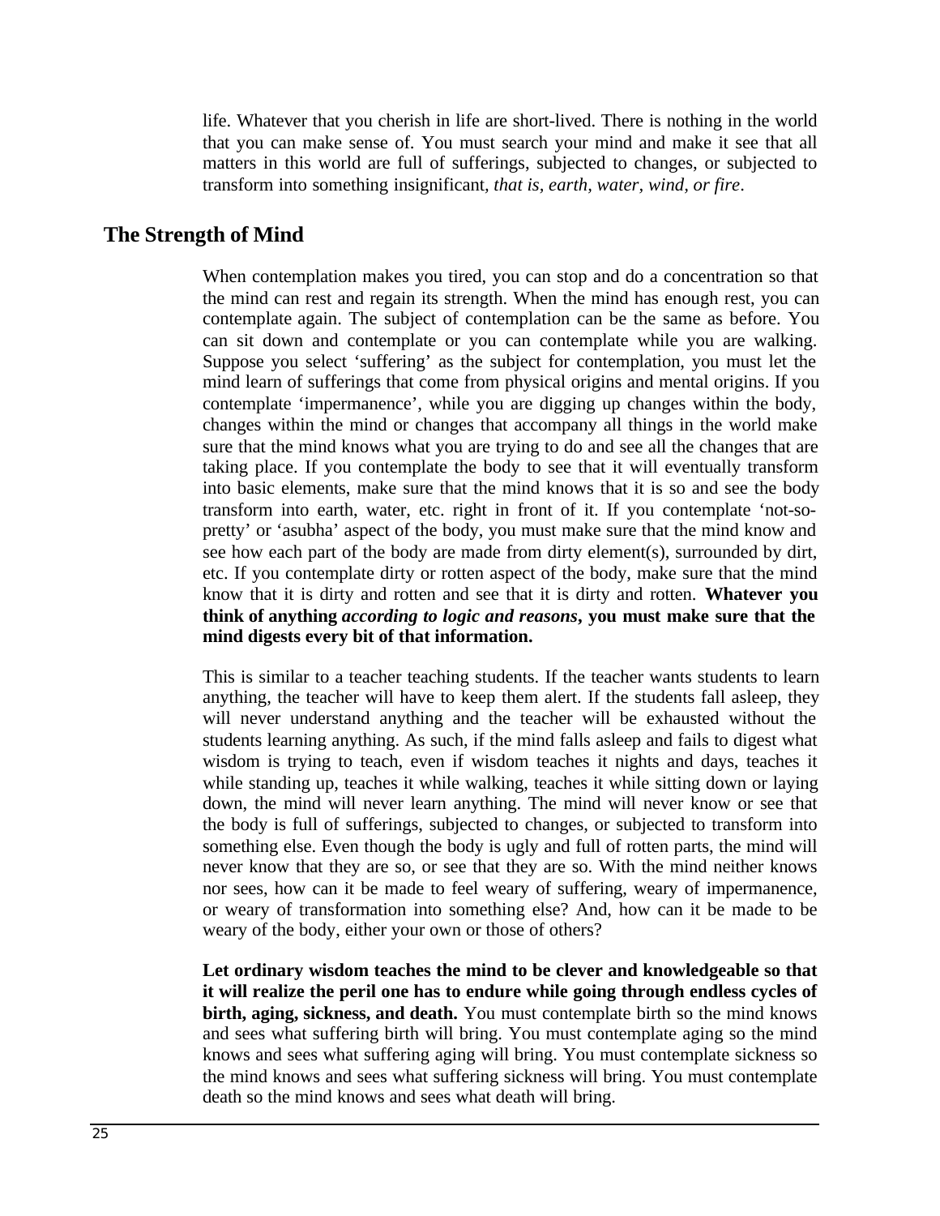life. Whatever that you cherish in life are short-lived. There is nothing in the world that you can make sense of. You must search your mind and make it see that all matters in this world are full of sufferings, subjected to changes, or subjected to transform into something insignificant, *that is, earth, water, wind, or fire*.

## The Strength of Mind

When contemplation makes you tired, you can stop and do a concentration so that the mind can rest and regain its strength. When the mind has enough rest, you can contemplate again. The subject of contemplation can be the same as before. You can sit down and contemplate or you can contemplate while you are walking. Suppose you select 'suffering' as the subject for contemplation, you must let the mind learn of sufferings that come from physical origins and mental origins. If you contemplate 'impermanence', while you are digging up changes within the body, changes within the mind or changes that accompany all things in the world make sure that the mind knows what you are trying to do and see all the changes that are taking place. If you contemplate the body to see that it will eventually transform into basic elements, make sure that the mind knows that it is so and see the body transform into earth, water, etc. right in front of it. If you contemplate 'not-so-pretty' or 'asubha' aspect of the body, you must make sure that the mind know and see how each part of the body are made from dirty element(s), surrounded by dirt, etc. If you contemplate dirty or rotten aspect of the body, make sure that the mind know that it is dirty and rotten and see that it is dirty and rotten. **Whatever you think of anything *according to logic and reasons*, you must make sure that the mind digests every bit of that information.**

This is similar to a teacher teaching students. If the teacher wants students to learn anything, the teacher will have to keep them alert. If the students fall asleep, they will never understand anything and the teacher will be exhausted without the students learning anything. As such, if the mind falls asleep and fails to digest what wisdom is trying to teach, even if wisdom teaches it nights and days, teaches it while standing up, teaches it while walking, teaches it while sitting down or laying down, the mind will never learn anything. The mind will never know or see that the body is full of sufferings, subjected to changes, or subjected to transform into something else. Even though the body is ugly and full of rotten parts, the mind will never know that they are so, or see that they are so. With the mind neither knows nor sees, how can it be made to feel weary of suffering, weary of impermanence, or weary of transformation into something else? And, how can it be made to be weary of the body, either your own or those of others?

**Let ordinary wisdom teaches the mind to be clever and knowledgeable so that it will realize the peril one has to endure while going through endless cycles of birth, aging, sickness, and death.** You must contemplate birth so the mind knows and sees what suffering birth will bring. You must contemplate aging so the mind knows and sees what suffering aging will bring. You must contemplate sickness so the mind knows and sees what suffering sickness will bring. You must contemplate death so the mind knows and sees what death will bring.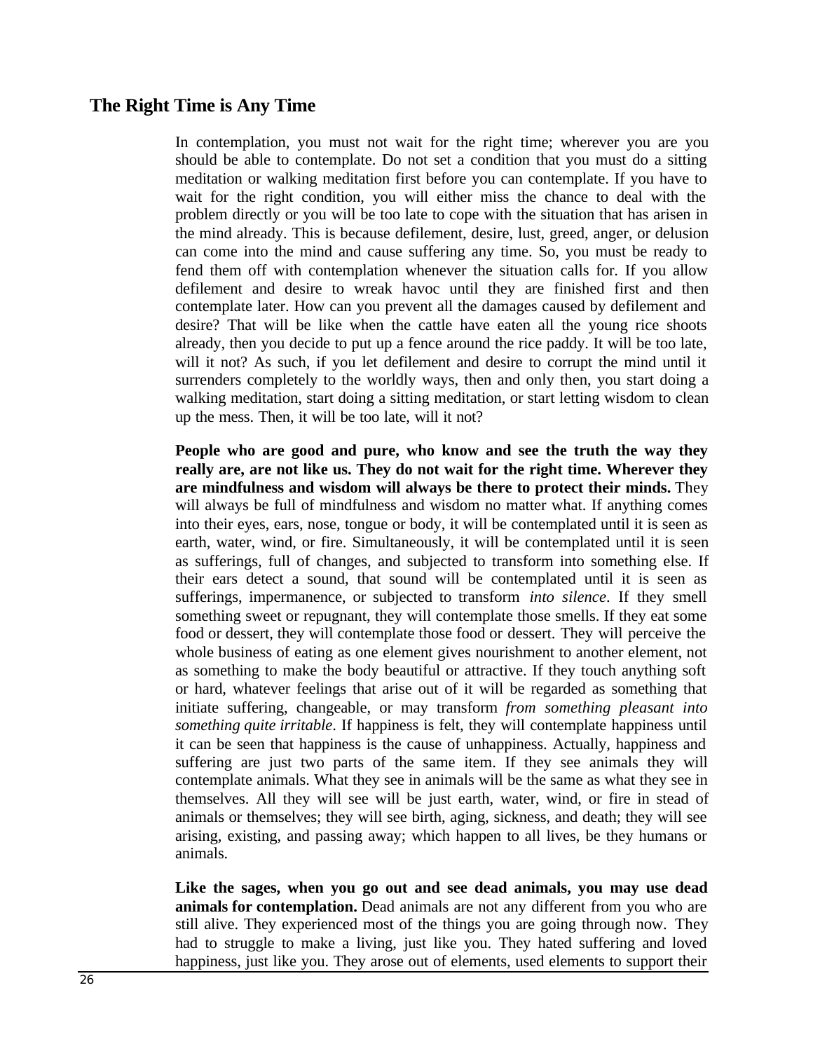## The Right Time is Any Time

In contemplation, you must not wait for the right time; wherever you are you should be able to contemplate. Do not set a condition that you must do a sitting meditation or walking meditation first before you can contemplate. If you have to wait for the right condition, you will either miss the chance to deal with the problem directly or you will be too late to cope with the situation that has arisen in the mind already. This is because defilement, desire, lust, greed, anger, or delusion can come into the mind and cause suffering any time. So, you must be ready to fend them off with contemplation whenever the situation calls for. If you allow defilement and desire to wreak havoc until they are finished first and then contemplate later. How can you prevent all the damages caused by defilement and desire? That will be like when the cattle have eaten all the young rice shoots already, then you decide to put up a fence around the rice paddy. It will be too late, will it not? As such, if you let defilement and desire to corrupt the mind until it surrenders completely to the worldly ways, then and only then, you start doing a walking meditation, start doing a sitting meditation, or start letting wisdom to clean up the mess. Then, it will be too late, will it not?

**People who are good and pure, who know and see the truth the way they really are, are not like us. They do not wait for the right time. Wherever they are mindfulness and wisdom will always be there to protect their minds.** They will always be full of mindfulness and wisdom no matter what. If anything comes into their eyes, ears, nose, tongue or body, it will be contemplated until it is seen as earth, water, wind, or fire. Simultaneously, it will be contemplated until it is seen as sufferings, full of changes, and subjected to transform into something else. If their ears detect a sound, that sound will be contemplated until it is seen as sufferings, impermanence, or subjected to transform *into silence*. If they smell something sweet or repugnant, they will contemplate those smells. If they eat some food or dessert, they will contemplate those food or dessert. They will perceive the whole business of eating as one element gives nourishment to another element, not as something to make the body beautiful or attractive. If they touch anything soft or hard, whatever feelings that arise out of it will be regarded as something that initiate suffering, changeable, or may transform *from something pleasant into something quite irritable*. If happiness is felt, they will contemplate happiness until it can be seen that happiness is the cause of unhappiness. Actually, happiness and suffering are just two parts of the same item. If they see animals they will contemplate animals. What they see in animals will be the same as what they see in themselves. All they will see will be just earth, water, wind, or fire in stead of animals or themselves; they will see birth, aging, sickness, and death; they will see arising, existing, and passing away; which happen to all lives, be they humans or animals.

**Like the sages, when you go out and see dead animals, you may use dead animals for contemplation.** Dead animals are not any different from you who are still alive. They experienced most of the things you are going through now. They had to struggle to make a living, just like you. They hated suffering and loved happiness, just like you. They arose out of elements, used elements to support their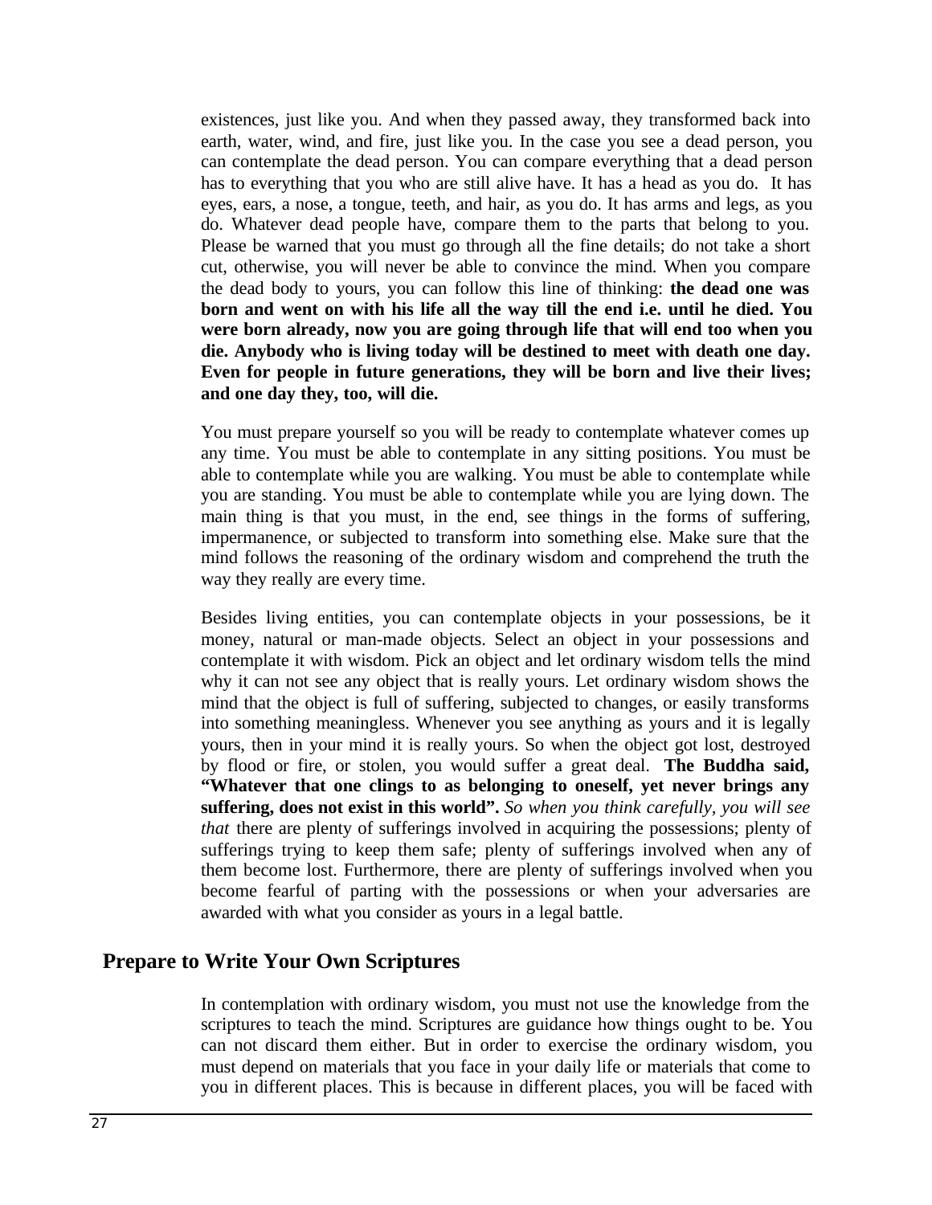existences, just like you. And when they passed away, they transformed back into earth, water, wind, and fire, just like you. In the case you see a dead person, you can contemplate the dead person. You can compare everything that a dead person has to everything that you who are still alive have. It has a head as you do. It has eyes, ears, a nose, a tongue, teeth, and hair, as you do. It has arms and legs, as you do. Whatever dead people have, compare them to the parts that belong to you. Please be warned that you must go through all the fine details; do not take a short cut, otherwise, you will never be able to convince the mind. When you compare the dead body to yours, you can follow this line of thinking: **the dead one was born and went on with his life all the way till the end i.e. until he died. You were born already, now you are going through life that will end too when you die. Anybody who is living today will be destined to meet with death one day. Even for people in future generations, they will be born and live their lives; and one day they, too, will die.**

You must prepare yourself so you will be ready to contemplate whatever comes up any time. You must be able to contemplate in any sitting positions. You must be able to contemplate while you are walking. You must be able to contemplate while you are standing. You must be able to contemplate while you are lying down. The main thing is that you must, in the end, see things in the forms of suffering, impermanence, or subjected to transform into something else. Make sure that the mind follows the reasoning of the ordinary wisdom and comprehend the truth the way they really are every time.

Besides living entities, you can contemplate objects in your possessions, be it money, natural or man-made objects. Select an object in your possessions and contemplate it with wisdom. Pick an object and let ordinary wisdom tells the mind why it can not see any object that is really yours. Let ordinary wisdom shows the mind that the object is full of suffering, subjected to changes, or easily transforms into something meaningless. Whenever you see anything as yours and it is legally yours, then in your mind it is really yours. So when the object got lost, destroyed by flood or fire, or stolen, you would suffer a great deal. **The Buddha said, "Whatever that one clings to as belonging to oneself, yet never brings any suffering, does not exist in this world".** *So when you think carefully, you will see that* there are plenty of sufferings involved in acquiring the possessions; plenty of sufferings trying to keep them safe; plenty of sufferings involved when any of them become lost. Furthermore, there are plenty of sufferings involved when you become fearful of parting with the possessions or when your adversaries are awarded with what you consider as yours in a legal battle.

## Prepare to Write Your Own Scriptures

In contemplation with ordinary wisdom, you must not use the knowledge from the scriptures to teach the mind. Scriptures are guidance how things ought to be. You can not discard them either. But in order to exercise the ordinary wisdom, you must depend on materials that you face in your daily life or materials that come to you in different places. This is because in different places, you will be faced with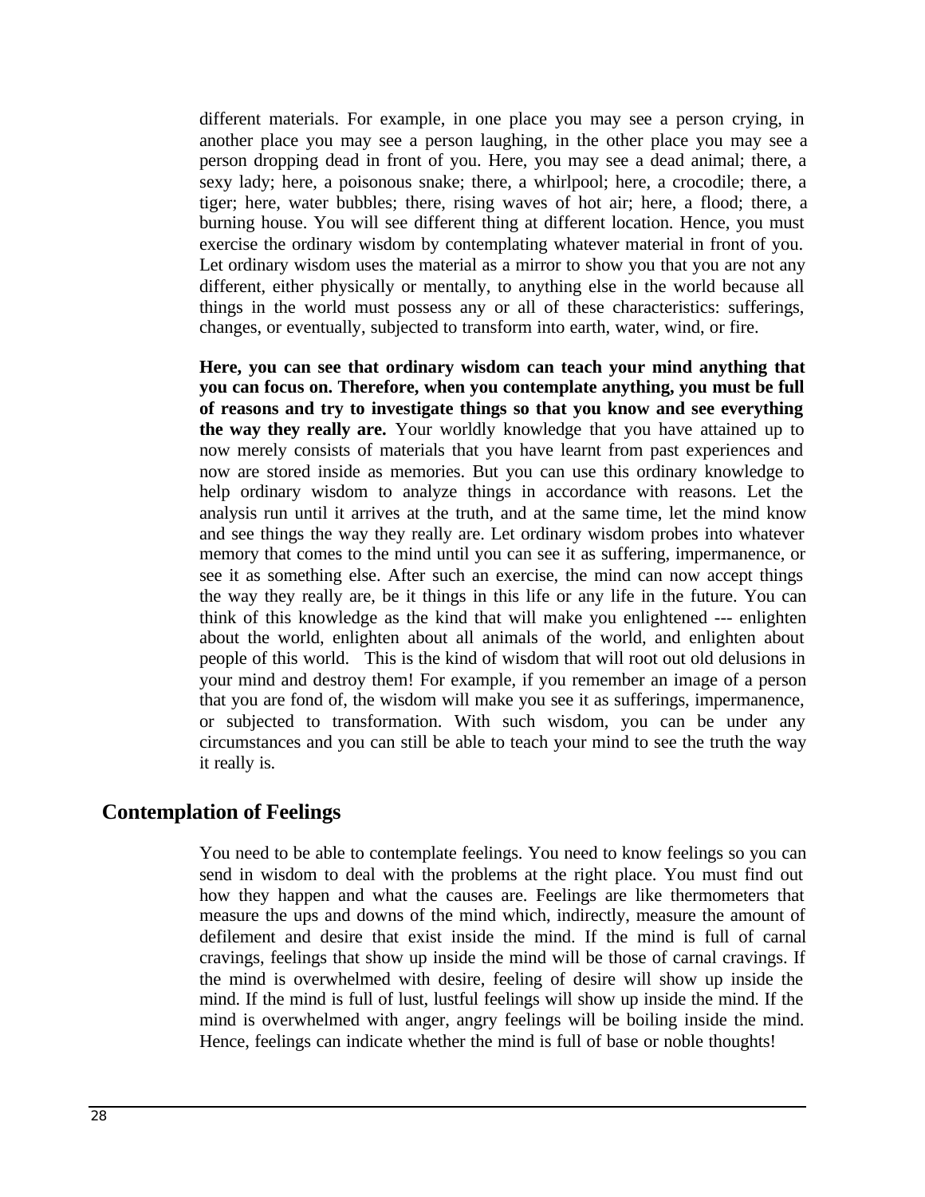different materials. For example, in one place you may see a person crying, in another place you may see a person laughing, in the other place you may see a person dropping dead in front of you. Here, you may see a dead animal; there, a sexy lady; here, a poisonous snake; there, a whirlpool; here, a crocodile; there, a tiger; here, water bubbles; there, rising waves of hot air; here, a flood; there, a burning house. You will see different thing at different location. Hence, you must exercise the ordinary wisdom by contemplating whatever material in front of you. Let ordinary wisdom uses the material as a mirror to show you that you are not any different, either physically or mentally, to anything else in the world because all things in the world must possess any or all of these characteristics: sufferings, changes, or eventually, subjected to transform into earth, water, wind, or fire.

**Here, you can see that ordinary wisdom can teach your mind anything that you can focus on. Therefore, when you contemplate anything, you must be full of reasons and try to investigate things so that you know and see everything the way they really are.** Your worldly knowledge that you have attained up to now merely consists of materials that you have learnt from past experiences and now are stored inside as memories. But you can use this ordinary knowledge to help ordinary wisdom to analyze things in accordance with reasons. Let the analysis run until it arrives at the truth, and at the same time, let the mind know and see things the way they really are. Let ordinary wisdom probes into whatever memory that comes to the mind until you can see it as suffering, impermanence, or see it as something else. After such an exercise, the mind can now accept things the way they really are, be it things in this life or any life in the future. You can think of this knowledge as the kind that will make you enlightened --- enlighten about the world, enlighten about all animals of the world, and enlighten about people of this world. This is the kind of wisdom that will root out old delusions in your mind and destroy them! For example, if you remember an image of a person that you are fond of, the wisdom will make you see it as sufferings, impermanence, or subjected to transformation. With such wisdom, you can be under any circumstances and you can still be able to teach your mind to see the truth the way it really is.

## Contemplation of Feelings

You need to be able to contemplate feelings. You need to know feelings so you can send in wisdom to deal with the problems at the right place. You must find out how they happen and what the causes are. Feelings are like thermometers that measure the ups and downs of the mind which, indirectly, measure the amount of defilement and desire that exist inside the mind. If the mind is full of carnal cravings, feelings that show up inside the mind will be those of carnal cravings. If the mind is overwhelmed with desire, feeling of desire will show up inside the mind. If the mind is full of lust, lustful feelings will show up inside the mind. If the mind is overwhelmed with anger, angry feelings will be boiling inside the mind. Hence, feelings can indicate whether the mind is full of base or noble thoughts!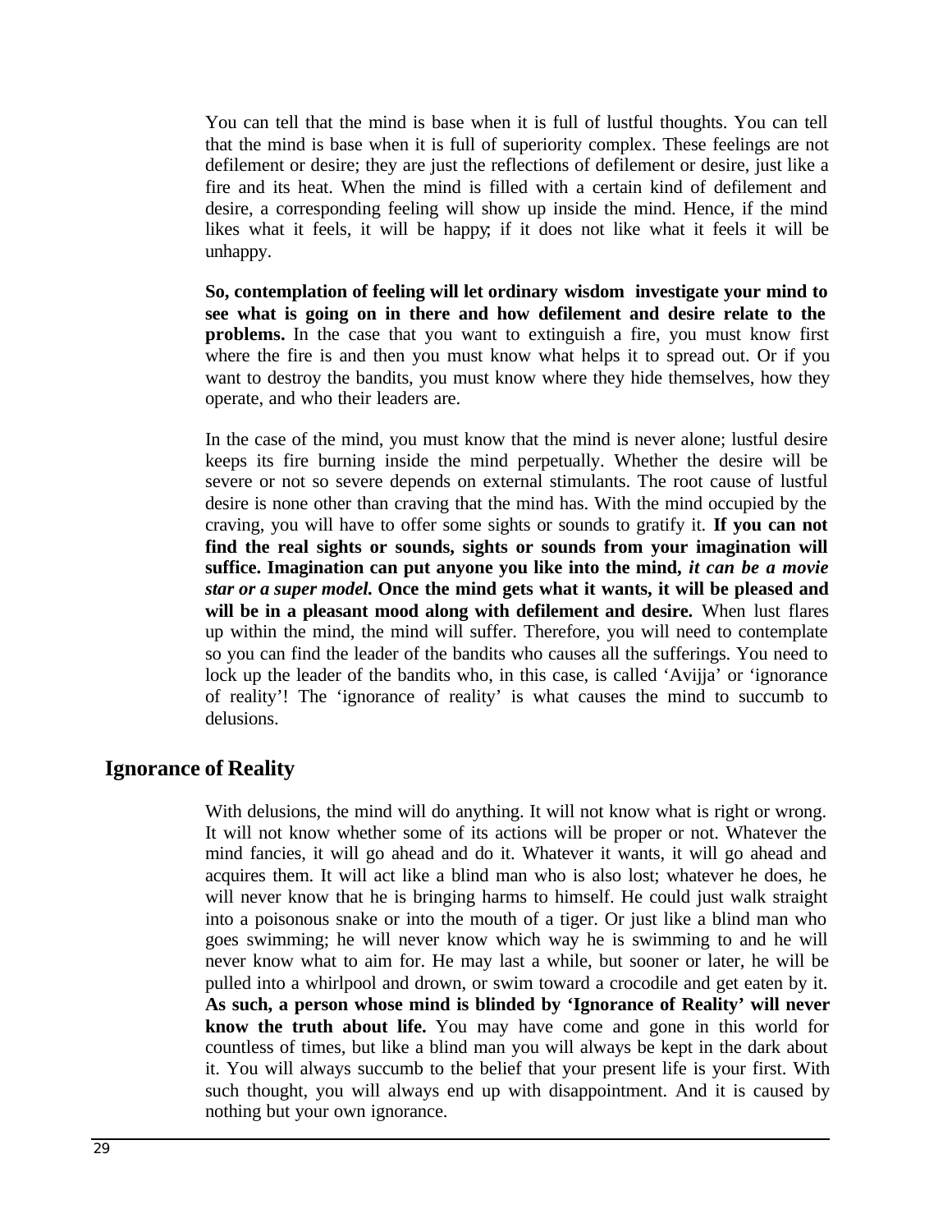You can tell that the mind is base when it is full of lustful thoughts. You can tell that the mind is base when it is full of superiority complex. These feelings are not defilement or desire; they are just the reflections of defilement or desire, just like a fire and its heat. When the mind is filled with a certain kind of defilement and desire, a corresponding feeling will show up inside the mind. Hence, if the mind likes what it feels, it will be happy; if it does not like what it feels it will be unhappy.

**So, contemplation of feeling will let ordinary wisdom investigate your mind to see what is going on in there and how defilement and desire relate to the problems.** In the case that you want to extinguish a fire, you must know first where the fire is and then you must know what helps it to spread out. Or if you want to destroy the bandits, you must know where they hide themselves, how they operate, and who their leaders are.

In the case of the mind, you must know that the mind is never alone; lustful desire keeps its fire burning inside the mind perpetually. Whether the desire will be severe or not so severe depends on external stimulants. The root cause of lustful desire is none other than craving that the mind has. With the mind occupied by the craving, you will have to offer some sights or sounds to gratify it. **If you can not find the real sights or sounds, sights or sounds from your imagination will suffice. Imagination can put anyone you like into the mind, *it can be a movie star or a super model.* Once the mind gets what it wants, it will be pleased and will be in a pleasant mood along with defilement and desire.** When lust flares up within the mind, the mind will suffer. Therefore, you will need to contemplate so you can find the leader of the bandits who causes all the sufferings. You need to lock up the leader of the bandits who, in this case, is called 'Avijja' or 'ignorance of reality'! The 'ignorance of reality' is what causes the mind to succumb to delusions.

## Ignorance of Reality

With delusions, the mind will do anything. It will not know what is right or wrong. It will not know whether some of its actions will be proper or not. Whatever the mind fancies, it will go ahead and do it. Whatever it wants, it will go ahead and acquires them. It will act like a blind man who is also lost; whatever he does, he will never know that he is bringing harms to himself. He could just walk straight into a poisonous snake or into the mouth of a tiger. Or just like a blind man who goes swimming; he will never know which way he is swimming to and he will never know what to aim for. He may last a while, but sooner or later, he will be pulled into a whirlpool and drown, or swim toward a crocodile and get eaten by it. **As such, a person whose mind is blinded by 'Ignorance of Reality' will never know the truth about life.** You may have come and gone in this world for countless of times, but like a blind man you will always be kept in the dark about it. You will always succumb to the belief that your present life is your first. With such thought, you will always end up with disappointment. And it is caused by nothing but your own ignorance.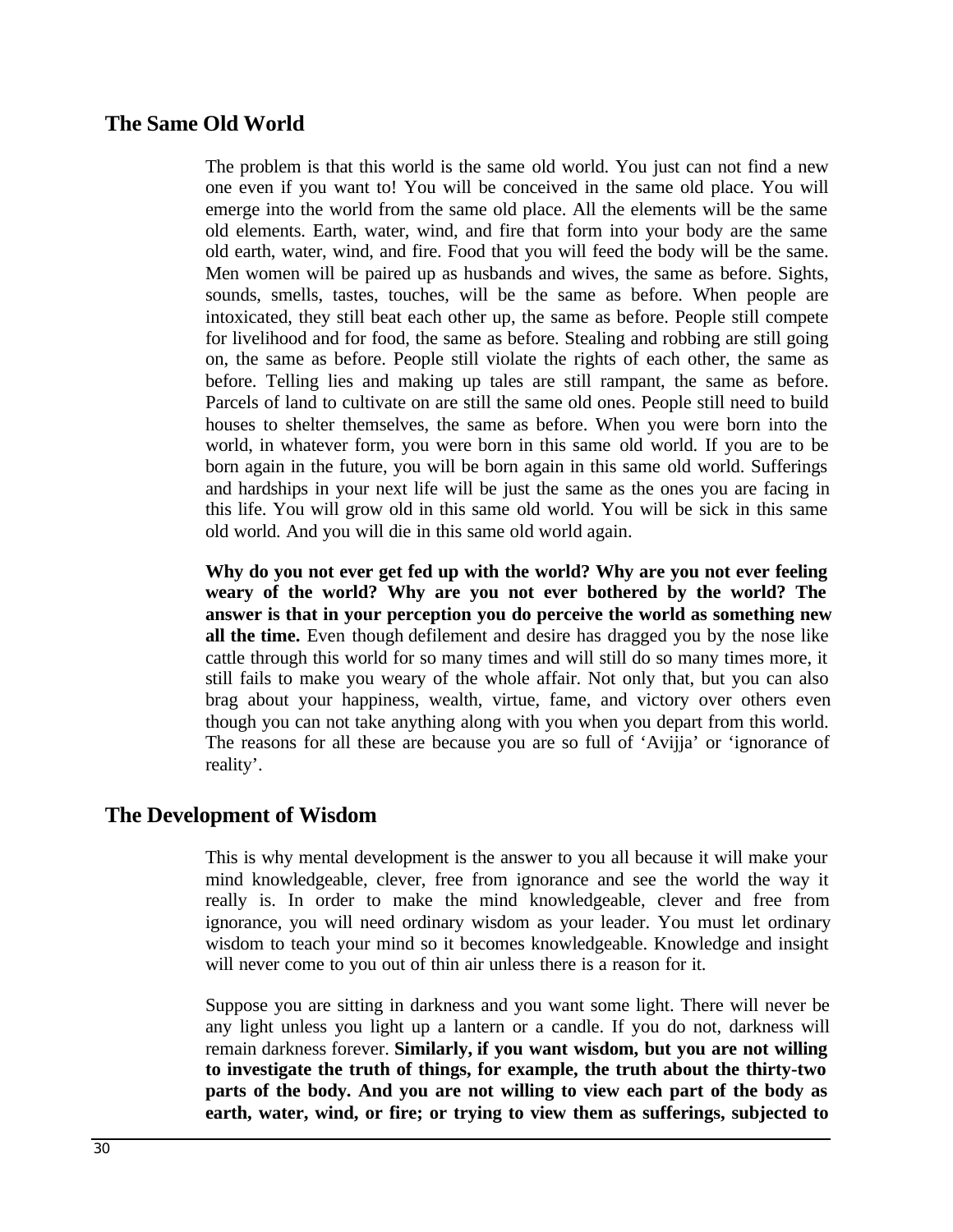## The Same Old World

The problem is that this world is the same old world. You just can not find a new one even if you want to! You will be conceived in the same old place. You will emerge into the world from the same old place. All the elements will be the same old elements. Earth, water, wind, and fire that form into your body are the same old earth, water, wind, and fire. Food that you will feed the body will be the same. Men women will be paired up as husbands and wives, the same as before. Sights, sounds, smells, tastes, touches, will be the same as before. When people are intoxicated, they still beat each other up, the same as before. People still compete for livelihood and for food, the same as before. Stealing and robbing are still going on, the same as before. People still violate the rights of each other, the same as before. Telling lies and making up tales are still rampant, the same as before. Parcels of land to cultivate on are still the same old ones. People still need to build houses to shelter themselves, the same as before. When you were born into the world, in whatever form, you were born in this same old world. If you are to be born again in the future, you will be born again in this same old world. Sufferings and hardships in your next life will be just the same as the ones you are facing in this life. You will grow old in this same old world. You will be sick in this same old world. And you will die in this same old world again.

**Why do you not ever get fed up with the world? Why are you not ever feeling weary of the world? Why are you not ever bothered by the world? The answer is that in your perception you do perceive the world as something new all the time.** Even though defilement and desire has dragged you by the nose like cattle through this world for so many times and will still do so many times more, it still fails to make you weary of the whole affair. Not only that, but you can also brag about your happiness, wealth, virtue, fame, and victory over others even though you can not take anything along with you when you depart from this world. The reasons for all these are because you are so full of 'Avijja' or 'ignorance of reality'.

## The Development of Wisdom

This is why mental development is the answer to you all because it will make your mind knowledgeable, clever, free from ignorance and see the world the way it really is. In order to make the mind knowledgeable, clever and free from ignorance, you will need ordinary wisdom as your leader. You must let ordinary wisdom to teach your mind so it becomes knowledgeable. Knowledge and insight will never come to you out of thin air unless there is a reason for it.

Suppose you are sitting in darkness and you want some light. There will never be any light unless you light up a lantern or a candle. If you do not, darkness will remain darkness forever. **Similarly, if you want wisdom, but you are not willing to investigate the truth of things, for example, the truth about the thirty-two parts of the body. And you are not willing to view each part of the body as earth, water, wind, or fire; or trying to view them as sufferings, subjected to**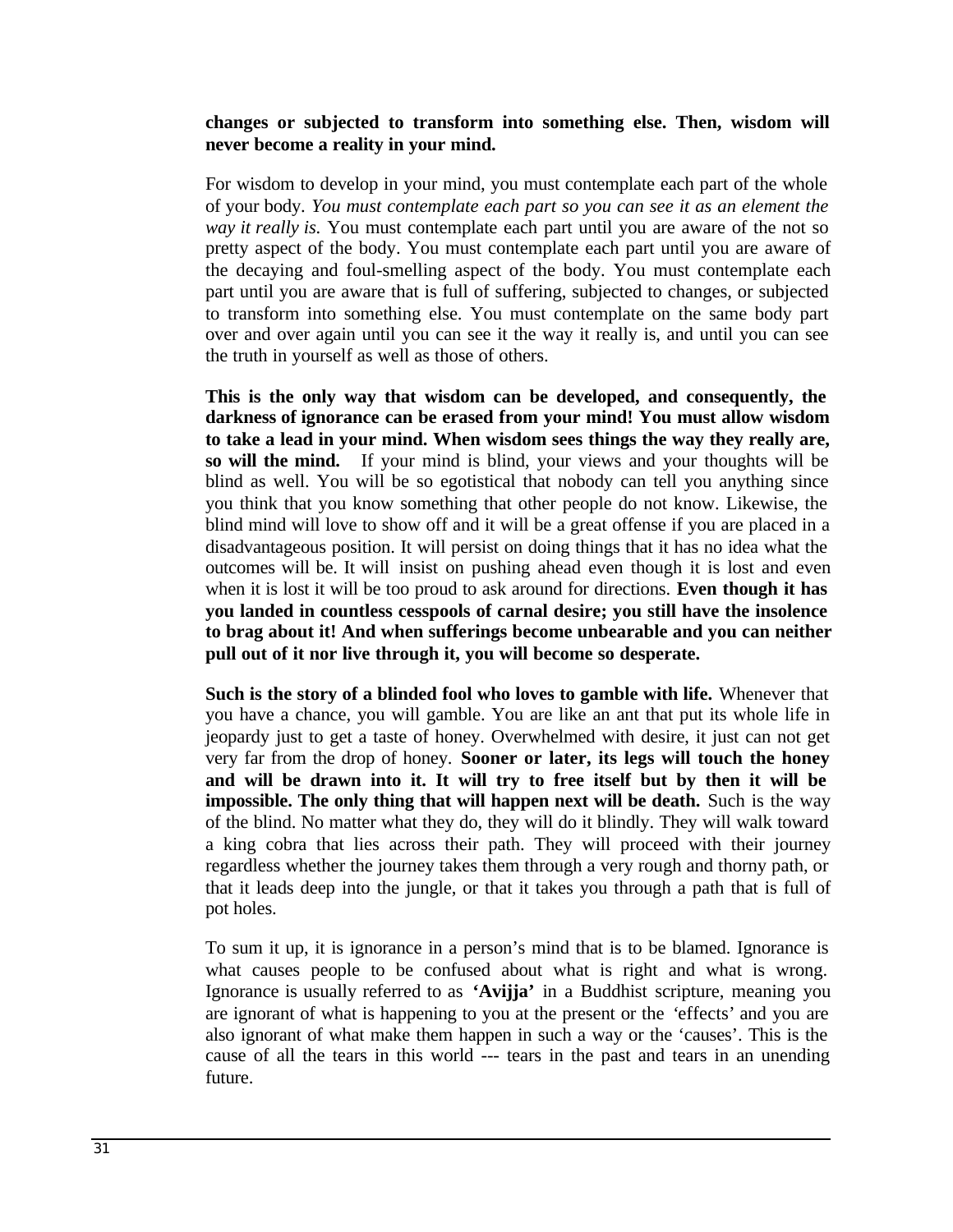**changes or subjected to transform into something else. Then, wisdom will never become a reality in your mind.**

For wisdom to develop in your mind, you must contemplate each part of the whole of your body. *You must contemplate each part so you can see it as an element the way it really is.* You must contemplate each part until you are aware of the not so pretty aspect of the body. You must contemplate each part until you are aware of the decaying and foul-smelling aspect of the body. You must contemplate each part until you are aware that is full of suffering, subjected to changes, or subjected to transform into something else. You must contemplate on the same body part over and over again until you can see it the way it really is, and until you can see the truth in yourself as well as those of others.

**This is the only way that wisdom can be developed, and consequently, the darkness of ignorance can be erased from your mind! You must allow wisdom to take a lead in your mind. When wisdom sees things the way they really are, so will the mind.** If your mind is blind, your views and your thoughts will be blind as well. You will be so egotistical that nobody can tell you anything since you think that you know something that other people do not know. Likewise, the blind mind will love to show off and it will be a great offense if you are placed in a disadvantageous position. It will persist on doing things that it has no idea what the outcomes will be. It will insist on pushing ahead even though it is lost and even when it is lost it will be too proud to ask around for directions. **Even though it has you landed in countless cesspools of carnal desire; you still have the insolence to brag about it! And when sufferings become unbearable and you can neither pull out of it nor live through it, you will become so desperate.**

**Such is the story of a blinded fool who loves to gamble with life.** Whenever that you have a chance, you will gamble. You are like an ant that put its whole life in jeopardy just to get a taste of honey. Overwhelmed with desire, it just can not get very far from the drop of honey. **Sooner or later, its legs will touch the honey and will be drawn into it. It will try to free itself but by then it will be impossible. The only thing that will happen next will be death.** Such is the way of the blind. No matter what they do, they will do it blindly. They will walk toward a king cobra that lies across their path. They will proceed with their journey regardless whether the journey takes them through a very rough and thorny path, or that it leads deep into the jungle, or that it takes you through a path that is full of pot holes.

To sum it up, it is ignorance in a person's mind that is to be blamed. Ignorance is what causes people to be confused about what is right and what is wrong. Ignorance is usually referred to as **'Avijja'** in a Buddhist scripture, meaning you are ignorant of what is happening to you at the present or the 'effects' and you are also ignorant of what make them happen in such a way or the 'causes'. This is the cause of all the tears in this world --- tears in the past and tears in an unending future.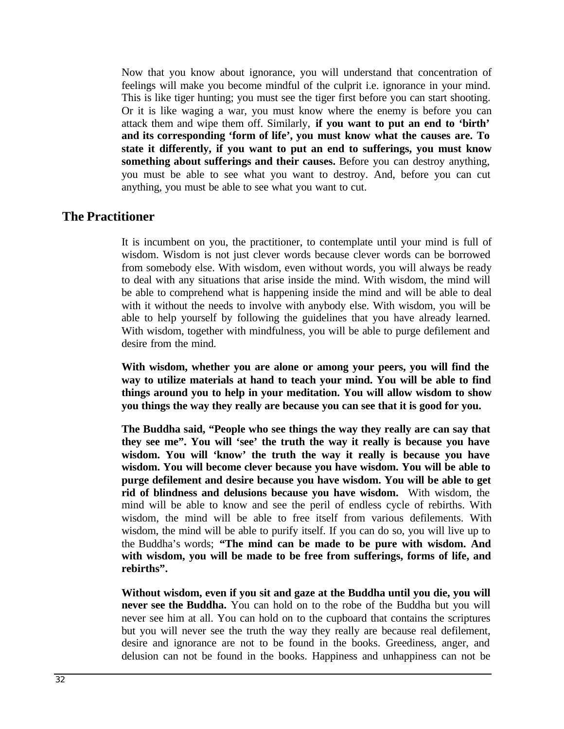Now that you know about ignorance, you will understand that concentration of feelings will make you become mindful of the culprit i.e. ignorance in your mind. This is like tiger hunting; you must see the tiger first before you can start shooting. Or it is like waging a war, you must know where the enemy is before you can attack them and wipe them off. Similarly, **if you want to put an end to 'birth' and its corresponding 'form of life', you must know what the causes are. To state it differently, if you want to put an end to sufferings, you must know something about sufferings and their causes.** Before you can destroy anything, you must be able to see what you want to destroy. And, before you can cut anything, you must be able to see what you want to cut.

## The Practitioner

It is incumbent on you, the practitioner, to contemplate until your mind is full of wisdom. Wisdom is not just clever words because clever words can be borrowed from somebody else. With wisdom, even without words, you will always be ready to deal with any situations that arise inside the mind. With wisdom, the mind will be able to comprehend what is happening inside the mind and will be able to deal with it without the needs to involve with anybody else. With wisdom, you will be able to help yourself by following the guidelines that you have already learned. With wisdom, together with mindfulness, you will be able to purge defilement and desire from the mind.

**With wisdom, whether you are alone or among your peers, you will find the way to utilize materials at hand to teach your mind. You will be able to find things around you to help in your meditation. You will allow wisdom to show you things the way they really are because you can see that it is good for you.**

**The Buddha said, "People who see things the way they really are can say that they see me". You will 'see' the truth the way it really is because you have wisdom. You will 'know' the truth the way it really is because you have wisdom. You will become clever because you have wisdom. You will be able to purge defilement and desire because you have wisdom. You will be able to get rid of blindness and delusions because you have wisdom.** With wisdom, the mind will be able to know and see the peril of endless cycle of rebirths. With wisdom, the mind will be able to free itself from various defilements. With wisdom, the mind will be able to purify itself. If you can do so, you will live up to the Buddha's words; **"The mind can be made to be pure with wisdom. And with wisdom, you will be made to be free from sufferings, forms of life, and rebirths".**

**Without wisdom, even if you sit and gaze at the Buddha until you die, you will never see the Buddha.** You can hold on to the robe of the Buddha but you will never see him at all. You can hold on to the cupboard that contains the scriptures but you will never see the truth the way they really are because real defilement, desire and ignorance are not to be found in the books. Greediness, anger, and delusion can not be found in the books. Happiness and unhappiness can not be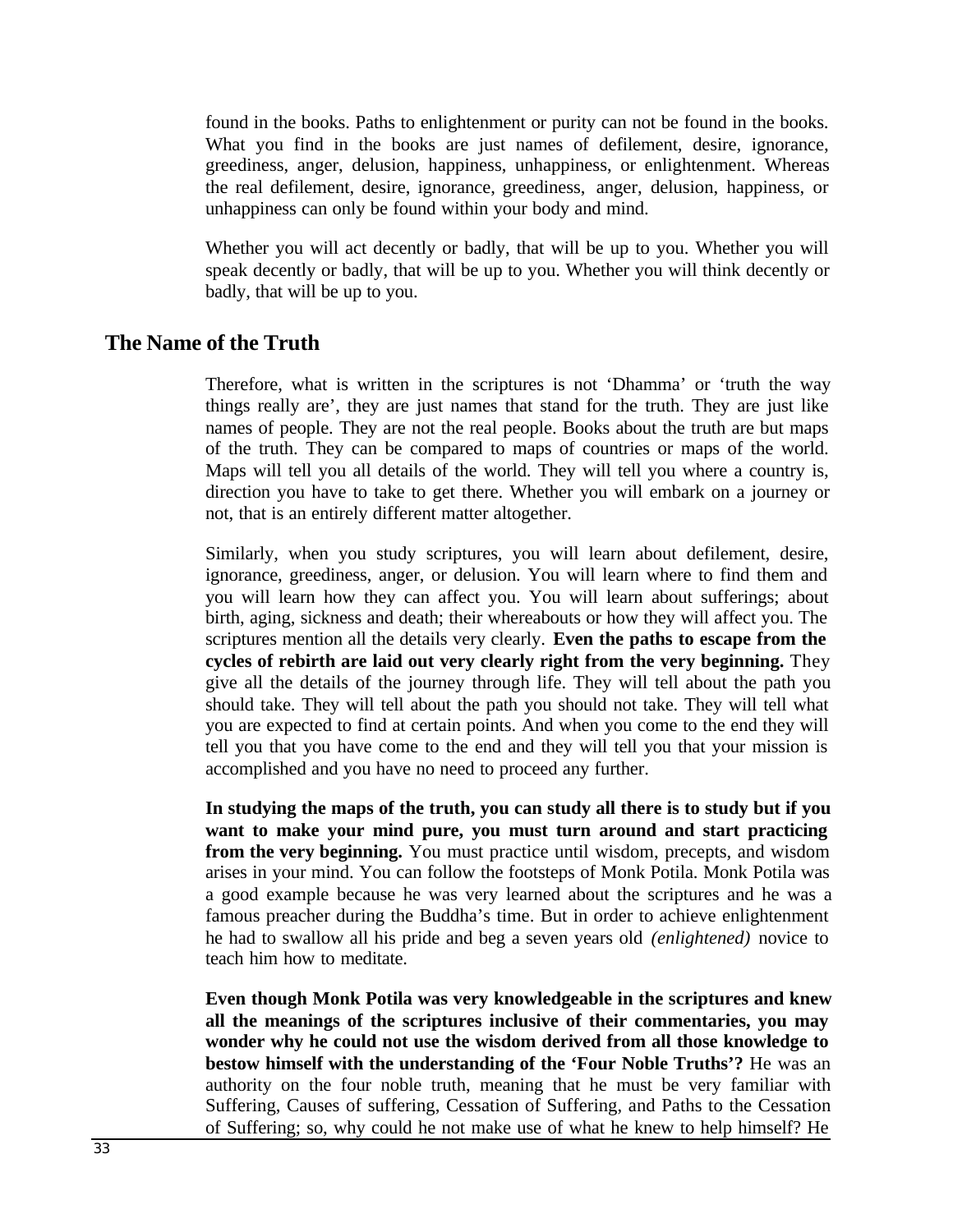found in the books. Paths to enlightenment or purity can not be found in the books. What you find in the books are just names of defilement, desire, ignorance, greediness, anger, delusion, happiness, unhappiness, or enlightenment. Whereas the real defilement, desire, ignorance, greediness, anger, delusion, happiness, or unhappiness can only be found within your body and mind.

Whether you will act decently or badly, that will be up to you. Whether you will speak decently or badly, that will be up to you. Whether you will think decently or badly, that will be up to you.

## The Name of the Truth

Therefore, what is written in the scriptures is not 'Dhamma' or 'truth the way things really are', they are just names that stand for the truth. They are just like names of people. They are not the real people. Books about the truth are but maps of the truth. They can be compared to maps of countries or maps of the world. Maps will tell you all details of the world. They will tell you where a country is, direction you have to take to get there. Whether you will embark on a journey or not, that is an entirely different matter altogether.

Similarly, when you study scriptures, you will learn about defilement, desire, ignorance, greediness, anger, or delusion. You will learn where to find them and you will learn how they can affect you. You will learn about sufferings; about birth, aging, sickness and death; their whereabouts or how they will affect you. The scriptures mention all the details very clearly. **Even the paths to escape from the cycles of rebirth are laid out very clearly right from the very beginning.** They give all the details of the journey through life. They will tell about the path you should take. They will tell about the path you should not take. They will tell what you are expected to find at certain points. And when you come to the end they will tell you that you have come to the end and they will tell you that your mission is accomplished and you have no need to proceed any further.

**In studying the maps of the truth, you can study all there is to study but if you want to make your mind pure, you must turn around and start practicing from the very beginning.** You must practice until wisdom, precepts, and wisdom arises in your mind. You can follow the footsteps of Monk Potila. Monk Potila was a good example because he was very learned about the scriptures and he was a famous preacher during the Buddha's time. But in order to achieve enlightenment he had to swallow all his pride and beg a seven years old *(enlightened)* novice to teach him how to meditate.

**Even though Monk Potila was very knowledgeable in the scriptures and knew all the meanings of the scriptures inclusive of their commentaries, you may wonder why he could not use the wisdom derived from all those knowledge to bestow himself with the understanding of the 'Four Noble Truths'?** He was an authority on the four noble truth, meaning that he must be very familiar with Suffering, Causes of suffering, Cessation of Suffering, and Paths to the Cessation of Suffering; so, why could he not make use of what he knew to help himself? He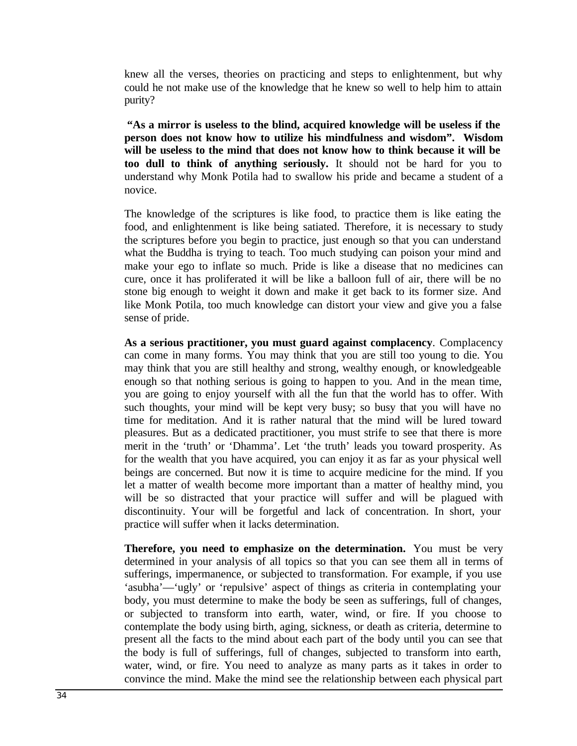knew all the verses, theories on practicing and steps to enlightenment, but why could he not make use of the knowledge that he knew so well to help him to attain purity?

**"As a mirror is useless to the blind, acquired knowledge will be useless if the person does not know how to utilize his mindfulness and wisdom". Wisdom will be useless to the mind that does not know how to think because it will be too dull to think of anything seriously.** It should not be hard for you to understand why Monk Potila had to swallow his pride and became a student of a novice.

The knowledge of the scriptures is like food, to practice them is like eating the food, and enlightenment is like being satiated. Therefore, it is necessary to study the scriptures before you begin to practice, just enough so that you can understand what the Buddha is trying to teach. Too much studying can poison your mind and make your ego to inflate so much. Pride is like a disease that no medicines can cure, once it has proliferated it will be like a balloon full of air, there will be no stone big enough to weight it down and make it get back to its former size. And like Monk Potila, too much knowledge can distort your view and give you a false sense of pride.

**As a serious practitioner, you must guard against complacency**. Complacency can come in many forms. You may think that you are still too young to die. You may think that you are still healthy and strong, wealthy enough, or knowledgeable enough so that nothing serious is going to happen to you. And in the mean time, you are going to enjoy yourself with all the fun that the world has to offer. With such thoughts, your mind will be kept very busy; so busy that you will have no time for meditation. And it is rather natural that the mind will be lured toward pleasures. But as a dedicated practitioner, you must strife to see that there is more merit in the 'truth' or 'Dhamma'. Let 'the truth' leads you toward prosperity. As for the wealth that you have acquired, you can enjoy it as far as your physical well beings are concerned. But now it is time to acquire medicine for the mind. If you let a matter of wealth become more important than a matter of healthy mind, you will be so distracted that your practice will suffer and will be plagued with discontinuity. Your will be forgetful and lack of concentration. In short, your practice will suffer when it lacks determination.

**Therefore, you need to emphasize on the determination.** You must be very determined in your analysis of all topics so that you can see them all in terms of sufferings, impermanence, or subjected to transformation. For example, if you use 'asubha'—'ugly' or 'repulsive' aspect of things as criteria in contemplating your body, you must determine to make the body be seen as sufferings, full of changes, or subjected to transform into earth, water, wind, or fire. If you choose to contemplate the body using birth, aging, sickness, or death as criteria, determine to present all the facts to the mind about each part of the body until you can see that the body is full of sufferings, full of changes, subjected to transform into earth, water, wind, or fire. You need to analyze as many parts as it takes in order to convince the mind. Make the mind see the relationship between each physical part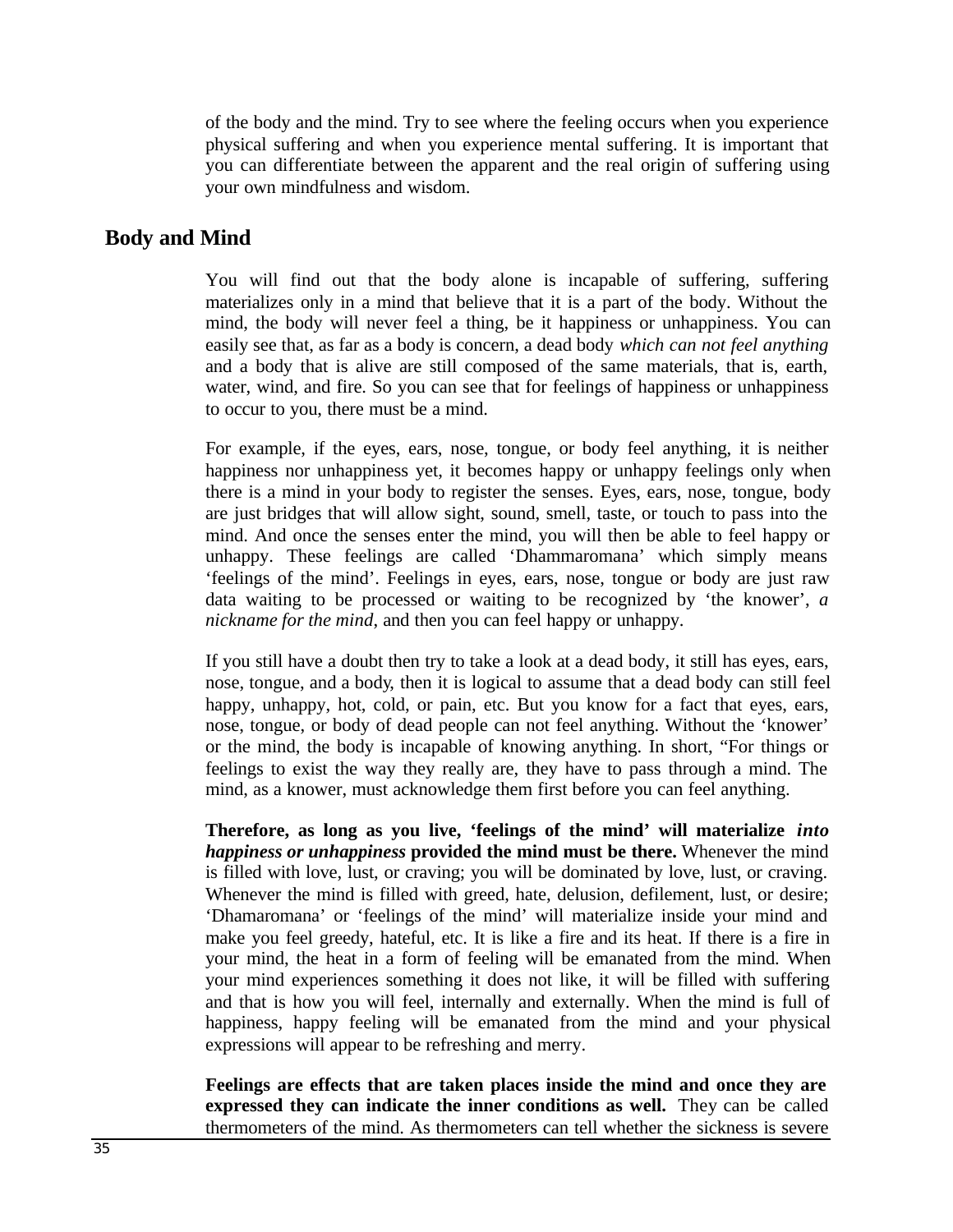of the body and the mind. Try to see where the feeling occurs when you experience physical suffering and when you experience mental suffering. It is important that you can differentiate between the apparent and the real origin of suffering using your own mindfulness and wisdom.

## Body and Mind

You will find out that the body alone is incapable of suffering, suffering materializes only in a mind that believe that it is a part of the body. Without the mind, the body will never feel a thing, be it happiness or unhappiness. You can easily see that, as far as a body is concern, a dead body *which can not feel anything* and a body that is alive are still composed of the same materials, that is, earth, water, wind, and fire. So you can see that for feelings of happiness or unhappiness to occur to you, there must be a mind.

For example, if the eyes, ears, nose, tongue, or body feel anything, it is neither happiness nor unhappiness yet, it becomes happy or unhappy feelings only when there is a mind in your body to register the senses. Eyes, ears, nose, tongue, body are just bridges that will allow sight, sound, smell, taste, or touch to pass into the mind. And once the senses enter the mind, you will then be able to feel happy or unhappy. These feelings are called 'Dhammaromana' which simply means 'feelings of the mind'. Feelings in eyes, ears, nose, tongue or body are just raw data waiting to be processed or waiting to be recognized by 'the knower', *a nickname for the mind*, and then you can feel happy or unhappy.

If you still have a doubt then try to take a look at a dead body, it still has eyes, ears, nose, tongue, and a body, then it is logical to assume that a dead body can still feel happy, unhappy, hot, cold, or pain, etc. But you know for a fact that eyes, ears, nose, tongue, or body of dead people can not feel anything. Without the 'knower' or the mind, the body is incapable of knowing anything. In short, "For things or feelings to exist the way they really are, they have to pass through a mind. The mind, as a knower, must acknowledge them first before you can feel anything.

**Therefore, as long as you live, 'feelings of the mind' will materialize *into happiness or unhappiness* provided the mind must be there.** Whenever the mind is filled with love, lust, or craving; you will be dominated by love, lust, or craving. Whenever the mind is filled with greed, hate, delusion, defilement, lust, or desire; 'Dhamaromana' or 'feelings of the mind' will materialize inside your mind and make you feel greedy, hateful, etc. It is like a fire and its heat. If there is a fire in your mind, the heat in a form of feeling will be emanated from the mind. When your mind experiences something it does not like, it will be filled with suffering and that is how you will feel, internally and externally. When the mind is full of happiness, happy feeling will be emanated from the mind and your physical expressions will appear to be refreshing and merry.

**Feelings are effects that are taken places inside the mind and once they are expressed they can indicate the inner conditions as well.** They can be called thermometers of the mind. As thermometers can tell whether the sickness is severe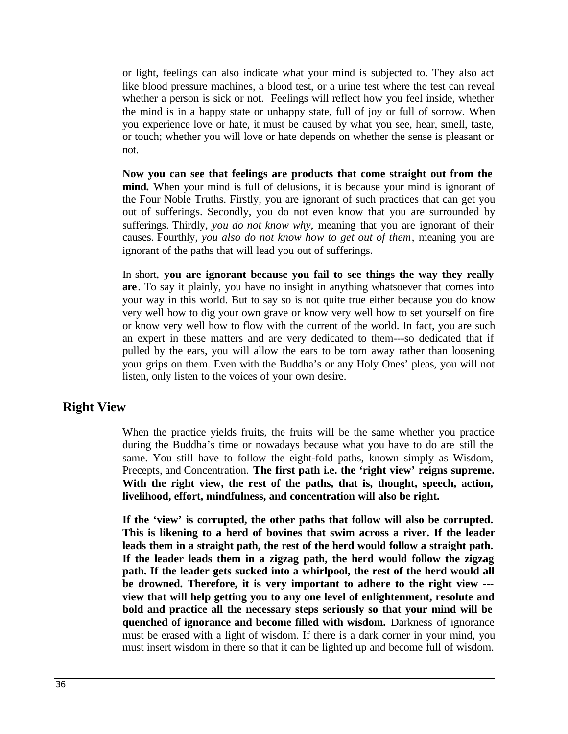or light, feelings can also indicate what your mind is subjected to. They also act like blood pressure machines, a blood test, or a urine test where the test can reveal whether a person is sick or not. Feelings will reflect how you feel inside, whether the mind is in a happy state or unhappy state, full of joy or full of sorrow. When you experience love or hate, it must be caused by what you see, hear, smell, taste, or touch; whether you will love or hate depends on whether the sense is pleasant or not.

**Now you can see that feelings are products that come straight out from the mind.** When your mind is full of delusions, it is because your mind is ignorant of the Four Noble Truths. Firstly, you are ignorant of such practices that can get you out of sufferings. Secondly, you do not even know that you are surrounded by sufferings. Thirdly, *you do not know why*, meaning that you are ignorant of their causes. Fourthly, *you also do not know how to get out of them*, meaning you are ignorant of the paths that will lead you out of sufferings.

In short, **you are ignorant because you fail to see things the way they really are**. To say it plainly, you have no insight in anything whatsoever that comes into your way in this world. But to say so is not quite true either because you do know very well how to dig your own grave or know very well how to set yourself on fire or know very well how to flow with the current of the world. In fact, you are such an expert in these matters and are very dedicated to them---so dedicated that if pulled by the ears, you will allow the ears to be torn away rather than loosening your grips on them. Even with the Buddha's or any Holy Ones' pleas, you will not listen, only listen to the voices of your own desire.

## Right View

When the practice yields fruits, the fruits will be the same whether you practice during the Buddha's time or nowadays because what you have to do are still the same. You still have to follow the eight-fold paths, known simply as Wisdom, Precepts, and Concentration. **The first path i.e. the 'right view' reigns supreme. With the right view, the rest of the paths, that is, thought, speech, action, livelihood, effort, mindfulness, and concentration will also be right.**

**If the 'view' is corrupted, the other paths that follow will also be corrupted. This is likening to a herd of bovines that swim across a river. If the leader leads them in a straight path, the rest of the herd would follow a straight path. If the leader leads them in a zigzag path, the herd would follow the zigzag path. If the leader gets sucked into a whirlpool, the rest of the herd would all be drowned. Therefore, it is very important to adhere to the right view --- view that will help getting you to any one level of enlightenment, resolute and bold and practice all the necessary steps seriously so that your mind will be quenched of ignorance and become filled with wisdom.** Darkness of ignorance must be erased with a light of wisdom. If there is a dark corner in your mind, you must insert wisdom in there so that it can be lighted up and become full of wisdom.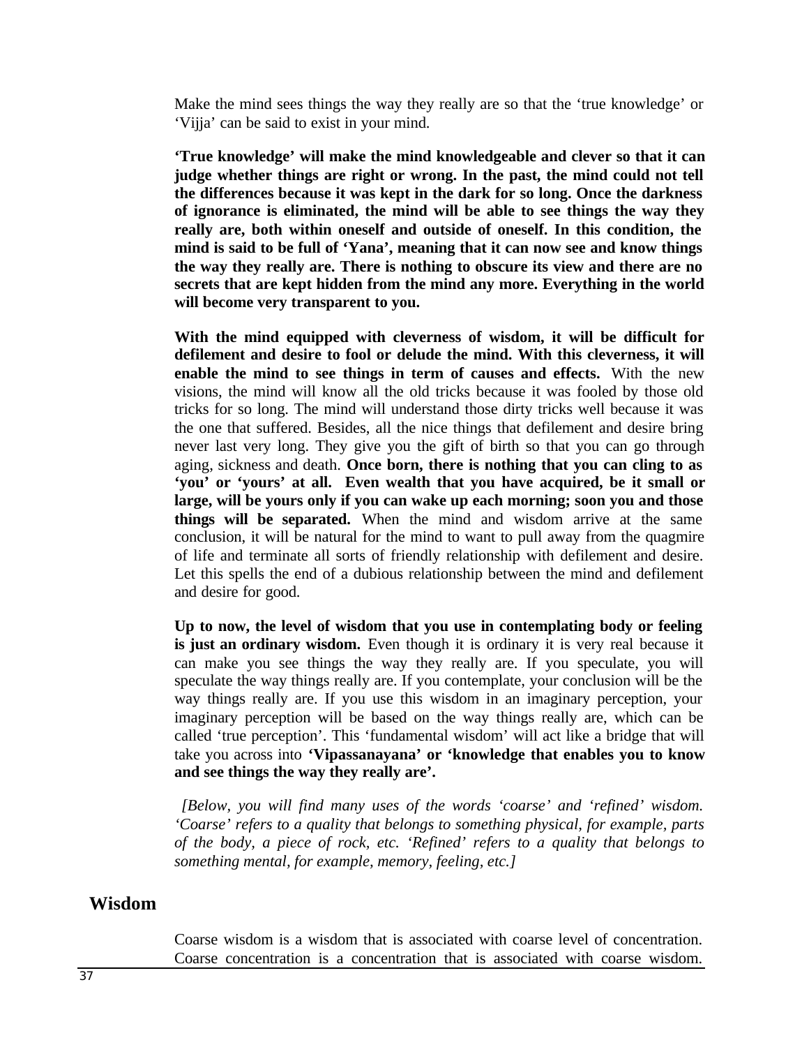Make the mind sees things the way they really are so that the 'true knowledge' or 'Vijja' can be said to exist in your mind.

**'True knowledge' will make the mind knowledgeable and clever so that it can judge whether things are right or wrong. In the past, the mind could not tell the differences because it was kept in the dark for so long. Once the darkness of ignorance is eliminated, the mind will be able to see things the way they really are, both within oneself and outside of oneself. In this condition, the mind is said to be full of 'Yana', meaning that it can now see and know things the way they really are. There is nothing to obscure its view and there are no secrets that are kept hidden from the mind any more. Everything in the world will become very transparent to you.**

**With the mind equipped with cleverness of wisdom, it will be difficult for defilement and desire to fool or delude the mind. With this cleverness, it will enable the mind to see things in term of causes and effects.** With the new visions, the mind will know all the old tricks because it was fooled by those old tricks for so long. The mind will understand those dirty tricks well because it was the one that suffered. Besides, all the nice things that defilement and desire bring never last very long. They give you the gift of birth so that you can go through aging, sickness and death. **Once born, there is nothing that you can cling to as 'you' or 'yours' at all. Even wealth that you have acquired, be it small or large, will be yours only if you can wake up each morning; soon you and those things will be separated.** When the mind and wisdom arrive at the same conclusion, it will be natural for the mind to want to pull away from the quagmire of life and terminate all sorts of friendly relationship with defilement and desire. Let this spells the end of a dubious relationship between the mind and defilement and desire for good.

**Up to now, the level of wisdom that you use in contemplating body or feeling is just an ordinary wisdom.** Even though it is ordinary it is very real because it can make you see things the way they really are. If you speculate, you will speculate the way things really are. If you contemplate, your conclusion will be the way things really are. If you use this wisdom in an imaginary perception, your imaginary perception will be based on the way things really are, which can be called 'true perception'. This 'fundamental wisdom' will act like a bridge that will take you across into **'Vipassanayana' or 'knowledge that enables you to know and see things the way they really are'.**

*[Below, you will find many uses of the words 'coarse' and 'refined' wisdom. 'Coarse' refers to a quality that belongs to something physical, for example, parts of the body, a piece of rock, etc. 'Refined' refers to a quality that belongs to something mental, for example, memory, feeling, etc.]*

## Wisdom

Coarse wisdom is a wisdom that is associated with coarse level of concentration. Coarse concentration is a concentration that is associated with coarse wisdom.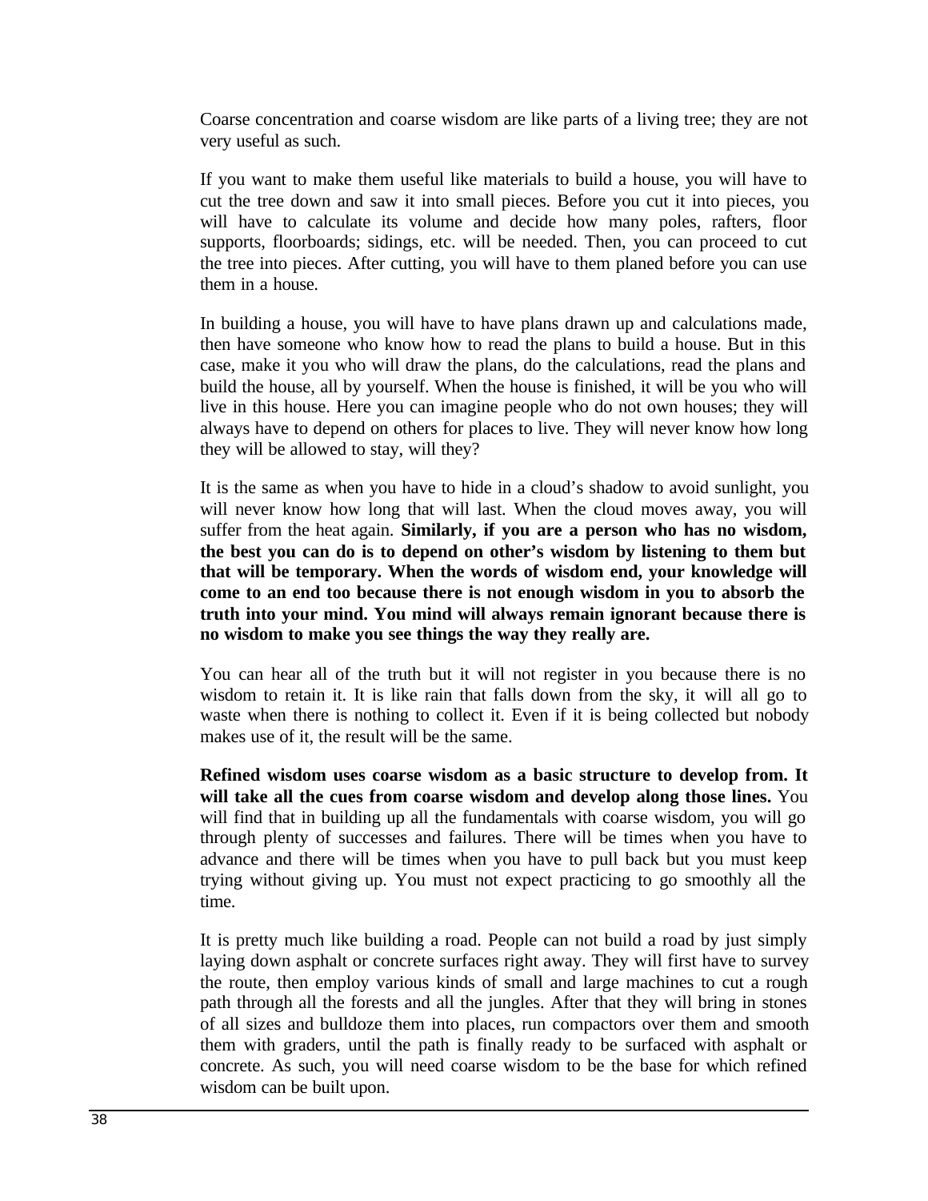Coarse concentration and coarse wisdom are like parts of a living tree; they are not very useful as such.

If you want to make them useful like materials to build a house, you will have to cut the tree down and saw it into small pieces. Before you cut it into pieces, you will have to calculate its volume and decide how many poles, rafters, floor supports, floorboards; sidings, etc. will be needed. Then, you can proceed to cut the tree into pieces. After cutting, you will have to them planed before you can use them in a house.

In building a house, you will have to have plans drawn up and calculations made, then have someone who know how to read the plans to build a house. But in this case, make it you who will draw the plans, do the calculations, read the plans and build the house, all by yourself. When the house is finished, it will be you who will live in this house. Here you can imagine people who do not own houses; they will always have to depend on others for places to live. They will never know how long they will be allowed to stay, will they?

It is the same as when you have to hide in a cloud's shadow to avoid sunlight, you will never know how long that will last. When the cloud moves away, you will suffer from the heat again. **Similarly, if you are a person who has no wisdom, the best you can do is to depend on other's wisdom by listening to them but that will be temporary. When the words of wisdom end, your knowledge will come to an end too because there is not enough wisdom in you to absorb the truth into your mind. You mind will always remain ignorant because there is no wisdom to make you see things the way they really are.**

You can hear all of the truth but it will not register in you because there is no wisdom to retain it. It is like rain that falls down from the sky, it will all go to waste when there is nothing to collect it. Even if it is being collected but nobody makes use of it, the result will be the same.

**Refined wisdom uses coarse wisdom as a basic structure to develop from. It will take all the cues from coarse wisdom and develop along those lines.** You will find that in building up all the fundamentals with coarse wisdom, you will go through plenty of successes and failures. There will be times when you have to advance and there will be times when you have to pull back but you must keep trying without giving up. You must not expect practicing to go smoothly all the time.

It is pretty much like building a road. People can not build a road by just simply laying down asphalt or concrete surfaces right away. They will first have to survey the route, then employ various kinds of small and large machines to cut a rough path through all the forests and all the jungles. After that they will bring in stones of all sizes and bulldoze them into places, run compactors over them and smooth them with graders, until the path is finally ready to be surfaced with asphalt or concrete. As such, you will need coarse wisdom to be the base for which refined wisdom can be built upon.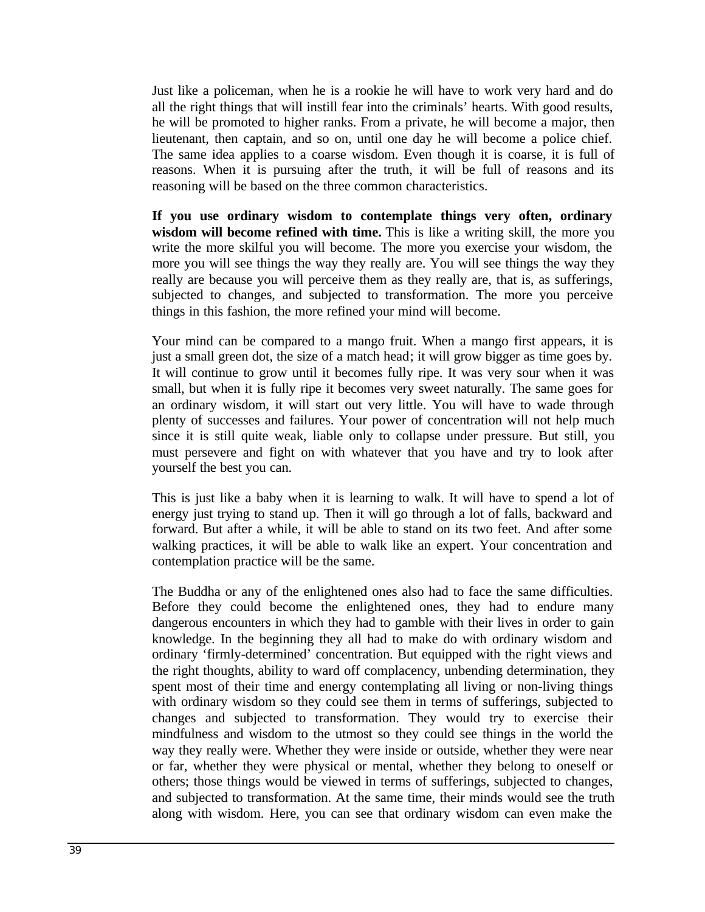Just like a policeman, when he is a rookie he will have to work very hard and do all the right things that will instill fear into the criminals' hearts. With good results, he will be promoted to higher ranks. From a private, he will become a major, then lieutenant, then captain, and so on, until one day he will become a police chief. The same idea applies to a coarse wisdom. Even though it is coarse, it is full of reasons. When it is pursuing after the truth, it will be full of reasons and its reasoning will be based on the three common characteristics.

**If you use ordinary wisdom to contemplate things very often, ordinary wisdom will become refined with time.** This is like a writing skill, the more you write the more skilful you will become. The more you exercise your wisdom, the more you will see things the way they really are. You will see things the way they really are because you will perceive them as they really are, that is, as sufferings, subjected to changes, and subjected to transformation. The more you perceive things in this fashion, the more refined your mind will become.

Your mind can be compared to a mango fruit. When a mango first appears, it is just a small green dot, the size of a match head; it will grow bigger as time goes by. It will continue to grow until it becomes fully ripe. It was very sour when it was small, but when it is fully ripe it becomes very sweet naturally. The same goes for an ordinary wisdom, it will start out very little. You will have to wade through plenty of successes and failures. Your power of concentration will not help much since it is still quite weak, liable only to collapse under pressure. But still, you must persevere and fight on with whatever that you have and try to look after yourself the best you can.

This is just like a baby when it is learning to walk. It will have to spend a lot of energy just trying to stand up. Then it will go through a lot of falls, backward and forward. But after a while, it will be able to stand on its two feet. And after some walking practices, it will be able to walk like an expert. Your concentration and contemplation practice will be the same.

The Buddha or any of the enlightened ones also had to face the same difficulties. Before they could become the enlightened ones, they had to endure many dangerous encounters in which they had to gamble with their lives in order to gain knowledge. In the beginning they all had to make do with ordinary wisdom and ordinary 'firmly-determined' concentration. But equipped with the right views and the right thoughts, ability to ward off complacency, unbending determination, they spent most of their time and energy contemplating all living or non-living things with ordinary wisdom so they could see them in terms of sufferings, subjected to changes and subjected to transformation. They would try to exercise their mindfulness and wisdom to the utmost so they could see things in the world the way they really were. Whether they were inside or outside, whether they were near or far, whether they were physical or mental, whether they belong to oneself or others; those things would be viewed in terms of sufferings, subjected to changes, and subjected to transformation. At the same time, their minds would see the truth along with wisdom. Here, you can see that ordinary wisdom can even make the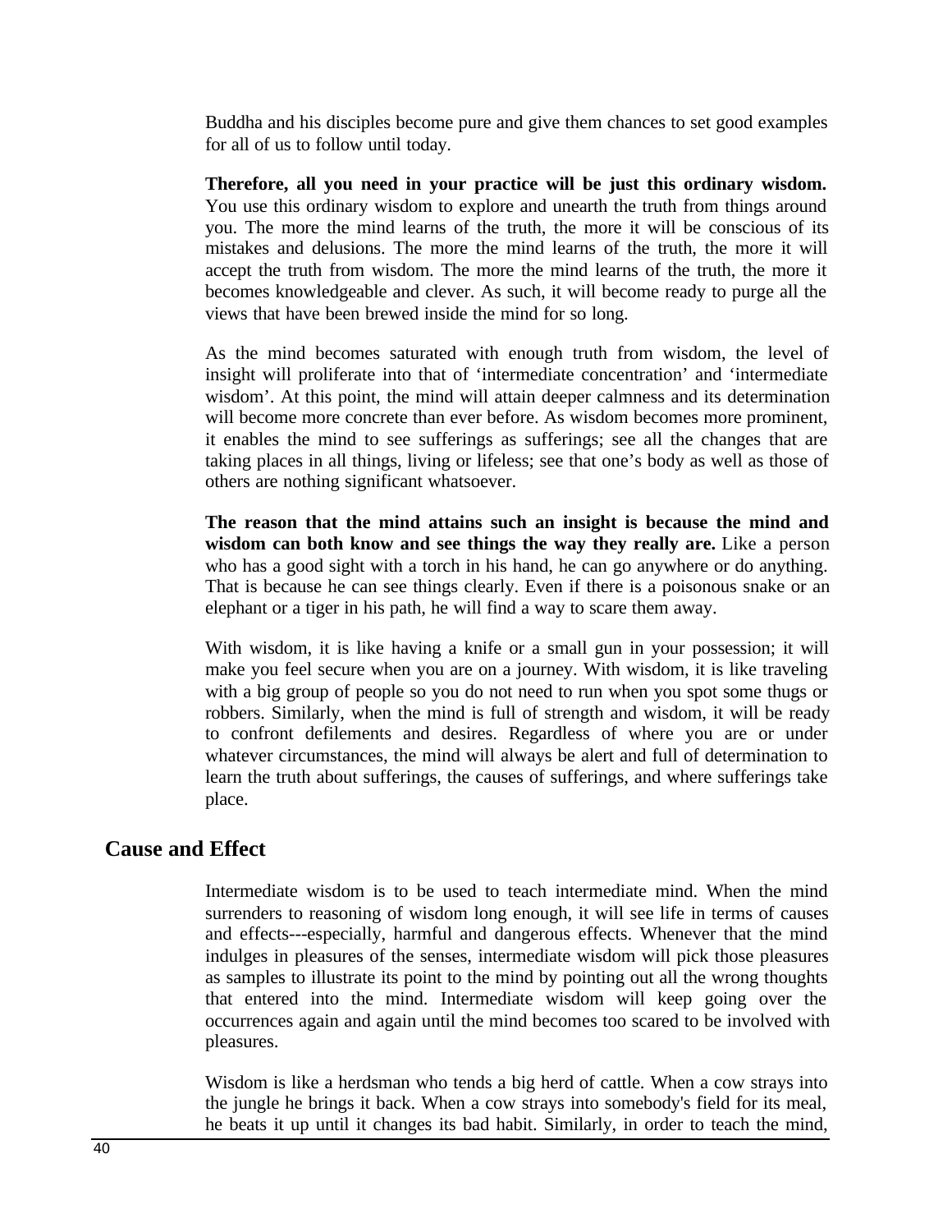Buddha and his disciples become pure and give them chances to set good examples for all of us to follow until today.

**Therefore, all you need in your practice will be just this ordinary wisdom.** You use this ordinary wisdom to explore and unearth the truth from things around you. The more the mind learns of the truth, the more it will be conscious of its mistakes and delusions. The more the mind learns of the truth, the more it will accept the truth from wisdom. The more the mind learns of the truth, the more it becomes knowledgeable and clever. As such, it will become ready to purge all the views that have been brewed inside the mind for so long.

As the mind becomes saturated with enough truth from wisdom, the level of insight will proliferate into that of 'intermediate concentration' and 'intermediate wisdom'. At this point, the mind will attain deeper calmness and its determination will become more concrete than ever before. As wisdom becomes more prominent, it enables the mind to see sufferings as sufferings; see all the changes that are taking places in all things, living or lifeless; see that one's body as well as those of others are nothing significant whatsoever.

**The reason that the mind attains such an insight is because the mind and wisdom can both know and see things the way they really are.** Like a person who has a good sight with a torch in his hand, he can go anywhere or do anything. That is because he can see things clearly. Even if there is a poisonous snake or an elephant or a tiger in his path, he will find a way to scare them away.

With wisdom, it is like having a knife or a small gun in your possession; it will make you feel secure when you are on a journey. With wisdom, it is like traveling with a big group of people so you do not need to run when you spot some thugs or robbers. Similarly, when the mind is full of strength and wisdom, it will be ready to confront defilements and desires. Regardless of where you are or under whatever circumstances, the mind will always be alert and full of determination to learn the truth about sufferings, the causes of sufferings, and where sufferings take place.

## Cause and Effect

Intermediate wisdom is to be used to teach intermediate mind. When the mind surrenders to reasoning of wisdom long enough, it will see life in terms of causes and effects---especially, harmful and dangerous effects. Whenever that the mind indulges in pleasures of the senses, intermediate wisdom will pick those pleasures as samples to illustrate its point to the mind by pointing out all the wrong thoughts that entered into the mind. Intermediate wisdom will keep going over the occurrences again and again until the mind becomes too scared to be involved with pleasures.

Wisdom is like a herdsman who tends a big herd of cattle. When a cow strays into the jungle he brings it back. When a cow strays into somebody's field for its meal, he beats it up until it changes its bad habit. Similarly, in order to teach the mind,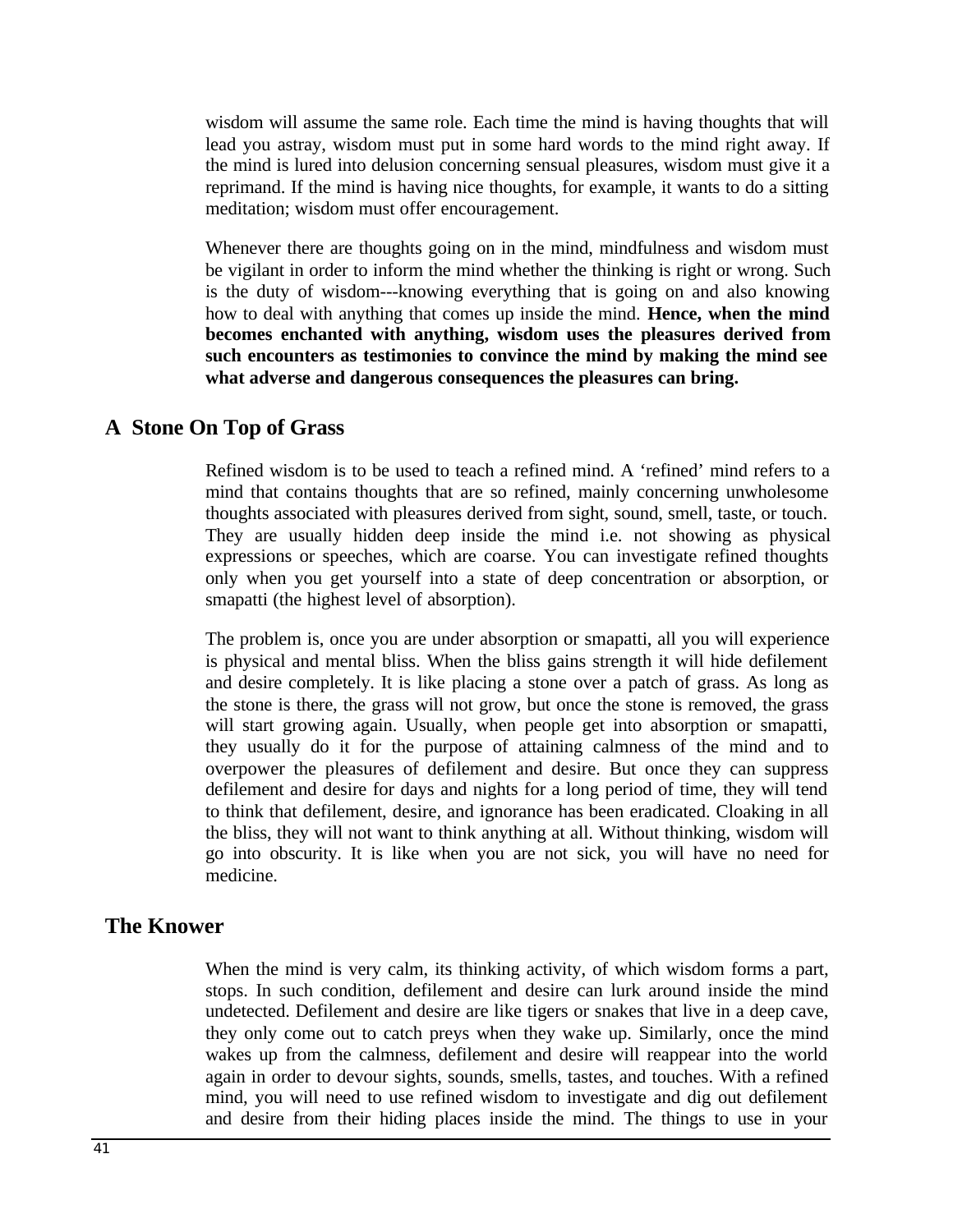wisdom will assume the same role. Each time the mind is having thoughts that will lead you astray, wisdom must put in some hard words to the mind right away. If the mind is lured into delusion concerning sensual pleasures, wisdom must give it a reprimand. If the mind is having nice thoughts, for example, it wants to do a sitting meditation; wisdom must offer encouragement.

Whenever there are thoughts going on in the mind, mindfulness and wisdom must be vigilant in order to inform the mind whether the thinking is right or wrong. Such is the duty of wisdom---knowing everything that is going on and also knowing how to deal with anything that comes up inside the mind. **Hence, when the mind becomes enchanted with anything, wisdom uses the pleasures derived from such encounters as testimonies to convince the mind by making the mind see what adverse and dangerous consequences the pleasures can bring.**

## A Stone On Top of Grass

Refined wisdom is to be used to teach a refined mind. A 'refined' mind refers to a mind that contains thoughts that are so refined, mainly concerning unwholesome thoughts associated with pleasures derived from sight, sound, smell, taste, or touch. They are usually hidden deep inside the mind i.e. not showing as physical expressions or speeches, which are coarse. You can investigate refined thoughts only when you get yourself into a state of deep concentration or absorption, or smapatti (the highest level of absorption).

The problem is, once you are under absorption or smapatti, all you will experience is physical and mental bliss. When the bliss gains strength it will hide defilement and desire completely. It is like placing a stone over a patch of grass. As long as the stone is there, the grass will not grow, but once the stone is removed, the grass will start growing again. Usually, when people get into absorption or smapatti, they usually do it for the purpose of attaining calmness of the mind and to overpower the pleasures of defilement and desire. But once they can suppress defilement and desire for days and nights for a long period of time, they will tend to think that defilement, desire, and ignorance has been eradicated. Cloaking in all the bliss, they will not want to think anything at all. Without thinking, wisdom will go into obscurity. It is like when you are not sick, you will have no need for medicine.

## The Knower

When the mind is very calm, its thinking activity, of which wisdom forms a part, stops. In such condition, defilement and desire can lurk around inside the mind undetected. Defilement and desire are like tigers or snakes that live in a deep cave, they only come out to catch preys when they wake up. Similarly, once the mind wakes up from the calmness, defilement and desire will reappear into the world again in order to devour sights, sounds, smells, tastes, and touches. With a refined mind, you will need to use refined wisdom to investigate and dig out defilement and desire from their hiding places inside the mind. The things to use in your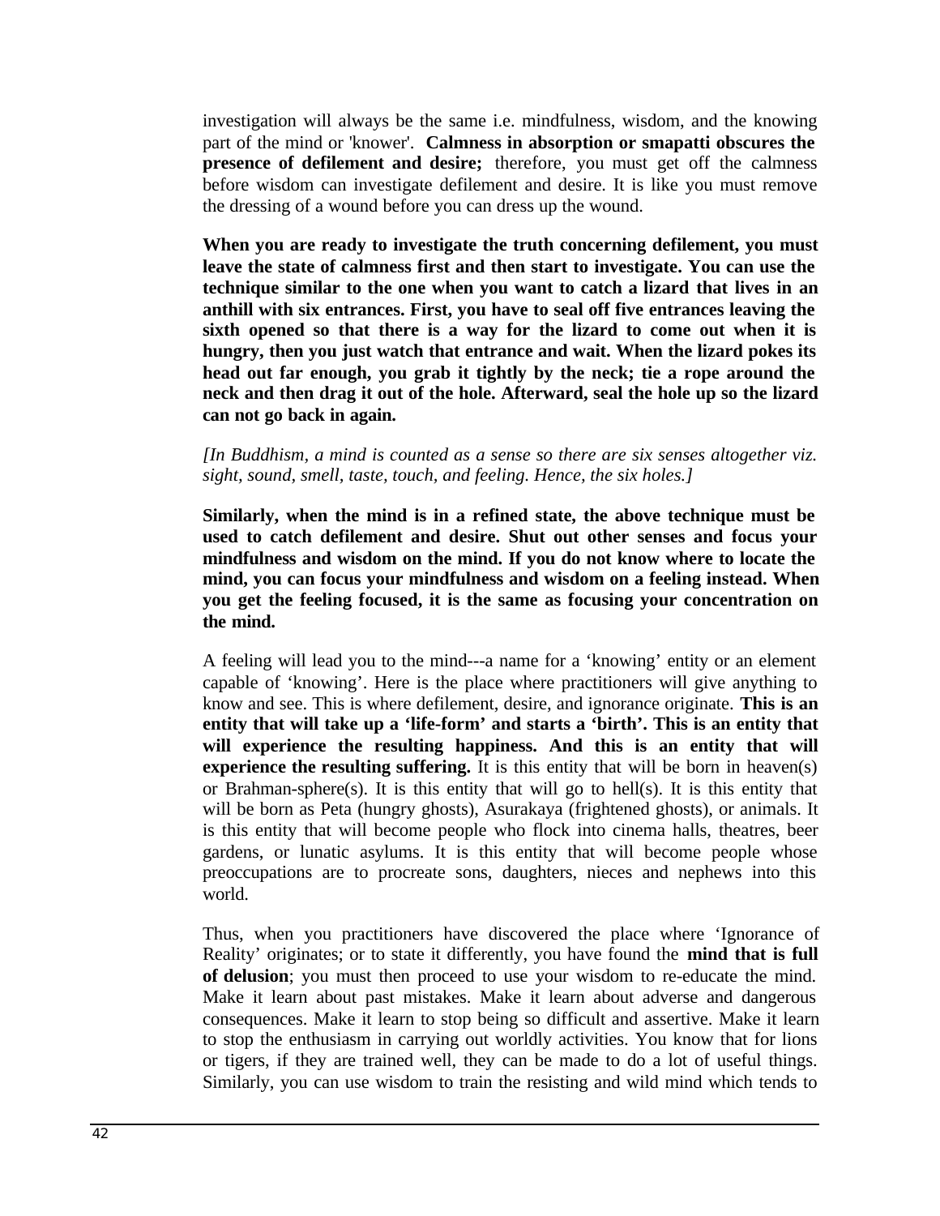investigation will always be the same i.e. mindfulness, wisdom, and the knowing part of the mind or 'knower'. **Calmness in absorption or smapatti obscures the presence of defilement and desire;** therefore, you must get off the calmness before wisdom can investigate defilement and desire. It is like you must remove the dressing of a wound before you can dress up the wound.

**When you are ready to investigate the truth concerning defilement, you must leave the state of calmness first and then start to investigate. You can use the technique similar to the one when you want to catch a lizard that lives in an anthill with six entrances. First, you have to seal off five entrances leaving the sixth opened so that there is a way for the lizard to come out when it is hungry, then you just watch that entrance and wait. When the lizard pokes its head out far enough, you grab it tightly by the neck; tie a rope around the neck and then drag it out of the hole. Afterward, seal the hole up so the lizard can not go back in again.**

*[In Buddhism, a mind is counted as a sense so there are six senses altogether viz. sight, sound, smell, taste, touch, and feeling. Hence, the six holes.]*

**Similarly, when the mind is in a refined state, the above technique must be used to catch defilement and desire. Shut out other senses and focus your mindfulness and wisdom on the mind. If you do not know where to locate the mind, you can focus your mindfulness and wisdom on a feeling instead. When you get the feeling focused, it is the same as focusing your concentration on the mind.**

A feeling will lead you to the mind---a name for a 'knowing' entity or an element capable of 'knowing'. Here is the place where practitioners will give anything to know and see. This is where defilement, desire, and ignorance originate. **This is an entity that will take up a 'life-form' and starts a 'birth'. This is an entity that will experience the resulting happiness. And this is an entity that will experience the resulting suffering.** It is this entity that will be born in heaven(s) or Brahman-sphere(s). It is this entity that will go to hell(s). It is this entity that will be born as Peta (hungry ghosts), Asurakaya (frightened ghosts), or animals. It is this entity that will become people who flock into cinema halls, theatres, beer gardens, or lunatic asylums. It is this entity that will become people whose preoccupations are to procreate sons, daughters, nieces and nephews into this world.

Thus, when you practitioners have discovered the place where 'Ignorance of Reality' originates; or to state it differently, you have found the **mind that is full of delusion**; you must then proceed to use your wisdom to re-educate the mind. Make it learn about past mistakes. Make it learn about adverse and dangerous consequences. Make it learn to stop being so difficult and assertive. Make it learn to stop the enthusiasm in carrying out worldly activities. You know that for lions or tigers, if they are trained well, they can be made to do a lot of useful things. Similarly, you can use wisdom to train the resisting and wild mind which tends to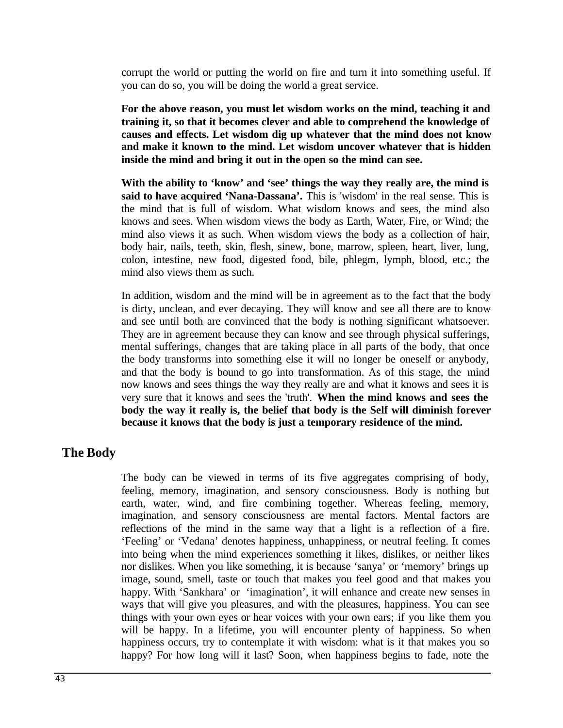corrupt the world or putting the world on fire and turn it into something useful. If you can do so, you will be doing the world a great service.

**For the above reason, you must let wisdom works on the mind, teaching it and training it, so that it becomes clever and able to comprehend the knowledge of causes and effects. Let wisdom dig up whatever that the mind does not know and make it known to the mind. Let wisdom uncover whatever that is hidden inside the mind and bring it out in the open so the mind can see.**

**With the ability to 'know' and 'see' things the way they really are, the mind is said to have acquired 'Nana-Dassana'.** This is 'wisdom' in the real sense. This is the mind that is full of wisdom. What wisdom knows and sees, the mind also knows and sees. When wisdom views the body as Earth, Water, Fire, or Wind; the mind also views it as such. When wisdom views the body as a collection of hair, body hair, nails, teeth, skin, flesh, sinew, bone, marrow, spleen, heart, liver, lung, colon, intestine, new food, digested food, bile, phlegm, lymph, blood, etc.; the mind also views them as such.

In addition, wisdom and the mind will be in agreement as to the fact that the body is dirty, unclean, and ever decaying. They will know and see all there are to know and see until both are convinced that the body is nothing significant whatsoever. They are in agreement because they can know and see through physical sufferings, mental sufferings, changes that are taking place in all parts of the body, that once the body transforms into something else it will no longer be oneself or anybody, and that the body is bound to go into transformation. As of this stage, the mind now knows and sees things the way they really are and what it knows and sees it is very sure that it knows and sees the 'truth'. **When the mind knows and sees the body the way it really is, the belief that body is the Self will diminish forever because it knows that the body is just a temporary residence of the mind.**

## The Body

The body can be viewed in terms of its five aggregates comprising of body, feeling, memory, imagination, and sensory consciousness. Body is nothing but earth, water, wind, and fire combining together. Whereas feeling, memory, imagination, and sensory consciousness are mental factors. Mental factors are reflections of the mind in the same way that a light is a reflection of a fire. 'Feeling' or 'Vedana' denotes happiness, unhappiness, or neutral feeling. It comes into being when the mind experiences something it likes, dislikes, or neither likes nor dislikes. When you like something, it is because 'sanya' or 'memory' brings up image, sound, smell, taste or touch that makes you feel good and that makes you happy. With 'Sankhara' or 'imagination', it will enhance and create new senses in ways that will give you pleasures, and with the pleasures, happiness. You can see things with your own eyes or hear voices with your own ears; if you like them you will be happy. In a lifetime, you will encounter plenty of happiness. So when happiness occurs, try to contemplate it with wisdom: what is it that makes you so happy? For how long will it last? Soon, when happiness begins to fade, note the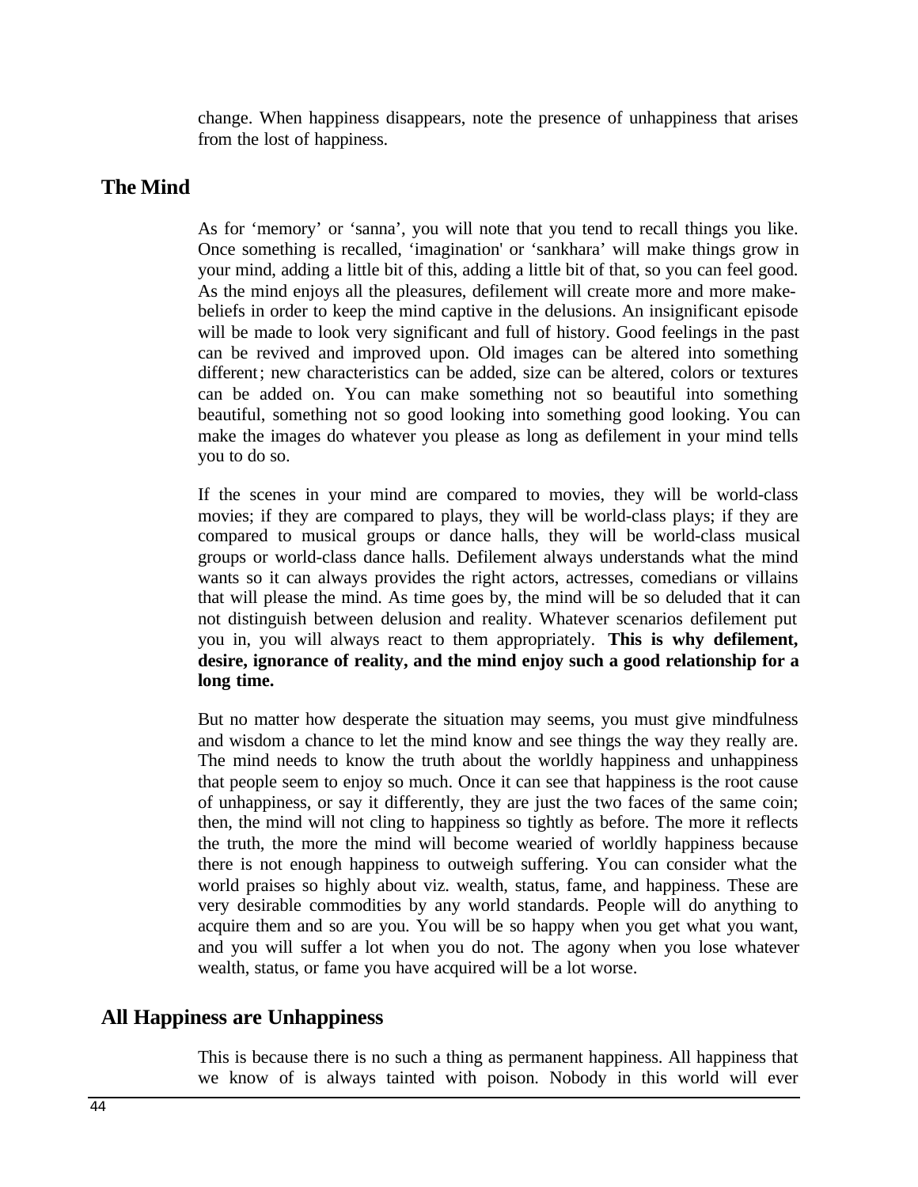change. When happiness disappears, note the presence of unhappiness that arises from the lost of happiness.

## The Mind

As for 'memory' or 'sanna', you will note that you tend to recall things you like. Once something is recalled, 'imagination' or 'sankhara' will make things grow in your mind, adding a little bit of this, adding a little bit of that, so you can feel good. As the mind enjoys all the pleasures, defilement will create more and more make-beliefs in order to keep the mind captive in the delusions. An insignificant episode will be made to look very significant and full of history. Good feelings in the past can be revived and improved upon. Old images can be altered into something different; new characteristics can be added, size can be altered, colors or textures can be added on. You can make something not so beautiful into something beautiful, something not so good looking into something good looking. You can make the images do whatever you please as long as defilement in your mind tells you to do so.

If the scenes in your mind are compared to movies, they will be world-class movies; if they are compared to plays, they will be world-class plays; if they are compared to musical groups or dance halls, they will be world-class musical groups or world-class dance halls. Defilement always understands what the mind wants so it can always provides the right actors, actresses, comedians or villains that will please the mind. As time goes by, the mind will be so deluded that it can not distinguish between delusion and reality. Whatever scenarios defilement put you in, you will always react to them appropriately. **This is why defilement, desire, ignorance of reality, and the mind enjoy such a good relationship for a long time.**

But no matter how desperate the situation may seems, you must give mindfulness and wisdom a chance to let the mind know and see things the way they really are. The mind needs to know the truth about the worldly happiness and unhappiness that people seem to enjoy so much. Once it can see that happiness is the root cause of unhappiness, or say it differently, they are just the two faces of the same coin; then, the mind will not cling to happiness so tightly as before. The more it reflects the truth, the more the mind will become wearied of worldly happiness because there is not enough happiness to outweigh suffering. You can consider what the world praises so highly about viz. wealth, status, fame, and happiness. These are very desirable commodities by any world standards. People will do anything to acquire them and so are you. You will be so happy when you get what you want, and you will suffer a lot when you do not. The agony when you lose whatever wealth, status, or fame you have acquired will be a lot worse.

## All Happiness are Unhappiness

This is because there is no such a thing as permanent happiness. All happiness that we know of is always tainted with poison. Nobody in this world will ever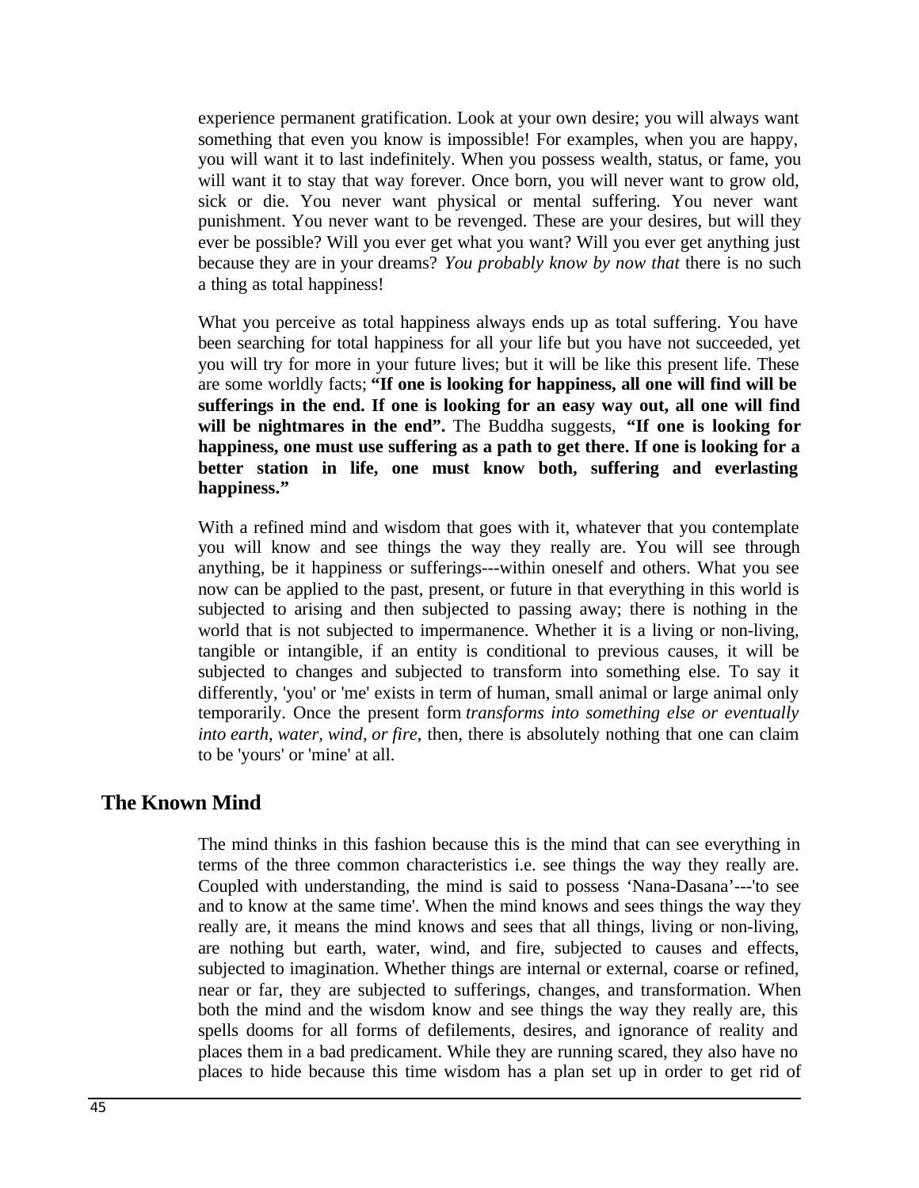experience permanent gratification. Look at your own desire; you will always want something that even you know is impossible! For examples, when you are happy, you will want it to last indefinitely. When you possess wealth, status, or fame, you will want it to stay that way forever. Once born, you will never want to grow old, sick or die. You never want physical or mental suffering. You never want punishment. You never want to be revenged. These are your desires, but will they ever be possible? Will you ever get what you want? Will you ever get anything just because they are in your dreams? *You probably know by now that* there is no such a thing as total happiness!

What you perceive as total happiness always ends up as total suffering. You have been searching for total happiness for all your life but you have not succeeded, yet you will try for more in your future lives; but it will be like this present life. These are some worldly facts; **"If one is looking for happiness, all one will find will be sufferings in the end. If one is looking for an easy way out, all one will find will be nightmares in the end".** The Buddha suggests, **"If one is looking for happiness, one must use suffering as a path to get there. If one is looking for a better station in life, one must know both, suffering and everlasting happiness."**

With a refined mind and wisdom that goes with it, whatever that you contemplate you will know and see things the way they really are. You will see through anything, be it happiness or sufferings---within oneself and others. What you see now can be applied to the past, present, or future in that everything in this world is subjected to arising and then subjected to passing away; there is nothing in the world that is not subjected to impermanence. Whether it is a living or non-living, tangible or intangible, if an entity is conditional to previous causes, it will be subjected to changes and subjected to transform into something else. To say it differently, 'you' or 'me' exists in term of human, small animal or large animal only temporarily. Once the present form *transforms into something else or eventually into earth, water, wind, or fire*, then, there is absolutely nothing that one can claim to be 'yours' or 'mine' at all.

## The Known Mind

The mind thinks in this fashion because this is the mind that can see everything in terms of the three common characteristics i.e. see things the way they really are. Coupled with understanding, the mind is said to possess 'Nana-Dasana'---'to see and to know at the same time'. When the mind knows and sees things the way they really are, it means the mind knows and sees that all things, living or non-living, are nothing but earth, water, wind, and fire, subjected to causes and effects, subjected to imagination. Whether things are internal or external, coarse or refined, near or far, they are subjected to sufferings, changes, and transformation. When both the mind and the wisdom know and see things the way they really are, this spells dooms for all forms of defilements, desires, and ignorance of reality and places them in a bad predicament. While they are running scared, they also have no places to hide because this time wisdom has a plan set up in order to get rid of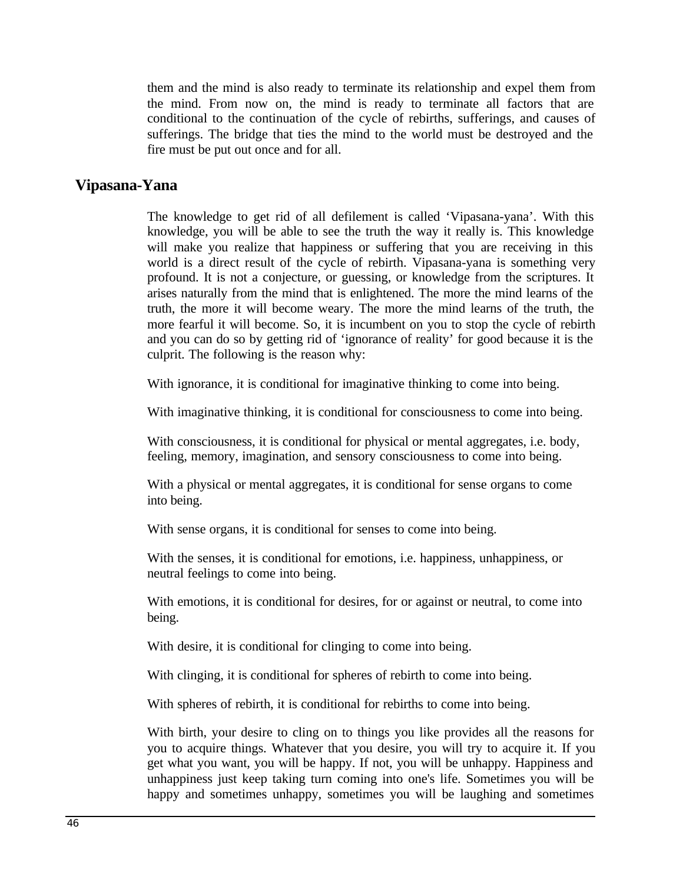them and the mind is also ready to terminate its relationship and expel them from the mind. From now on, the mind is ready to terminate all factors that are conditional to the continuation of the cycle of rebirths, sufferings, and causes of sufferings. The bridge that ties the mind to the world must be destroyed and the fire must be put out once and for all.

## Vipasana-Yana

The knowledge to get rid of all defilement is called 'Vipasana-yana'. With this knowledge, you will be able to see the truth the way it really is. This knowledge will make you realize that happiness or suffering that you are receiving in this world is a direct result of the cycle of rebirth. Vipasana-yana is something very profound. It is not a conjecture, or guessing, or knowledge from the scriptures. It arises naturally from the mind that is enlightened. The more the mind learns of the truth, the more it will become weary. The more the mind learns of the truth, the more fearful it will become. So, it is incumbent on you to stop the cycle of rebirth and you can do so by getting rid of 'ignorance of reality' for good because it is the culprit. The following is the reason why:

With ignorance, it is conditional for imaginative thinking to come into being.

With imaginative thinking, it is conditional for consciousness to come into being.

With consciousness, it is conditional for physical or mental aggregates, i.e. body, feeling, memory, imagination, and sensory consciousness to come into being.

With a physical or mental aggregates, it is conditional for sense organs to come into being.

With sense organs, it is conditional for senses to come into being.

With the senses, it is conditional for emotions, i.e. happiness, unhappiness, or neutral feelings to come into being.

With emotions, it is conditional for desires, for or against or neutral, to come into being.

With desire, it is conditional for clinging to come into being.

With clinging, it is conditional for spheres of rebirth to come into being.

With spheres of rebirth, it is conditional for rebirths to come into being.

With birth, your desire to cling on to things you like provides all the reasons for you to acquire things. Whatever that you desire, you will try to acquire it. If you get what you want, you will be happy. If not, you will be unhappy. Happiness and unhappiness just keep taking turn coming into one's life. Sometimes you will be happy and sometimes unhappy, sometimes you will be laughing and sometimes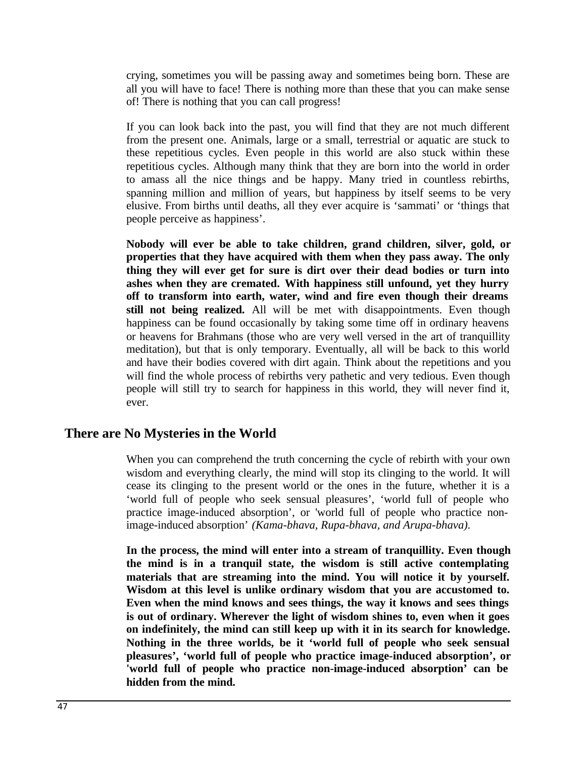crying, sometimes you will be passing away and sometimes being born. These are all you will have to face! There is nothing more than these that you can make sense of! There is nothing that you can call progress!

If you can look back into the past, you will find that they are not much different from the present one. Animals, large or a small, terrestrial or aquatic are stuck to these repetitious cycles. Even people in this world are also stuck within these repetitious cycles. Although many think that they are born into the world in order to amass all the nice things and be happy. Many tried in countless rebirths, spanning million and million of years, but happiness by itself seems to be very elusive. From births until deaths, all they ever acquire is 'sammati' or 'things that people perceive as happiness'.

**Nobody will ever be able to take children, grand children, silver, gold, or properties that they have acquired with them when they pass away. The only thing they will ever get for sure is dirt over their dead bodies or turn into ashes when they are cremated. With happiness still unfound, yet they hurry off to transform into earth, water, wind and fire even though their dreams still not being realized.** All will be met with disappointments. Even though happiness can be found occasionally by taking some time off in ordinary heavens or heavens for Brahmans (those who are very well versed in the art of tranquillity meditation), but that is only temporary. Eventually, all will be back to this world and have their bodies covered with dirt again. Think about the repetitions and you will find the whole process of rebirths very pathetic and very tedious. Even though people will still try to search for happiness in this world, they will never find it, ever.

## There are No Mysteries in the World

When you can comprehend the truth concerning the cycle of rebirth with your own wisdom and everything clearly, the mind will stop its clinging to the world. It will cease its clinging to the present world or the ones in the future, whether it is a 'world full of people who seek sensual pleasures', 'world full of people who practice image-induced absorption', or 'world full of people who practice non-image-induced absorption' *(Kama-bhava, Rupa-bhava, and Arupa-bhava).*

**In the process, the mind will enter into a stream of tranquillity. Even though the mind is in a tranquil state, the wisdom is still active contemplating materials that are streaming into the mind. You will notice it by yourself. Wisdom at this level is unlike ordinary wisdom that you are accustomed to. Even when the mind knows and sees things, the way it knows and sees things is out of ordinary. Wherever the light of wisdom shines to, even when it goes on indefinitely, the mind can still keep up with it in its search for knowledge. Nothing in the three worlds, be it 'world full of people who seek sensual pleasures', 'world full of people who practice image-induced absorption', or 'world full of people who practice non-image-induced absorption' can be hidden from the mind.**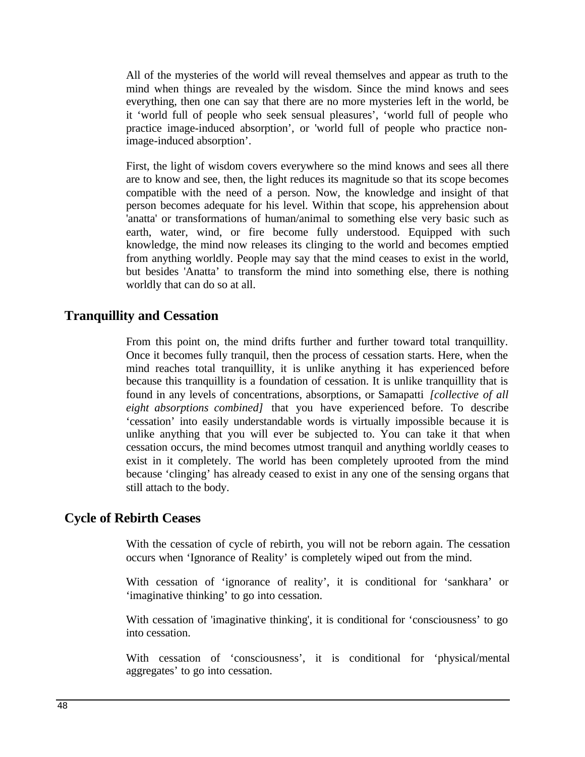All of the mysteries of the world will reveal themselves and appear as truth to the mind when things are revealed by the wisdom. Since the mind knows and sees everything, then one can say that there are no more mysteries left in the world, be it 'world full of people who seek sensual pleasures', 'world full of people who practice image-induced absorption', or 'world full of people who practice non-image-induced absorption'.

First, the light of wisdom covers everywhere so the mind knows and sees all there are to know and see, then, the light reduces its magnitude so that its scope becomes compatible with the need of a person. Now, the knowledge and insight of that person becomes adequate for his level. Within that scope, his apprehension about 'anatta' or transformations of human/animal to something else very basic such as earth, water, wind, or fire become fully understood. Equipped with such knowledge, the mind now releases its clinging to the world and becomes emptied from anything worldly. People may say that the mind ceases to exist in the world, but besides 'Anatta' to transform the mind into something else, there is nothing worldly that can do so at all.

## Tranquillity and Cessation

From this point on, the mind drifts further and further toward total tranquillity. Once it becomes fully tranquil, then the process of cessation starts. Here, when the mind reaches total tranquillity, it is unlike anything it has experienced before because this tranquillity is a foundation of cessation. It is unlike tranquillity that is found in any levels of concentrations, absorptions, or Samapatti *[collective of all eight absorptions combined]* that you have experienced before. To describe 'cessation' into easily understandable words is virtually impossible because it is unlike anything that you will ever be subjected to. You can take it that when cessation occurs, the mind becomes utmost tranquil and anything worldly ceases to exist in it completely. The world has been completely uprooted from the mind because 'clinging' has already ceased to exist in any one of the sensing organs that still attach to the body.

## Cycle of Rebirth Ceases

With the cessation of cycle of rebirth, you will not be reborn again. The cessation occurs when 'Ignorance of Reality' is completely wiped out from the mind.

With cessation of 'ignorance of reality', it is conditional for 'sankhara' or 'imaginative thinking' to go into cessation.

With cessation of 'imaginative thinking', it is conditional for 'consciousness' to go into cessation.

With cessation of 'consciousness', it is conditional for 'physical/mental aggregates' to go into cessation.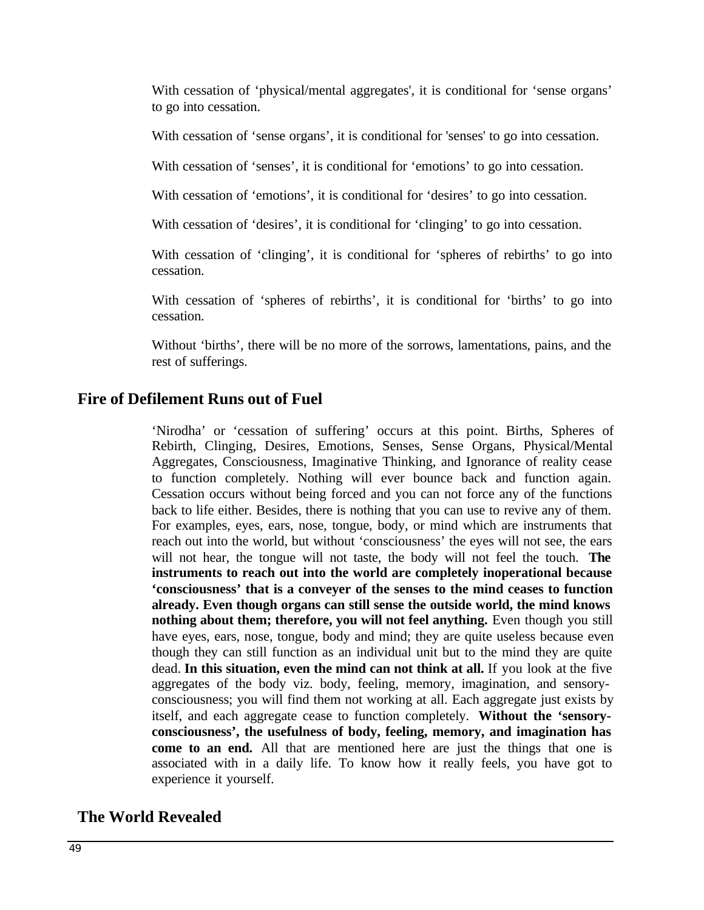With cessation of 'physical/mental aggregates', it is conditional for 'sense organs' to go into cessation.

With cessation of 'sense organs', it is conditional for 'senses' to go into cessation.

With cessation of 'senses', it is conditional for 'emotions' to go into cessation.

With cessation of 'emotions', it is conditional for 'desires' to go into cessation.

With cessation of 'desires', it is conditional for 'clinging' to go into cessation.

With cessation of 'clinging', it is conditional for 'spheres of rebirths' to go into cessation.

With cessation of 'spheres of rebirths', it is conditional for 'births' to go into cessation.

Without 'births', there will be no more of the sorrows, lamentations, pains, and the rest of sufferings.

## Fire of Defilement Runs out of Fuel

'Nirodha' or 'cessation of suffering' occurs at this point. Births, Spheres of Rebirth, Clinging, Desires, Emotions, Senses, Sense Organs, Physical/Mental Aggregates, Consciousness, Imaginative Thinking, and Ignorance of reality cease to function completely. Nothing will ever bounce back and function again. Cessation occurs without being forced and you can not force any of the functions back to life either. Besides, there is nothing that you can use to revive any of them. For examples, eyes, ears, nose, tongue, body, or mind which are instruments that reach out into the world, but without 'consciousness' the eyes will not see, the ears will not hear, the tongue will not taste, the body will not feel the touch. **The instruments to reach out into the world are completely inoperational because 'consciousness' that is a conveyer of the senses to the mind ceases to function already. Even though organs can still sense the outside world, the mind knows nothing about them; therefore, you will not feel anything.** Even though you still have eyes, ears, nose, tongue, body and mind; they are quite useless because even though they can still function as an individual unit but to the mind they are quite dead. **In this situation, even the mind can not think at all.** If you look at the five aggregates of the body viz. body, feeling, memory, imagination, and sensory-consciousness; you will find them not working at all. Each aggregate just exists by itself, and each aggregate cease to function completely. **Without the 'sensory-consciousness', the usefulness of body, feeling, memory, and imagination has come to an end.** All that are mentioned here are just the things that one is associated with in a daily life. To know how it really feels, you have got to experience it yourself.

## The World Revealed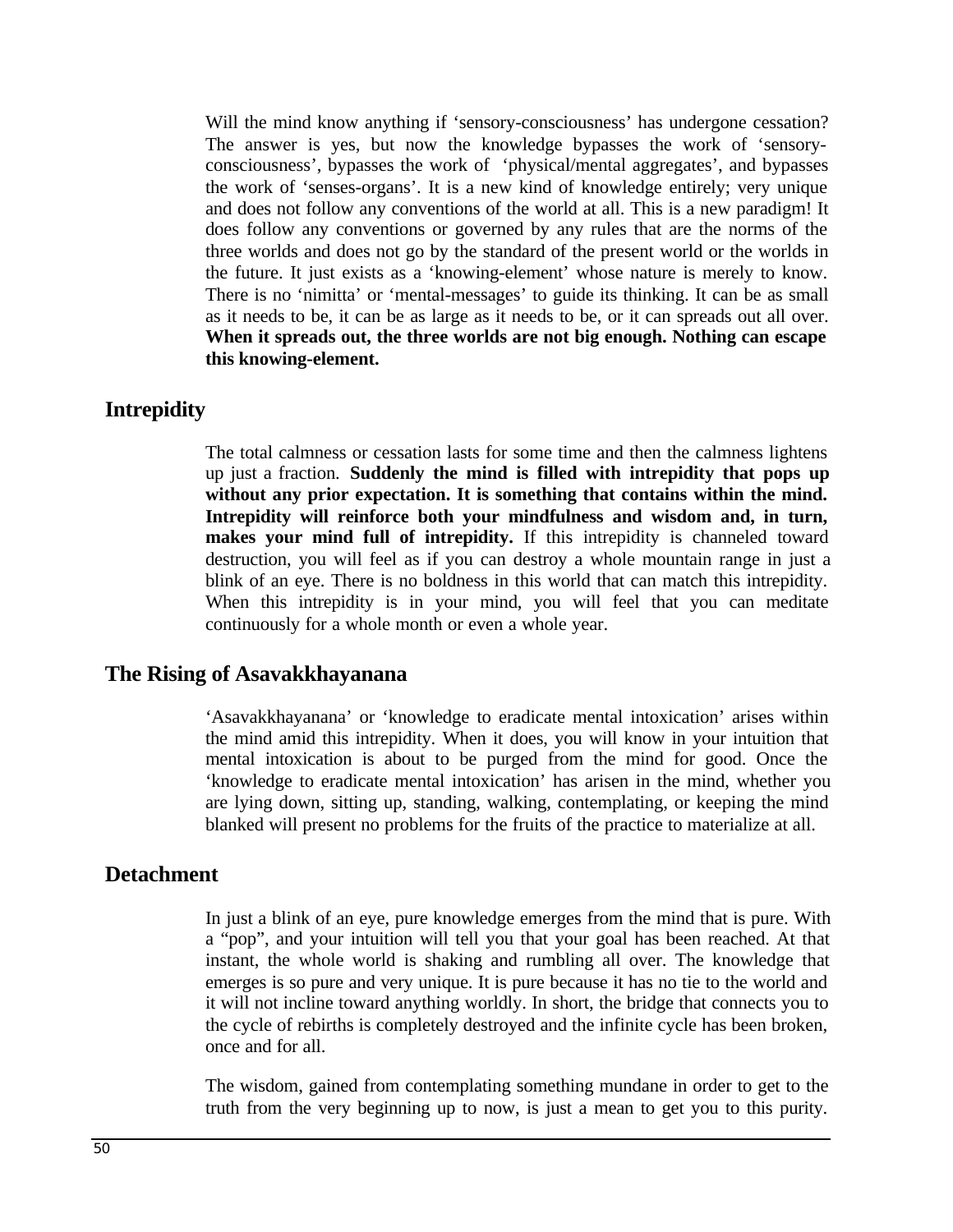Will the mind know anything if 'sensory-consciousness' has undergone cessation? The answer is yes, but now the knowledge bypasses the work of 'sensory-consciousness', bypasses the work of 'physical/mental aggregates', and bypasses the work of 'senses-organs'. It is a new kind of knowledge entirely; very unique and does not follow any conventions of the world at all. This is a new paradigm! It does follow any conventions or governed by any rules that are the norms of the three worlds and does not go by the standard of the present world or the worlds in the future. It just exists as a 'knowing-element' whose nature is merely to know. There is no 'nimitta' or 'mental-messages' to guide its thinking. It can be as small as it needs to be, it can be as large as it needs to be, or it can spreads out all over. **When it spreads out, the three worlds are not big enough. Nothing can escape this knowing-element.**

## Intrepidity

The total calmness or cessation lasts for some time and then the calmness lightens up just a fraction. **Suddenly the mind is filled with intrepidity that pops up without any prior expectation. It is something that contains within the mind. Intrepidity will reinforce both your mindfulness and wisdom and, in turn, makes your mind full of intrepidity.** If this intrepidity is channeled toward destruction, you will feel as if you can destroy a whole mountain range in just a blink of an eye. There is no boldness in this world that can match this intrepidity. When this intrepidity is in your mind, you will feel that you can meditate continuously for a whole month or even a whole year.

## The Rising of Asavakkhayanana

'Asavakkhayanana' or 'knowledge to eradicate mental intoxication' arises within the mind amid this intrepidity. When it does, you will know in your intuition that mental intoxication is about to be purged from the mind for good. Once the 'knowledge to eradicate mental intoxication' has arisen in the mind, whether you are lying down, sitting up, standing, walking, contemplating, or keeping the mind blanked will present no problems for the fruits of the practice to materialize at all.

## Detachment

In just a blink of an eye, pure knowledge emerges from the mind that is pure. With a "pop", and your intuition will tell you that your goal has been reached. At that instant, the whole world is shaking and rumbling all over. The knowledge that emerges is so pure and very unique. It is pure because it has no tie to the world and it will not incline toward anything worldly. In short, the bridge that connects you to the cycle of rebirths is completely destroyed and the infinite cycle has been broken, once and for all.

The wisdom, gained from contemplating something mundane in order to get to the truth from the very beginning up to now, is just a mean to get you to this purity.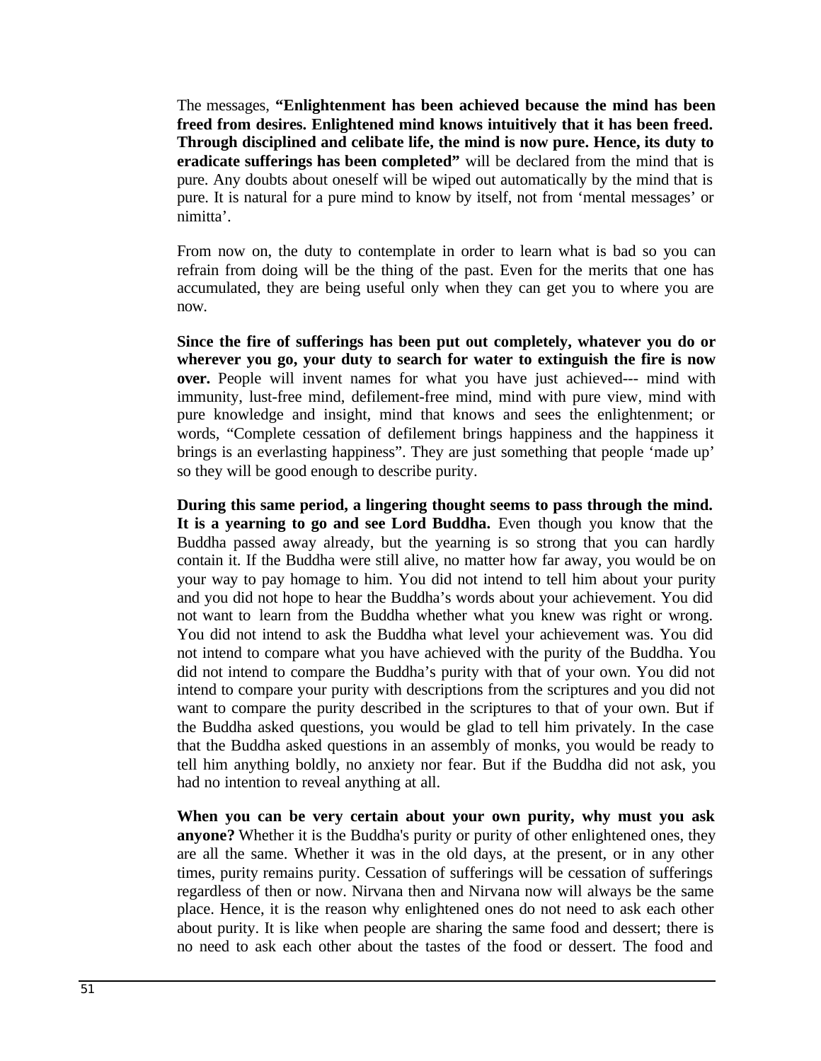The messages, **"Enlightenment has been achieved because the mind has been freed from desires. Enlightened mind knows intuitively that it has been freed. Through disciplined and celibate life, the mind is now pure. Hence, its duty to eradicate sufferings has been completed"** will be declared from the mind that is pure. Any doubts about oneself will be wiped out automatically by the mind that is pure. It is natural for a pure mind to know by itself, not from 'mental messages' or nimitta'.

From now on, the duty to contemplate in order to learn what is bad so you can refrain from doing will be the thing of the past. Even for the merits that one has accumulated, they are being useful only when they can get you to where you are now.

**Since the fire of sufferings has been put out completely, whatever you do or wherever you go, your duty to search for water to extinguish the fire is now over.** People will invent names for what you have just achieved--- mind with immunity, lust-free mind, defilement-free mind, mind with pure view, mind with pure knowledge and insight, mind that knows and sees the enlightenment; or words, "Complete cessation of defilement brings happiness and the happiness it brings is an everlasting happiness". They are just something that people 'made up' so they will be good enough to describe purity.

**During this same period, a lingering thought seems to pass through the mind. It is a yearning to go and see Lord Buddha.** Even though you know that the Buddha passed away already, but the yearning is so strong that you can hardly contain it. If the Buddha were still alive, no matter how far away, you would be on your way to pay homage to him. You did not intend to tell him about your purity and you did not hope to hear the Buddha's words about your achievement. You did not want to learn from the Buddha whether what you knew was right or wrong. You did not intend to ask the Buddha what level your achievement was. You did not intend to compare what you have achieved with the purity of the Buddha. You did not intend to compare the Buddha's purity with that of your own. You did not intend to compare your purity with descriptions from the scriptures and you did not want to compare the purity described in the scriptures to that of your own. But if the Buddha asked questions, you would be glad to tell him privately. In the case that the Buddha asked questions in an assembly of monks, you would be ready to tell him anything boldly, no anxiety nor fear. But if the Buddha did not ask, you had no intention to reveal anything at all.

**When you can be very certain about your own purity, why must you ask anyone?** Whether it is the Buddha's purity or purity of other enlightened ones, they are all the same. Whether it was in the old days, at the present, or in any other times, purity remains purity. Cessation of sufferings will be cessation of sufferings regardless of then or now. Nirvana then and Nirvana now will always be the same place. Hence, it is the reason why enlightened ones do not need to ask each other about purity. It is like when people are sharing the same food and dessert; there is no need to ask each other about the tastes of the food or dessert. The food and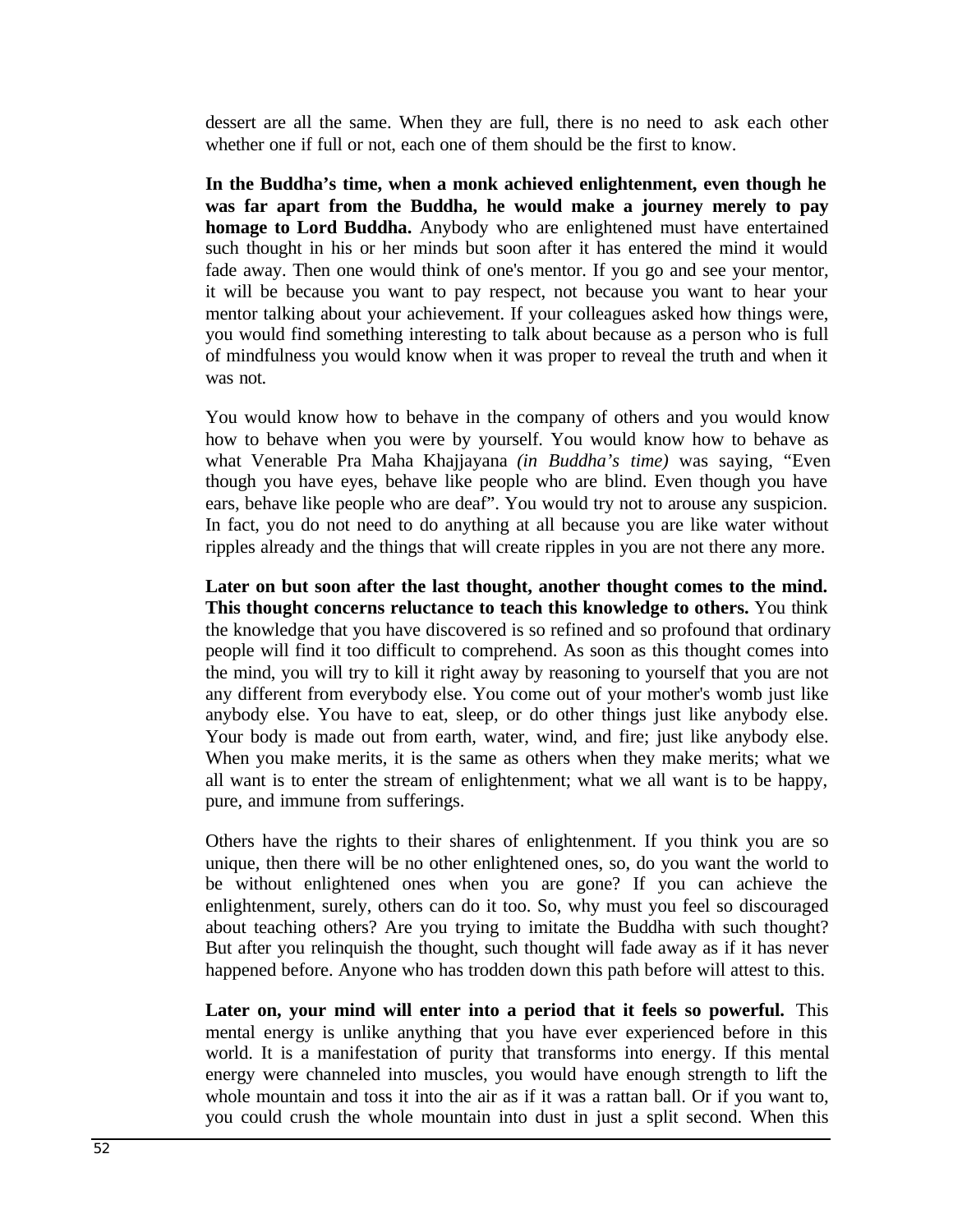dessert are all the same. When they are full, there is no need to ask each other whether one if full or not, each one of them should be the first to know.

**In the Buddha's time, when a monk achieved enlightenment, even though he was far apart from the Buddha, he would make a journey merely to pay homage to Lord Buddha.** Anybody who are enlightened must have entertained such thought in his or her minds but soon after it has entered the mind it would fade away. Then one would think of one's mentor. If you go and see your mentor, it will be because you want to pay respect, not because you want to hear your mentor talking about your achievement. If your colleagues asked how things were, you would find something interesting to talk about because as a person who is full of mindfulness you would know when it was proper to reveal the truth and when it was not.

You would know how to behave in the company of others and you would know how to behave when you were by yourself. You would know how to behave as what Venerable Pra Maha Khajjayana *(in Buddha's time)* was saying, "Even though you have eyes, behave like people who are blind. Even though you have ears, behave like people who are deaf". You would try not to arouse any suspicion. In fact, you do not need to do anything at all because you are like water without ripples already and the things that will create ripples in you are not there any more.

**Later on but soon after the last thought, another thought comes to the mind. This thought concerns reluctance to teach this knowledge to others.** You think the knowledge that you have discovered is so refined and so profound that ordinary people will find it too difficult to comprehend. As soon as this thought comes into the mind, you will try to kill it right away by reasoning to yourself that you are not any different from everybody else. You come out of your mother's womb just like anybody else. You have to eat, sleep, or do other things just like anybody else. Your body is made out from earth, water, wind, and fire; just like anybody else. When you make merits, it is the same as others when they make merits; what we all want is to enter the stream of enlightenment; what we all want is to be happy, pure, and immune from sufferings.

Others have the rights to their shares of enlightenment. If you think you are so unique, then there will be no other enlightened ones, so, do you want the world to be without enlightened ones when you are gone? If you can achieve the enlightenment, surely, others can do it too. So, why must you feel so discouraged about teaching others? Are you trying to imitate the Buddha with such thought? But after you relinquish the thought, such thought will fade away as if it has never happened before. Anyone who has trodden down this path before will attest to this.

**Later on, your mind will enter into a period that it feels so powerful.** This mental energy is unlike anything that you have ever experienced before in this world. It is a manifestation of purity that transforms into energy. If this mental energy were channeled into muscles, you would have enough strength to lift the whole mountain and toss it into the air as if it was a rattan ball. Or if you want to, you could crush the whole mountain into dust in just a split second. When this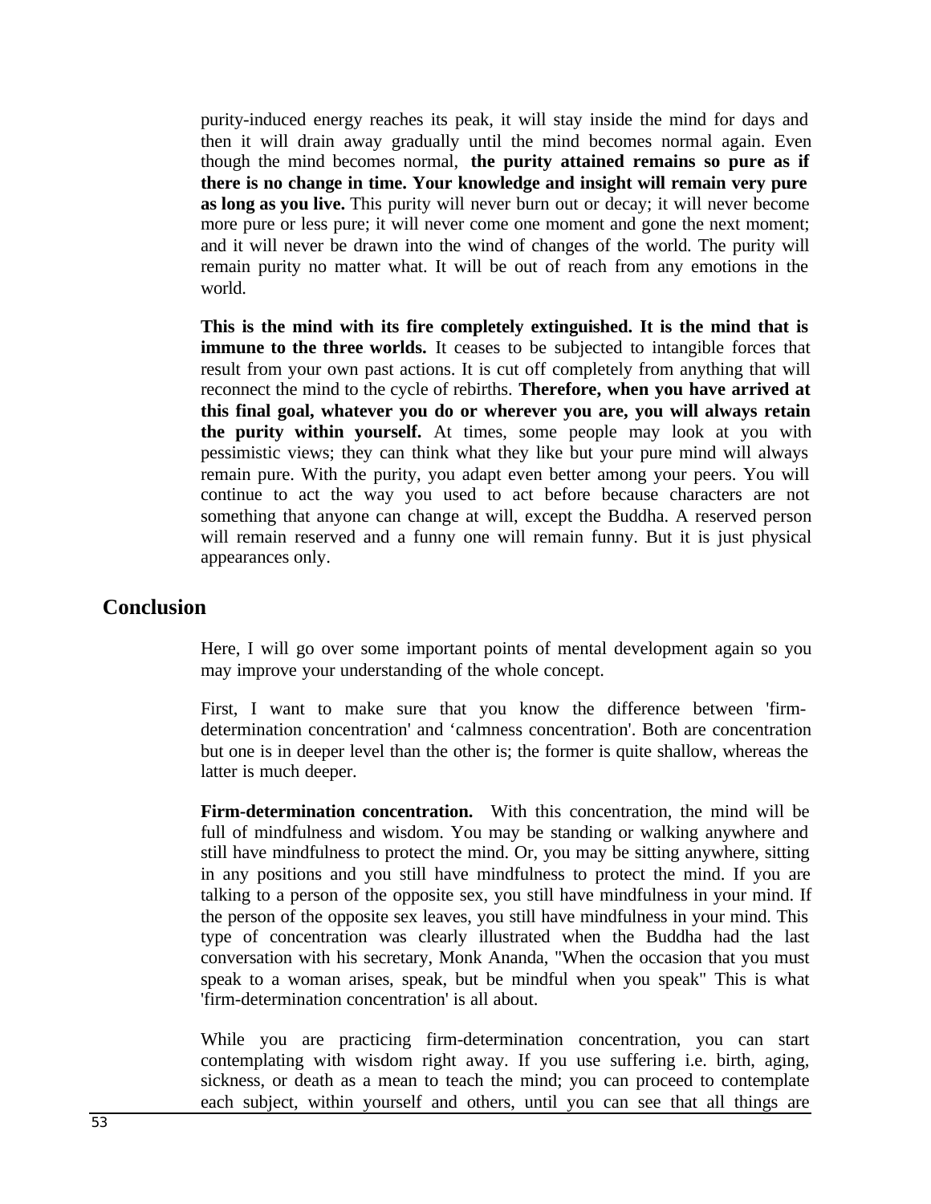purity-induced energy reaches its peak, it will stay inside the mind for days and then it will drain away gradually until the mind becomes normal again. Even though the mind becomes normal, **the purity attained remains so pure as if there is no change in time. Your knowledge and insight will remain very pure as long as you live.** This purity will never burn out or decay; it will never become more pure or less pure; it will never come one moment and gone the next moment; and it will never be drawn into the wind of changes of the world. The purity will remain purity no matter what. It will be out of reach from any emotions in the world.

**This is the mind with its fire completely extinguished. It is the mind that is immune to the three worlds.** It ceases to be subjected to intangible forces that result from your own past actions. It is cut off completely from anything that will reconnect the mind to the cycle of rebirths. **Therefore, when you have arrived at this final goal, whatever you do or wherever you are, you will always retain the purity within yourself.** At times, some people may look at you with pessimistic views; they can think what they like but your pure mind will always remain pure. With the purity, you adapt even better among your peers. You will continue to act the way you used to act before because characters are not something that anyone can change at will, except the Buddha. A reserved person will remain reserved and a funny one will remain funny. But it is just physical appearances only.

## Conclusion

Here, I will go over some important points of mental development again so you may improve your understanding of the whole concept.

First, I want to make sure that you know the difference between 'firm-determination concentration' and ‘calmness concentration'. Both are concentration but one is in deeper level than the other is; the former is quite shallow, whereas the latter is much deeper.

**Firm-determination concentration.** With this concentration, the mind will be full of mindfulness and wisdom. You may be standing or walking anywhere and still have mindfulness to protect the mind. Or, you may be sitting anywhere, sitting in any positions and you still have mindfulness to protect the mind. If you are talking to a person of the opposite sex, you still have mindfulness in your mind. If the person of the opposite sex leaves, you still have mindfulness in your mind. This type of concentration was clearly illustrated when the Buddha had the last conversation with his secretary, Monk Ananda, "When the occasion that you must speak to a woman arises, speak, but be mindful when you speak" This is what 'firm-determination concentration' is all about.

While you are practicing firm-determination concentration, you can start contemplating with wisdom right away. If you use suffering i.e. birth, aging, sickness, or death as a mean to teach the mind; you can proceed to contemplate each subject, within yourself and others, until you can see that all things are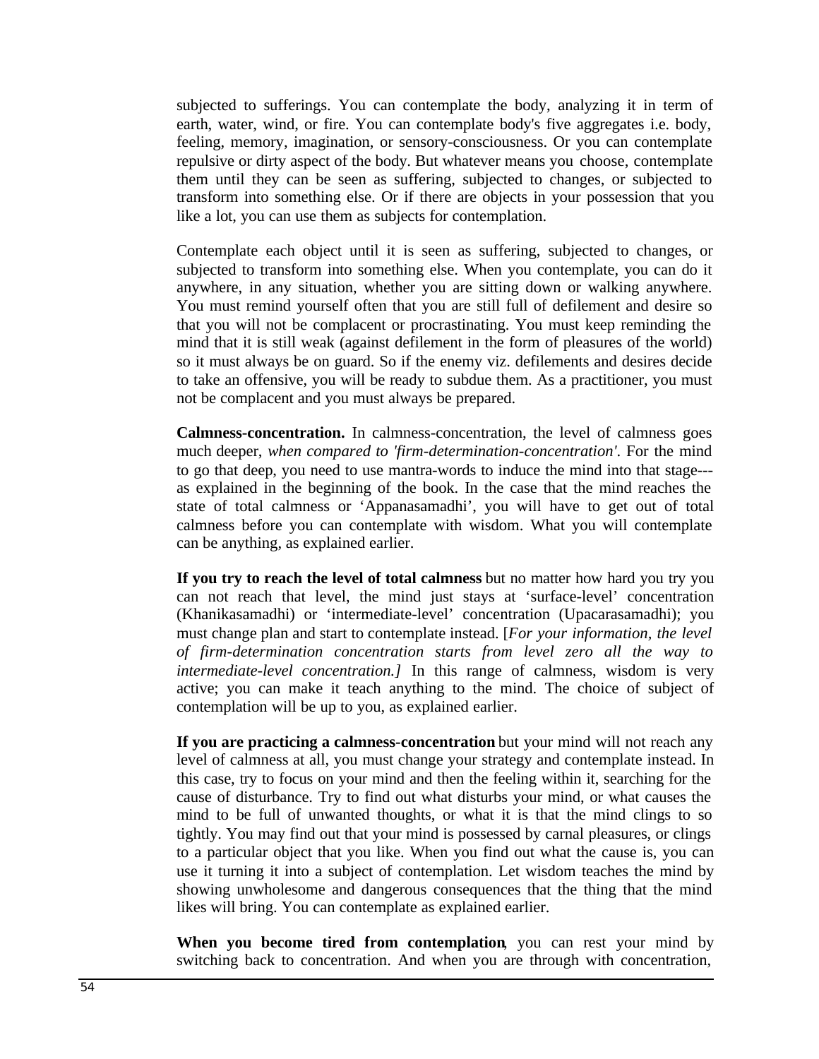subjected to sufferings. You can contemplate the body, analyzing it in term of earth, water, wind, or fire. You can contemplate body's five aggregates i.e. body, feeling, memory, imagination, or sensory-consciousness. Or you can contemplate repulsive or dirty aspect of the body. But whatever means you choose, contemplate them until they can be seen as suffering, subjected to changes, or subjected to transform into something else. Or if there are objects in your possession that you like a lot, you can use them as subjects for contemplation.

Contemplate each object until it is seen as suffering, subjected to changes, or subjected to transform into something else. When you contemplate, you can do it anywhere, in any situation, whether you are sitting down or walking anywhere. You must remind yourself often that you are still full of defilement and desire so that you will not be complacent or procrastinating. You must keep reminding the mind that it is still weak (against defilement in the form of pleasures of the world) so it must always be on guard. So if the enemy viz. defilements and desires decide to take an offensive, you will be ready to subdue them. As a practitioner, you must not be complacent and you must always be prepared.

**Calmness-concentration.** In calmness-concentration, the level of calmness goes much deeper, *when compared to 'firm-determination-concentration'*. For the mind to go that deep, you need to use mantra-words to induce the mind into that stage---as explained in the beginning of the book. In the case that the mind reaches the state of total calmness or 'Appanasamadhi', you will have to get out of total calmness before you can contemplate with wisdom. What you will contemplate can be anything, as explained earlier.

**If you try to reach the level of total calmness** but no matter how hard you try you can not reach that level, the mind just stays at 'surface-level' concentration (Khanikasamadhi) or 'intermediate-level' concentration (Upacarasamadhi); you must change plan and start to contemplate instead. [*For your information, the level of firm-determination concentration starts from level zero all the way to intermediate-level concentration.]* In this range of calmness, wisdom is very active; you can make it teach anything to the mind. The choice of subject of contemplation will be up to you, as explained earlier.

**If you are practicing a calmness-concentration** but your mind will not reach any level of calmness at all, you must change your strategy and contemplate instead. In this case, try to focus on your mind and then the feeling within it, searching for the cause of disturbance. Try to find out what disturbs your mind, or what causes the mind to be full of unwanted thoughts, or what it is that the mind clings to so tightly. You may find out that your mind is possessed by carnal pleasures, or clings to a particular object that you like. When you find out what the cause is, you can use it turning it into a subject of contemplation. Let wisdom teaches the mind by showing unwholesome and dangerous consequences that the thing that the mind likes will bring. You can contemplate as explained earlier.

**When you become tired from contemplation**, you can rest your mind by switching back to concentration. And when you are through with concentration,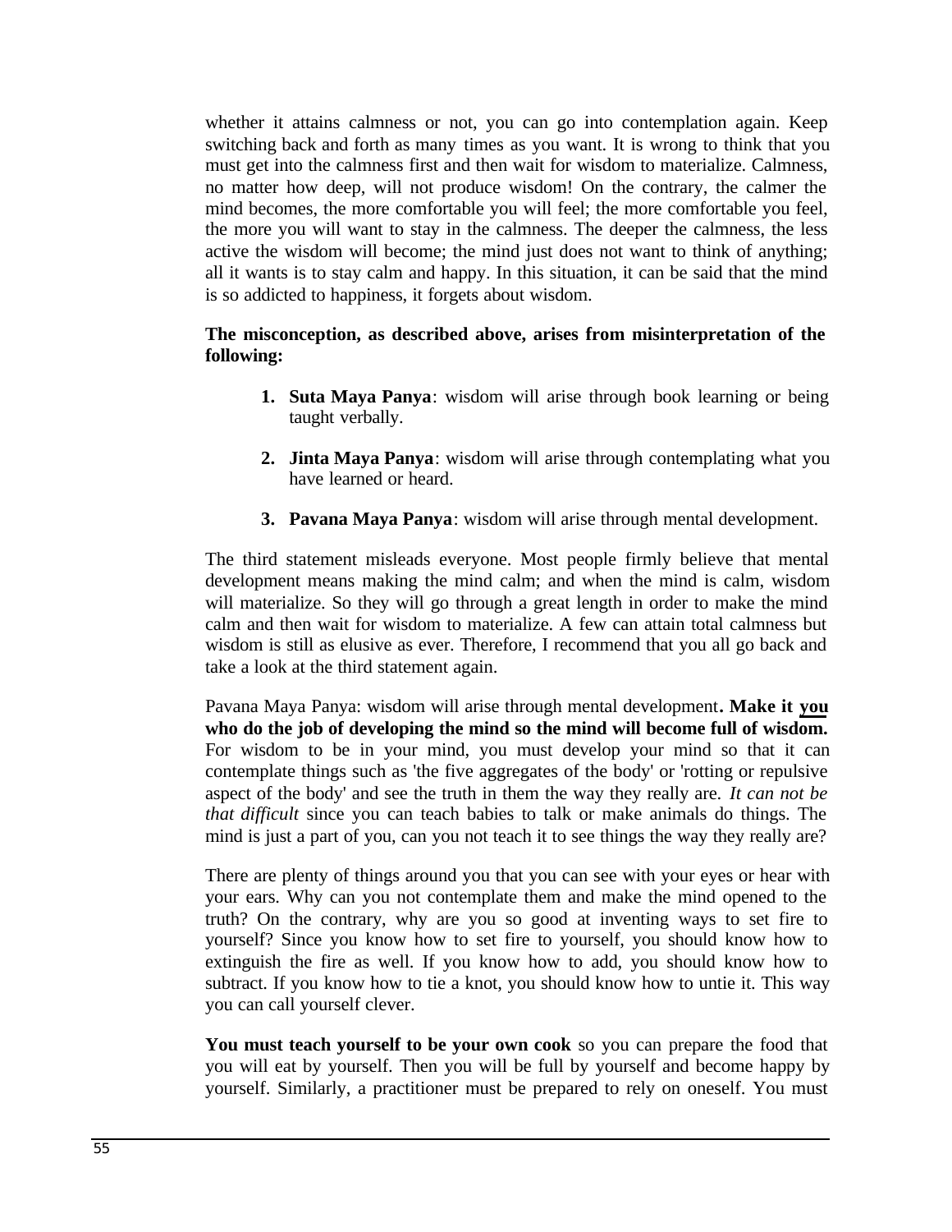whether it attains calmness or not, you can go into contemplation again. Keep switching back and forth as many times as you want. It is wrong to think that you must get into the calmness first and then wait for wisdom to materialize. Calmness, no matter how deep, will not produce wisdom! On the contrary, the calmer the mind becomes, the more comfortable you will feel; the more comfortable you feel, the more you will want to stay in the calmness. The deeper the calmness, the less active the wisdom will become; the mind just does not want to think of anything; all it wants is to stay calm and happy. In this situation, it can be said that the mind is so addicted to happiness, it forgets about wisdom.

**The misconception, as described above, arises from misinterpretation of the following:**

1. **Suta Maya Panya**: wisdom will arise through book learning or being taught verbally.
2. **Jinta Maya Panya**: wisdom will arise through contemplating what you have learned or heard.
3. **Pavana Maya Panya**: wisdom will arise through mental development.

The third statement misleads everyone. Most people firmly believe that mental development means making the mind calm; and when the mind is calm, wisdom will materialize. So they will go through a great length in order to make the mind calm and then wait for wisdom to materialize. A few can attain total calmness but wisdom is still as elusive as ever. Therefore, I recommend that you all go back and take a look at the third statement again.

Pavana Maya Panya: wisdom will arise through mental development**. Make it <u>you</u> who do the job of developing the mind so the mind will become full of wisdom.** For wisdom to be in your mind, you must develop your mind so that it can contemplate things such as 'the five aggregates of the body' or 'rotting or repulsive aspect of the body' and see the truth in them the way they really are. *It can not be that difficult* since you can teach babies to talk or make animals do things. The mind is just a part of you, can you not teach it to see things the way they really are?

There are plenty of things around you that you can see with your eyes or hear with your ears. Why can you not contemplate them and make the mind opened to the truth? On the contrary, why are you so good at inventing ways to set fire to yourself? Since you know how to set fire to yourself, you should know how to extinguish the fire as well. If you know how to add, you should know how to subtract. If you know how to tie a knot, you should know how to untie it. This way you can call yourself clever.

**You must teach yourself to be your own cook** so you can prepare the food that you will eat by yourself. Then you will be full by yourself and become happy by yourself. Similarly, a practitioner must be prepared to rely on oneself. You must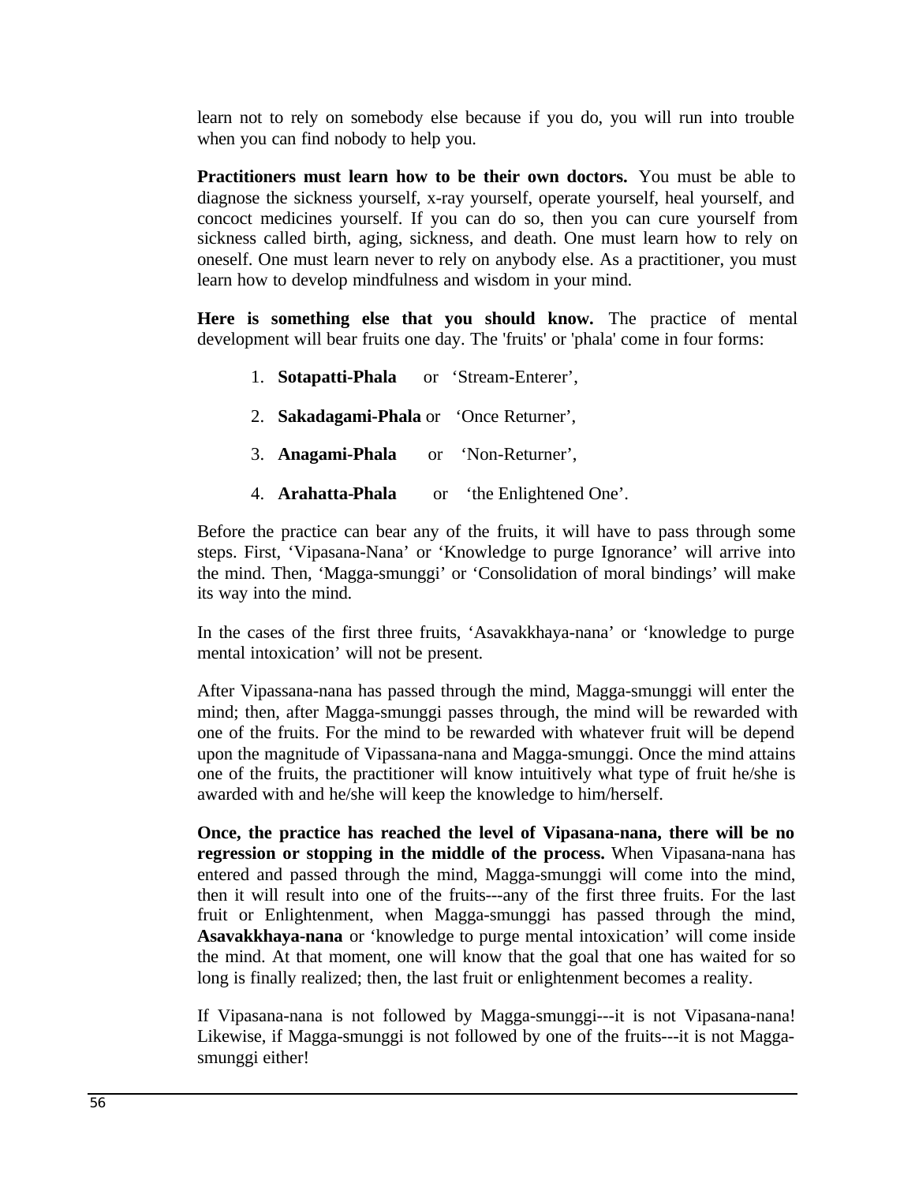learn not to rely on somebody else because if you do, you will run into trouble when you can find nobody to help you.

**Practitioners must learn how to be their own doctors.** You must be able to diagnose the sickness yourself, x-ray yourself, operate yourself, heal yourself, and concoct medicines yourself. If you can do so, then you can cure yourself from sickness called birth, aging, sickness, and death. One must learn how to rely on oneself. One must learn never to rely on anybody else. As a practitioner, you must learn how to develop mindfulness and wisdom in your mind.

**Here is something else that you should know.** The practice of mental development will bear fruits one day. The 'fruits' or 'phala' come in four forms:

1. **Sotapatti-Phala** or ‘Stream-Enterer’,
2. **Sakadagami-Phala** or ‘Once Returner’,
3. **Anagami-Phala** or ‘Non-Returner’,
4. **Arahatta-Phala** or ‘the Enlightened One’.

Before the practice can bear any of the fruits, it will have to pass through some steps. First, ‘Vipasana-Nana’ or ‘Knowledge to purge Ignorance’ will arrive into the mind. Then, ‘Magga-smunggi’ or ‘Consolidation of moral bindings’ will make its way into the mind.

In the cases of the first three fruits, ‘Asavakkhaya-nana’ or ‘knowledge to purge mental intoxication’ will not be present.

After Vipassana-nana has passed through the mind, Magga-smunggi will enter the mind; then, after Magga-smunggi passes through, the mind will be rewarded with one of the fruits. For the mind to be rewarded with whatever fruit will be depend upon the magnitude of Vipassana-nana and Magga-smunggi. Once the mind attains one of the fruits, the practitioner will know intuitively what type of fruit he/she is awarded with and he/she will keep the knowledge to him/herself.

**Once, the practice has reached the level of Vipasana-nana, there will be no regression or stopping in the middle of the process.** When Vipasana-nana has entered and passed through the mind, Magga-smunggi will come into the mind, then it will result into one of the fruits---any of the first three fruits. For the last fruit or Enlightenment, when Magga-smunggi has passed through the mind, **Asavakkhaya-nana** or ‘knowledge to purge mental intoxication’ will come inside the mind. At that moment, one will know that the goal that one has waited for so long is finally realized; then, the last fruit or enlightenment becomes a reality.

If Vipasana-nana is not followed by Magga-smunggi---it is not Vipasana-nana! Likewise, if Magga-smunggi is not followed by one of the fruits---it is not Magga-smunggi either!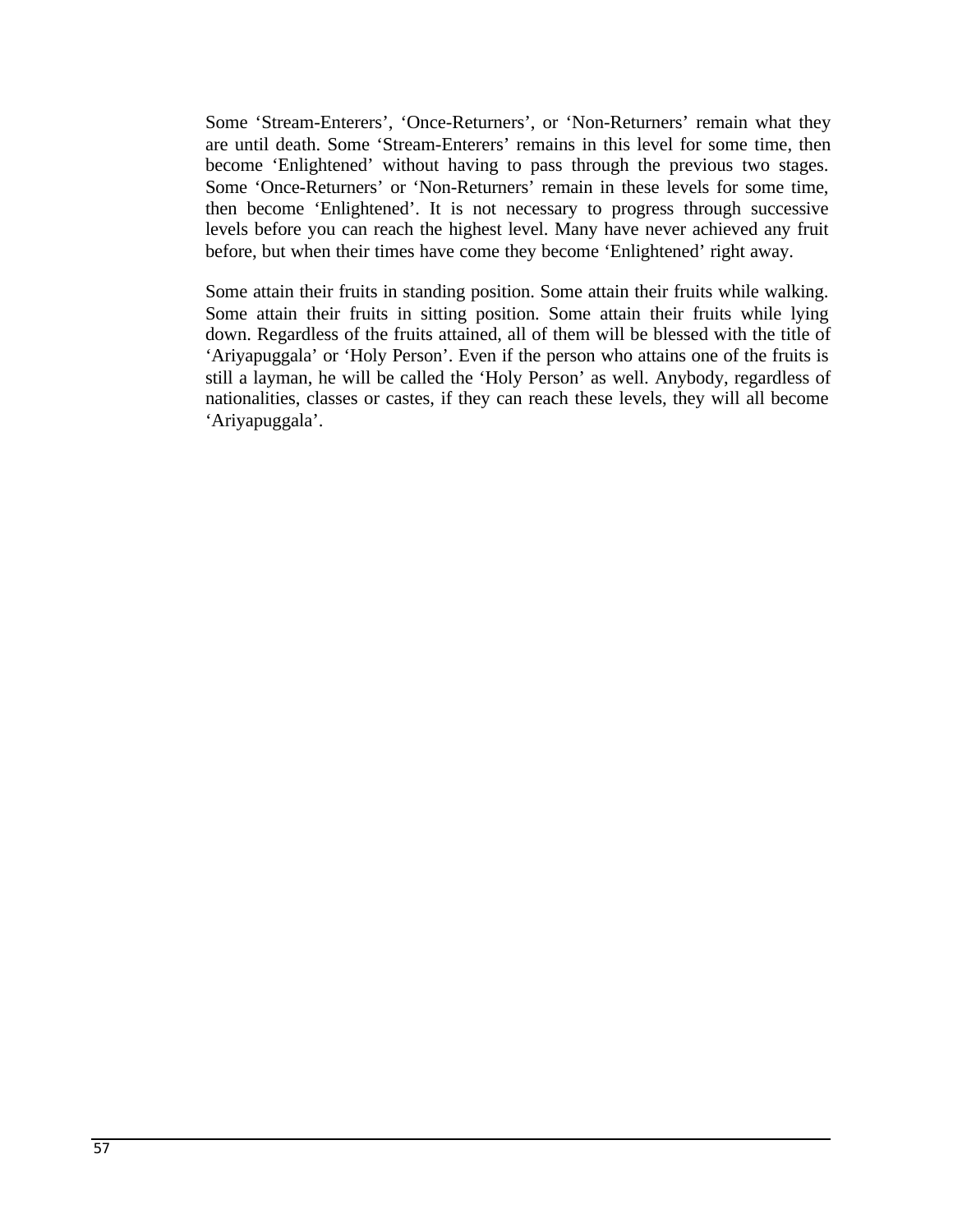Some ‘Stream-Enterers’, ‘Once-Returners’, or ‘Non-Returners’ remain what they are until death. Some ‘Stream-Enterers’ remains in this level for some time, then become ‘Enlightened’ without having to pass through the previous two stages. Some ‘Once-Returners’ or ‘Non-Returners’ remain in these levels for some time, then become ‘Enlightened’. It is not necessary to progress through successive levels before you can reach the highest level. Many have never achieved any fruit before, but when their times have come they become ‘Enlightened’ right away.

Some attain their fruits in standing position. Some attain their fruits while walking. Some attain their fruits in sitting position. Some attain their fruits while lying down. Regardless of the fruits attained, all of them will be blessed with the title of ‘Ariyapuggala’ or ‘Holy Person’. Even if the person who attains one of the fruits is still a layman, he will be called the ‘Holy Person’ as well. Anybody, regardless of nationalities, classes or castes, if they can reach these levels, they will all become ‘Ariyapuggala’.